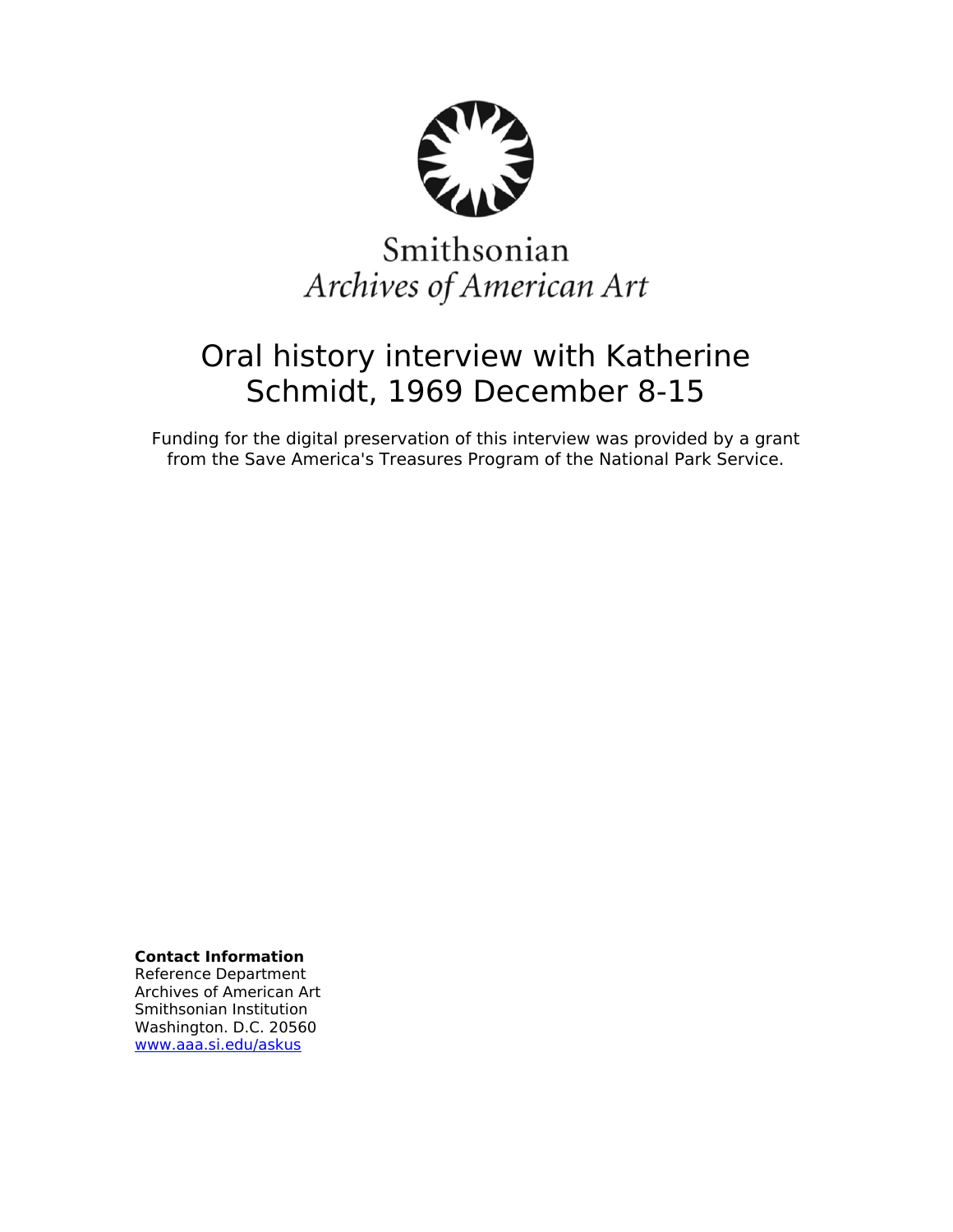Smithsonian
*Archives of American Art*

# Oral history interview with Katherine Schmidt, 1969 December 8-15

Funding for the digital preservation of this interview was provided by a grant from the Save America's Treasures Program of the National Park Service.

**Contact Information**
Reference Department
Archives of American Art
Smithsonian Institution
Washington. D.C. 20560
www.aaa.si.edu/askus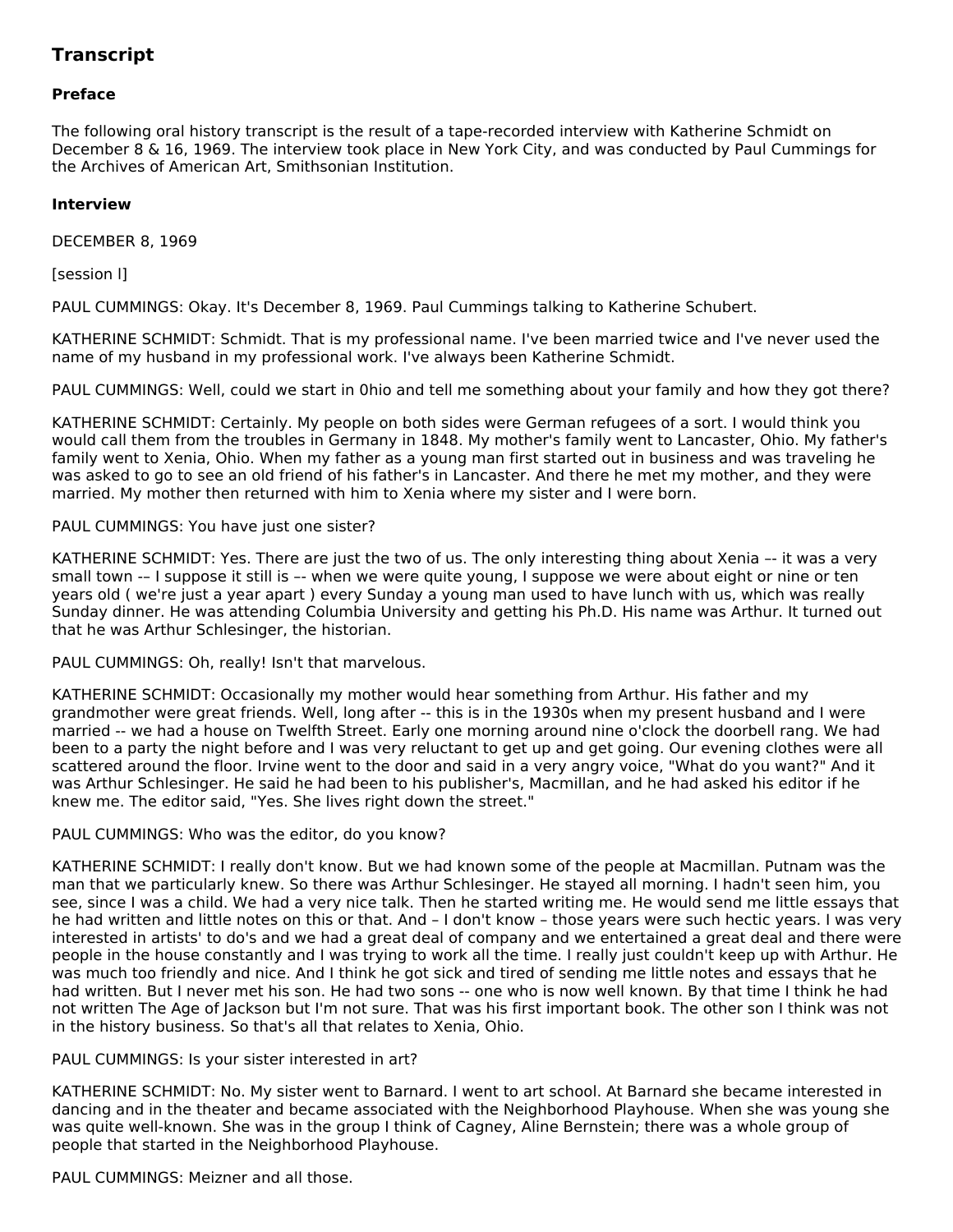## Transcript

### Preface

The following oral history transcript is the result of a tape-recorded interview with Katherine Schmidt on December 8 & 16, 1969. The interview took place in New York City, and was conducted by Paul Cummings for the Archives of American Art, Smithsonian Institution.

### Interview

DECEMBER 8, 1969

[session l]

PAUL CUMMINGS: Okay. It's December 8, 1969. Paul Cummings talking to Katherine Schubert.

KATHERINE SCHMIDT: Schmidt. That is my professional name. I've been married twice and I've never used the name of my husband in my professional work. I've always been Katherine Schmidt.

PAUL CUMMINGS: Well, could we start in 0hio and tell me something about your family and how they got there?

KATHERINE SCHMIDT: Certainly. My people on both sides were German refugees of a sort. I would think you would call them from the troubles in Germany in 1848. My mother's family went to Lancaster, Ohio. My father's family went to Xenia, Ohio. When my father as a young man first started out in business and was traveling he was asked to go to see an old friend of his father's in Lancaster. And there he met my mother, and they were married. My mother then returned with him to Xenia where my sister and I were born.

PAUL CUMMINGS: You have just one sister?

KATHERINE SCHMIDT: Yes. There are just the two of us. The only interesting thing about Xenia –- it was a very small town –- I suppose it still is –- when we were quite young, I suppose we were about eight or nine or ten years old ( we're just a year apart ) every Sunday a young man used to have lunch with us, which was really Sunday dinner. He was attending Columbia University and getting his Ph.D. His name was Arthur. It turned out that he was Arthur Schlesinger, the historian.

PAUL CUMMINGS: Oh, really! Isn't that marvelous.

KATHERINE SCHMIDT: Occasionally my mother would hear something from Arthur. His father and my grandmother were great friends. Well, long after -- this is in the 1930s when my present husband and I were married -- we had a house on Twelfth Street. Early one morning around nine o'clock the doorbell rang. We had been to a party the night before and I was very reluctant to get up and get going. Our evening clothes were all scattered around the floor. Irvine went to the door and said in a very angry voice, "What do you want?" And it was Arthur Schlesinger. He said he had been to his publisher's, Macmillan, and he had asked his editor if he knew me. The editor said, "Yes. She lives right down the street."

PAUL CUMMINGS: Who was the editor, do you know?

KATHERINE SCHMIDT: I really don't know. But we had known some of the people at Macmillan. Putnam was the man that we particularly knew. So there was Arthur Schlesinger. He stayed all morning. I hadn't seen him, you see, since I was a child. We had a very nice talk. Then he started writing me. He would send me little essays that he had written and little notes on this or that. And – I don't know – those years were such hectic years. I was very interested in artists' to do's and we had a great deal of company and we entertained a great deal and there were people in the house constantly and I was trying to work all the time. I really just couldn't keep up with Arthur. He was much too friendly and nice. And I think he got sick and tired of sending me little notes and essays that he had written. But I never met his son. He had two sons -- one who is now well known. By that time I think he had not written The Age of Jackson but I'm not sure. That was his first important book. The other son I think was not in the history business. So that's all that relates to Xenia, Ohio.

PAUL CUMMINGS: Is your sister interested in art?

KATHERINE SCHMIDT: No. My sister went to Barnard. I went to art school. At Barnard she became interested in dancing and in the theater and became associated with the Neighborhood Playhouse. When she was young she was quite well-known. She was in the group I think of Cagney, Aline Bernstein; there was a whole group of people that started in the Neighborhood Playhouse.

PAUL CUMMINGS: Meizner and all those.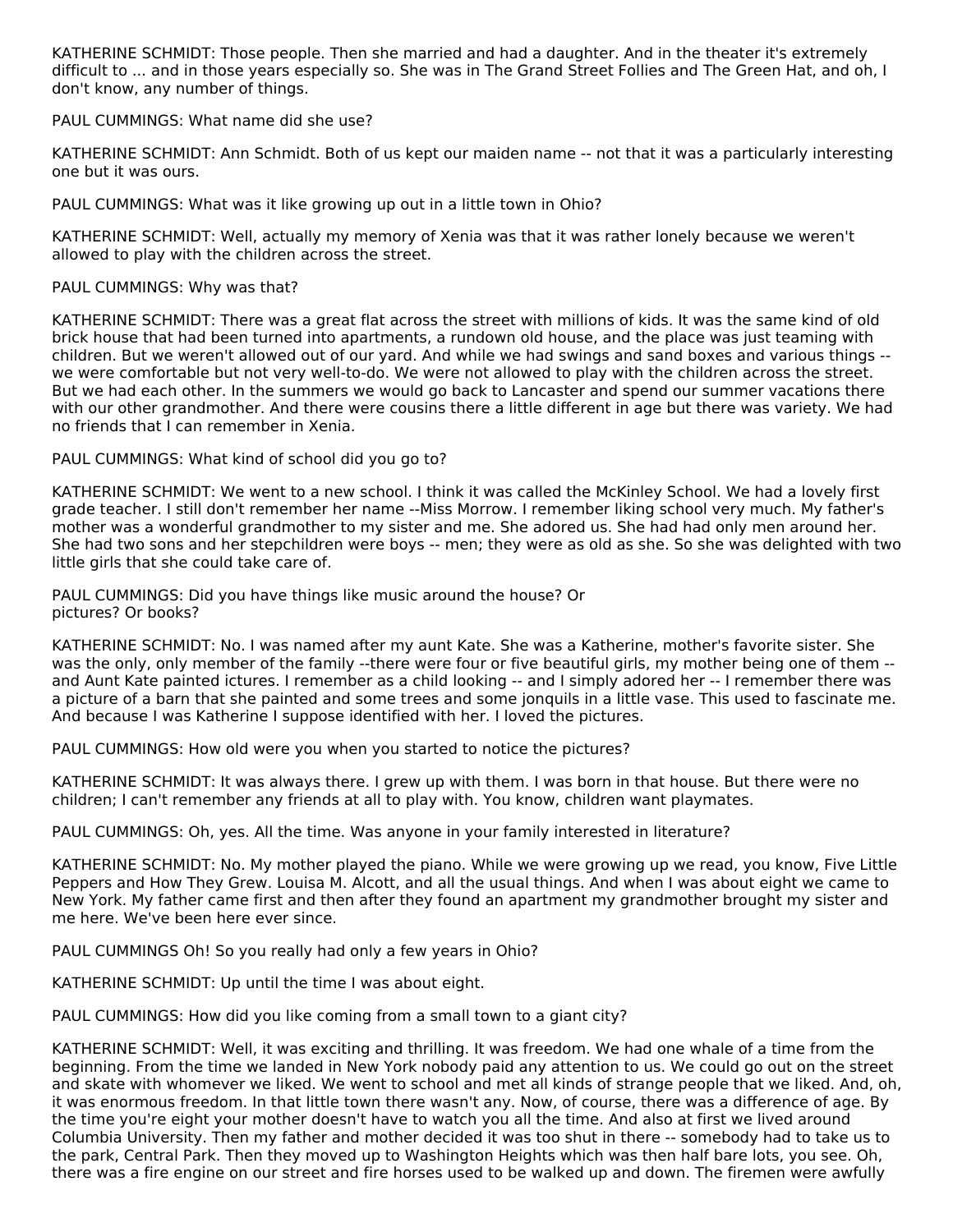KATHERINE SCHMIDT: Those people. Then she married and had a daughter. And in the theater it's extremely difficult to ... and in those years especially so. She was in The Grand Street Follies and The Green Hat, and oh, I don't know, any number of things.

PAUL CUMMINGS: What name did she use?

KATHERINE SCHMIDT: Ann Schmidt. Both of us kept our maiden name -- not that it was a particularly interesting one but it was ours.

PAUL CUMMINGS: What was it like growing up out in a little town in Ohio?

KATHERINE SCHMIDT: Well, actually my memory of Xenia was that it was rather lonely because we weren't allowed to play with the children across the street.

PAUL CUMMINGS: Why was that?

KATHERINE SCHMIDT: There was a great flat across the street with millions of kids. It was the same kind of old brick house that had been turned into apartments, a rundown old house, and the place was just teaming with children. But we weren't allowed out of our yard. And while we had swings and sand boxes and various things -- we were comfortable but not very well-to-do. We were not allowed to play with the children across the street. But we had each other. In the summers we would go back to Lancaster and spend our summer vacations there with our other grandmother. And there were cousins there a little different in age but there was variety. We had no friends that I can remember in Xenia.

PAUL CUMMINGS: What kind of school did you go to?

KATHERINE SCHMIDT: We went to a new school. I think it was called the McKinley School. We had a lovely first grade teacher. I still don't remember her name --Miss Morrow. I remember liking school very much. My father's mother was a wonderful grandmother to my sister and me. She adored us. She had had only men around her. She had two sons and her stepchildren were boys -- men; they were as old as she. So she was delighted with two little girls that she could take care of.

PAUL CUMMINGS: Did you have things like music around the house? Or pictures? Or books?

KATHERINE SCHMIDT: No. I was named after my aunt Kate. She was a Katherine, mother's favorite sister. She was the only, only member of the family --there were four or five beautiful girls, my mother being one of them -- and Aunt Kate painted ictures. I remember as a child looking -- and I simply adored her -- I remember there was a picture of a barn that she painted and some trees and some jonquils in a little vase. This used to fascinate me. And because I was Katherine I suppose identified with her. I loved the pictures.

PAUL CUMMINGS: How old were you when you started to notice the pictures?

KATHERINE SCHMIDT: It was always there. I grew up with them. I was born in that house. But there were no children; I can't remember any friends at all to play with. You know, children want playmates.

PAUL CUMMINGS: Oh, yes. All the time. Was anyone in your family interested in literature?

KATHERINE SCHMIDT: No. My mother played the piano. While we were growing up we read, you know, Five Little Peppers and How They Grew. Louisa M. Alcott, and all the usual things. And when I was about eight we came to New York. My father came first and then after they found an apartment my grandmother brought my sister and me here. We've been here ever since.

PAUL CUMMINGS Oh! So you really had only a few years in Ohio?

KATHERINE SCHMIDT: Up until the time I was about eight.

PAUL CUMMINGS: How did you like coming from a small town to a giant city?

KATHERINE SCHMIDT: Well, it was exciting and thrilling. It was freedom. We had one whale of a time from the beginning. From the time we landed in New York nobody paid any attention to us. We could go out on the street and skate with whomever we liked. We went to school and met all kinds of strange people that we liked. And, oh, it was enormous freedom. In that little town there wasn't any. Now, of course, there was a difference of age. By the time you're eight your mother doesn't have to watch you all the time. And also at first we lived around Columbia University. Then my father and mother decided it was too shut in there -- somebody had to take us to the park, Central Park. Then they moved up to Washington Heights which was then half bare lots, you see. Oh, there was a fire engine on our street and fire horses used to be walked up and down. The firemen were awfully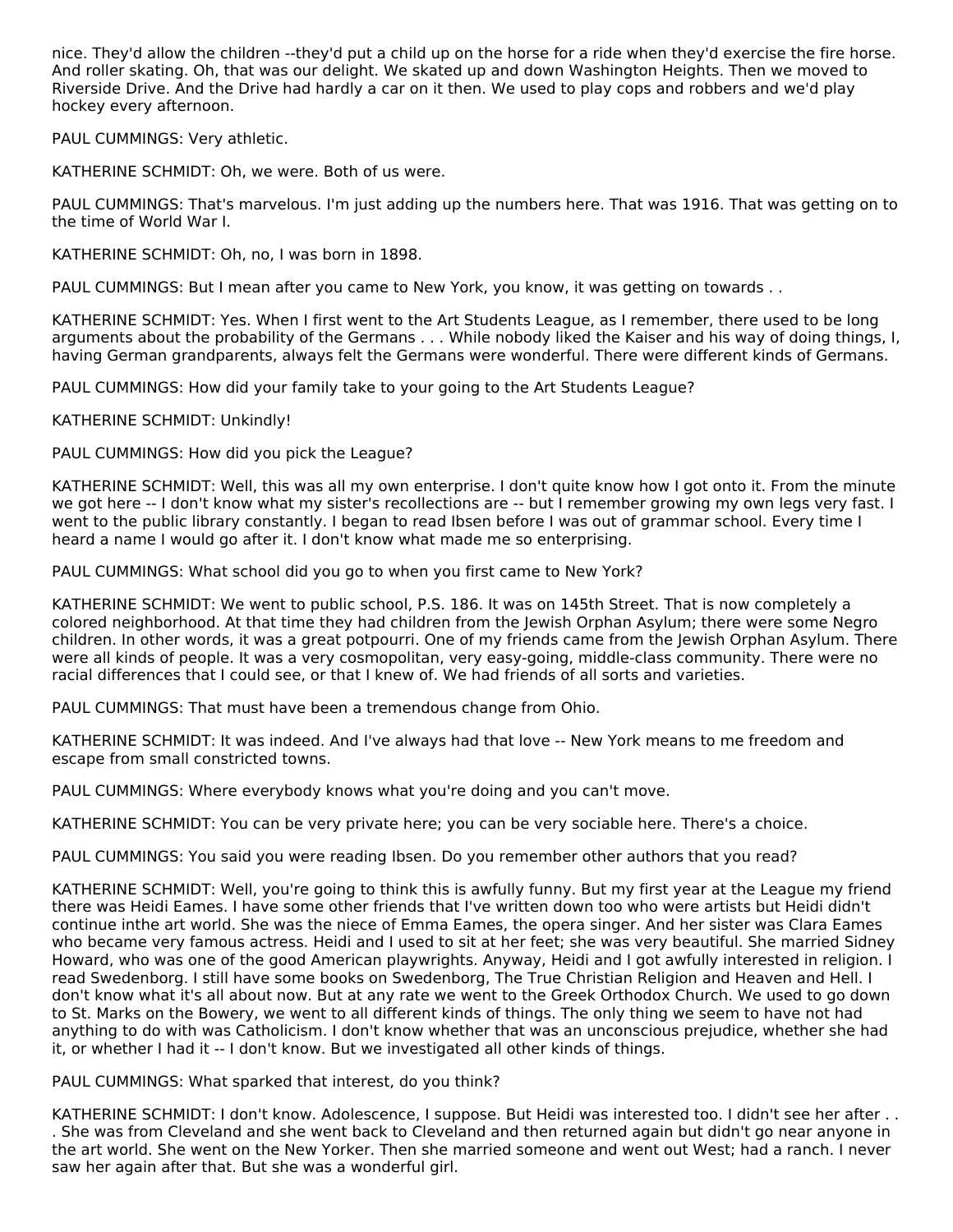nice. They'd allow the children --they'd put a child up on the horse for a ride when they'd exercise the fire horse. And roller skating. Oh, that was our delight. We skated up and down Washington Heights. Then we moved to Riverside Drive. And the Drive had hardly a car on it then. We used to play cops and robbers and we'd play hockey every afternoon.

PAUL CUMMINGS: Very athletic.

KATHERINE SCHMIDT: Oh, we were. Both of us were.

PAUL CUMMINGS: That's marvelous. I'm just adding up the numbers here. That was 1916. That was getting on to the time of World War I.

KATHERINE SCHMIDT: Oh, no, I was born in 1898.

PAUL CUMMINGS: But I mean after you came to New York, you know, it was getting on towards . .

KATHERINE SCHMIDT: Yes. When I first went to the Art Students League, as I remember, there used to be long arguments about the probability of the Germans . . . While nobody liked the Kaiser and his way of doing things, I, having German grandparents, always felt the Germans were wonderful. There were different kinds of Germans.

PAUL CUMMINGS: How did your family take to your going to the Art Students League?

KATHERINE SCHMIDT: Unkindly!

PAUL CUMMINGS: How did you pick the League?

KATHERINE SCHMIDT: Well, this was all my own enterprise. I don't quite know how I got onto it. From the minute we got here -- I don't know what my sister's recollections are -- but I remember growing my own legs very fast. I went to the public library constantly. I began to read Ibsen before I was out of grammar school. Every time I heard a name I would go after it. I don't know what made me so enterprising.

PAUL CUMMINGS: What school did you go to when you first came to New York?

KATHERINE SCHMIDT: We went to public school, P.S. 186. It was on 145th Street. That is now completely a colored neighborhood. At that time they had children from the Jewish Orphan Asylum; there were some Negro children. In other words, it was a great potpourri. One of my friends came from the Jewish Orphan Asylum. There were all kinds of people. It was a very cosmopolitan, very easy-going, middle-class community. There were no racial differences that I could see, or that I knew of. We had friends of all sorts and varieties.

PAUL CUMMINGS: That must have been a tremendous change from Ohio.

KATHERINE SCHMIDT: It was indeed. And I've always had that love -- New York means to me freedom and escape from small constricted towns.

PAUL CUMMINGS: Where everybody knows what you're doing and you can't move.

KATHERINE SCHMIDT: You can be very private here; you can be very sociable here. There's a choice.

PAUL CUMMINGS: You said you were reading Ibsen. Do you remember other authors that you read?

KATHERINE SCHMIDT: Well, you're going to think this is awfully funny. But my first year at the League my friend there was Heidi Eames. I have some other friends that I've written down too who were artists but Heidi didn't continue inthe art world. She was the niece of Emma Eames, the opera singer. And her sister was Clara Eames who became very famous actress. Heidi and I used to sit at her feet; she was very beautiful. She married Sidney Howard, who was one of the good American playwrights. Anyway, Heidi and I got awfully interested in religion. I read Swedenborg. I still have some books on Swedenborg, The True Christian Religion and Heaven and Hell. I don't know what it's all about now. But at any rate we went to the Greek Orthodox Church. We used to go down to St. Marks on the Bowery, we went to all different kinds of things. The only thing we seem to have not had anything to do with was Catholicism. I don't know whether that was an unconscious prejudice, whether she had it, or whether I had it -- I don't know. But we investigated all other kinds of things.

PAUL CUMMINGS: What sparked that interest, do you think?

KATHERINE SCHMIDT: I don't know. Adolescence, I suppose. But Heidi was interested too. I didn't see her after . . . She was from Cleveland and she went back to Cleveland and then returned again but didn't go near anyone in the art world. She went on the New Yorker. Then she married someone and went out West; had a ranch. I never saw her again after that. But she was a wonderful girl.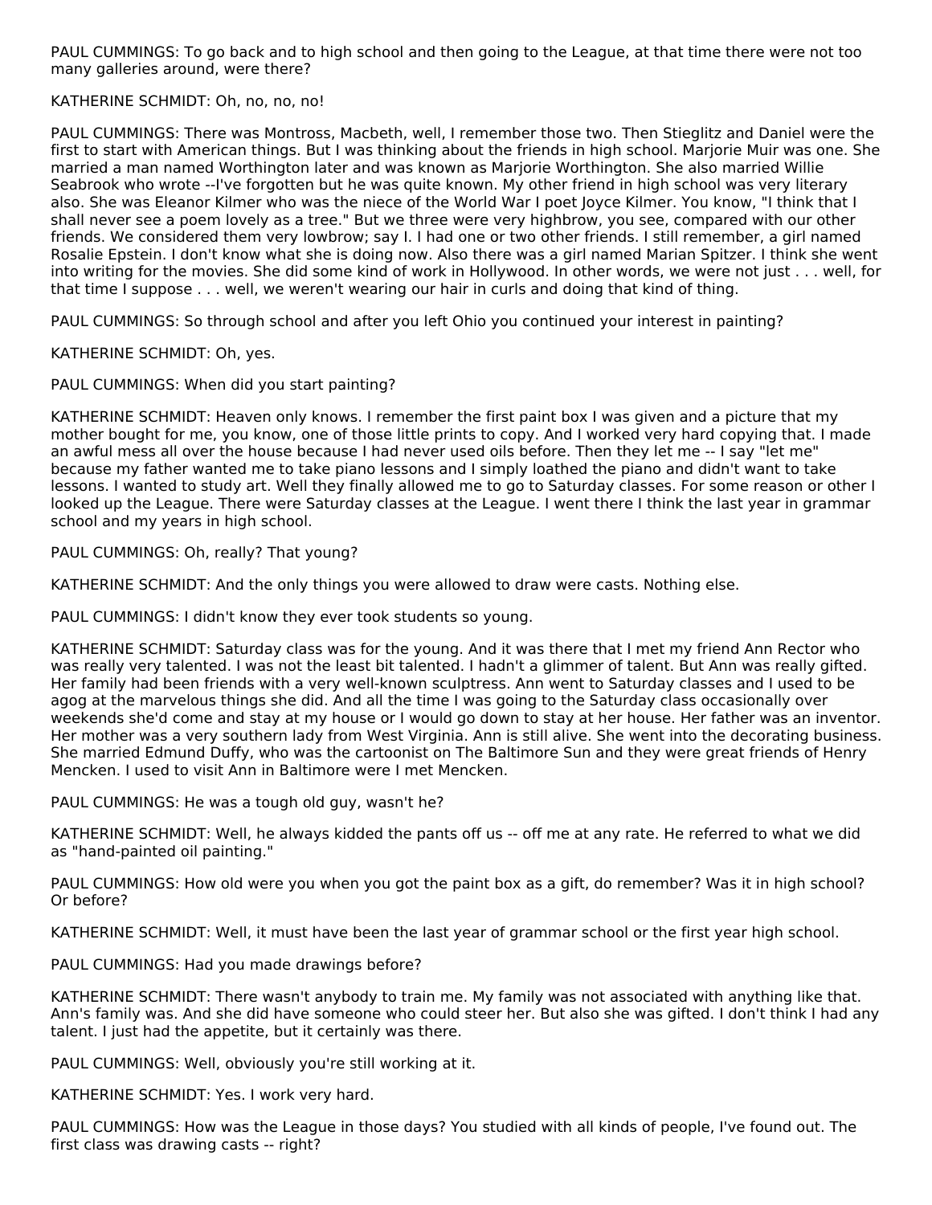PAUL CUMMINGS: To go back and to high school and then going to the League, at that time there were not too many galleries around, were there?

KATHERINE SCHMIDT: Oh, no, no, no!

PAUL CUMMINGS: There was Montross, Macbeth, well, I remember those two. Then Stieglitz and Daniel were the first to start with American things. But I was thinking about the friends in high school. Marjorie Muir was one. She married a man named Worthington later and was known as Marjorie Worthington. She also married Willie Seabrook who wrote --I've forgotten but he was quite known. My other friend in high school was very literary also. She was Eleanor Kilmer who was the niece of the World War I poet Joyce Kilmer. You know, "I think that I shall never see a poem lovely as a tree." But we three were very highbrow, you see, compared with our other friends. We considered them very lowbrow; say I. I had one or two other friends. I still remember, a girl named Rosalie Epstein. I don't know what she is doing now. Also there was a girl named Marian Spitzer. I think she went into writing for the movies. She did some kind of work in Hollywood. In other words, we were not just . . . well, for that time I suppose . . . well, we weren't wearing our hair in curls and doing that kind of thing.

PAUL CUMMINGS: So through school and after you left Ohio you continued your interest in painting?

KATHERINE SCHMIDT: Oh, yes.

PAUL CUMMINGS: When did you start painting?

KATHERINE SCHMIDT: Heaven only knows. I remember the first paint box I was given and a picture that my mother bought for me, you know, one of those little prints to copy. And I worked very hard copying that. I made an awful mess all over the house because I had never used oils before. Then they let me -- I say "let me" because my father wanted me to take piano lessons and I simply loathed the piano and didn't want to take lessons. I wanted to study art. Well they finally allowed me to go to Saturday classes. For some reason or other I looked up the League. There were Saturday classes at the League. I went there I think the last year in grammar school and my years in high school.

PAUL CUMMINGS: Oh, really? That young?

KATHERINE SCHMIDT: And the only things you were allowed to draw were casts. Nothing else.

PAUL CUMMINGS: I didn't know they ever took students so young.

KATHERINE SCHMIDT: Saturday class was for the young. And it was there that I met my friend Ann Rector who was really very talented. I was not the least bit talented. I hadn't a glimmer of talent. But Ann was really gifted. Her family had been friends with a very well-known sculptress. Ann went to Saturday classes and I used to be agog at the marvelous things she did. And all the time I was going to the Saturday class occasionally over weekends she'd come and stay at my house or I would go down to stay at her house. Her father was an inventor. Her mother was a very southern lady from West Virginia. Ann is still alive. She went into the decorating business. She married Edmund Duffy, who was the cartoonist on The Baltimore Sun and they were great friends of Henry Mencken. I used to visit Ann in Baltimore were I met Mencken.

PAUL CUMMINGS: He was a tough old guy, wasn't he?

KATHERINE SCHMIDT: Well, he always kidded the pants off us -- off me at any rate. He referred to what we did as "hand-painted oil painting."

PAUL CUMMINGS: How old were you when you got the paint box as a gift, do remember? Was it in high school? Or before?

KATHERINE SCHMIDT: Well, it must have been the last year of grammar school or the first year high school.

PAUL CUMMINGS: Had you made drawings before?

KATHERINE SCHMIDT: There wasn't anybody to train me. My family was not associated with anything like that. Ann's family was. And she did have someone who could steer her. But also she was gifted. I don't think I had any talent. I just had the appetite, but it certainly was there.

PAUL CUMMINGS: Well, obviously you're still working at it.

KATHERINE SCHMIDT: Yes. I work very hard.

PAUL CUMMINGS: How was the League in those days? You studied with all kinds of people, I've found out. The first class was drawing casts -- right?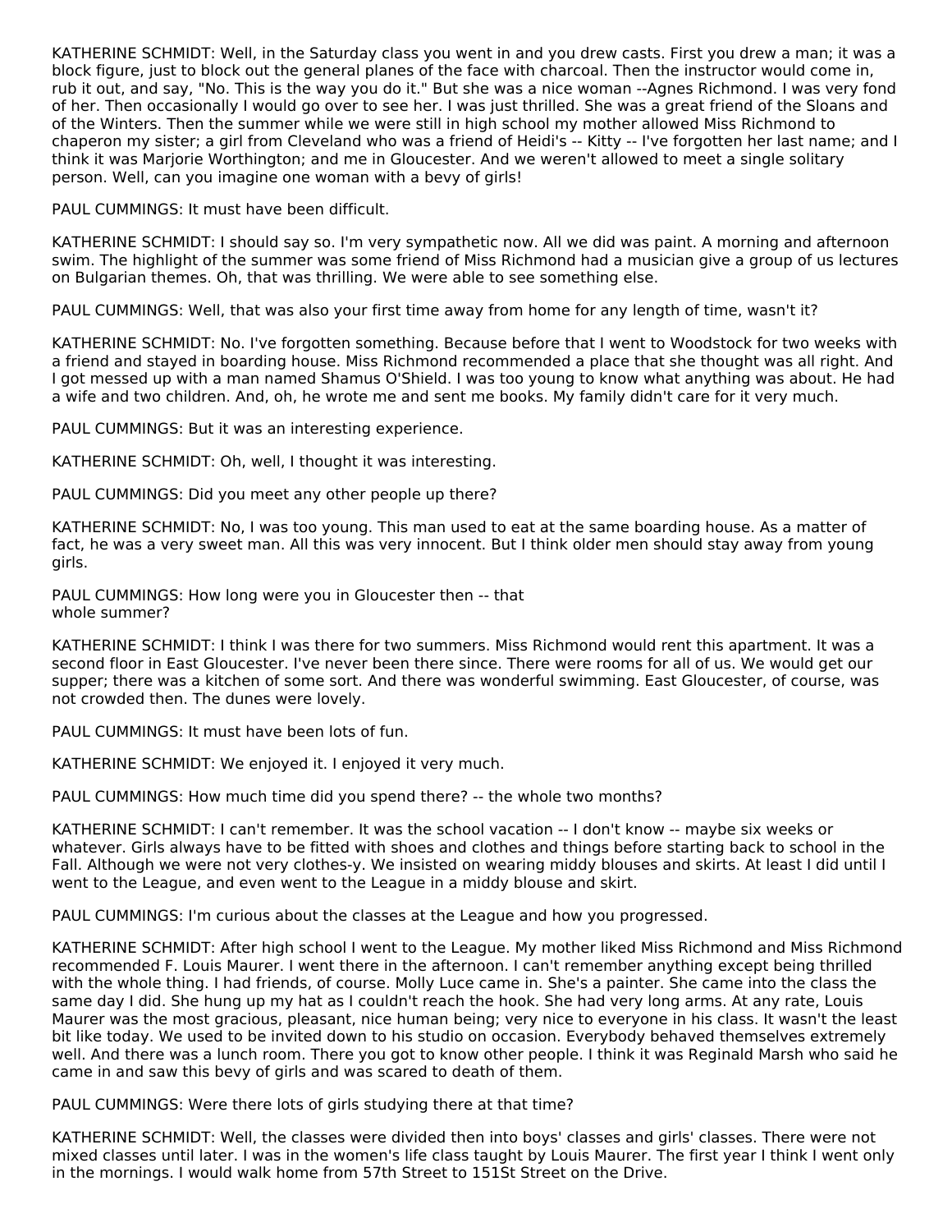KATHERINE SCHMIDT: Well, in the Saturday class you went in and you drew casts. First you drew a man; it was a block figure, just to block out the general planes of the face with charcoal. Then the instructor would come in, rub it out, and say, "No. This is the way you do it." But she was a nice woman --Agnes Richmond. I was very fond of her. Then occasionally I would go over to see her. I was just thrilled. She was a great friend of the Sloans and of the Winters. Then the summer while we were still in high school my mother allowed Miss Richmond to chaperon my sister; a girl from Cleveland who was a friend of Heidi's -- Kitty -- I've forgotten her last name; and I think it was Marjorie Worthington; and me in Gloucester. And we weren't allowed to meet a single solitary person. Well, can you imagine one woman with a bevy of girls!

PAUL CUMMINGS: It must have been difficult.

KATHERINE SCHMIDT: I should say so. I'm very sympathetic now. All we did was paint. A morning and afternoon swim. The highlight of the summer was some friend of Miss Richmond had a musician give a group of us lectures on Bulgarian themes. Oh, that was thrilling. We were able to see something else.

PAUL CUMMINGS: Well, that was also your first time away from home for any length of time, wasn't it?

KATHERINE SCHMIDT: No. I've forgotten something. Because before that I went to Woodstock for two weeks with a friend and stayed in boarding house. Miss Richmond recommended a place that she thought was all right. And I got messed up with a man named Shamus O'Shield. I was too young to know what anything was about. He had a wife and two children. And, oh, he wrote me and sent me books. My family didn't care for it very much.

PAUL CUMMINGS: But it was an interesting experience.

KATHERINE SCHMIDT: Oh, well, I thought it was interesting.

PAUL CUMMINGS: Did you meet any other people up there?

KATHERINE SCHMIDT: No, I was too young. This man used to eat at the same boarding house. As a matter of fact, he was a very sweet man. All this was very innocent. But I think older men should stay away from young girls.

PAUL CUMMINGS: How long were you in Gloucester then -- that whole summer?

KATHERINE SCHMIDT: I think I was there for two summers. Miss Richmond would rent this apartment. It was a second floor in East Gloucester. I've never been there since. There were rooms for all of us. We would get our supper; there was a kitchen of some sort. And there was wonderful swimming. East Gloucester, of course, was not crowded then. The dunes were lovely.

PAUL CUMMINGS: It must have been lots of fun.

KATHERINE SCHMIDT: We enjoyed it. I enjoyed it very much.

PAUL CUMMINGS: How much time did you spend there? -- the whole two months?

KATHERINE SCHMIDT: I can't remember. It was the school vacation -- I don't know -- maybe six weeks or whatever. Girls always have to be fitted with shoes and clothes and things before starting back to school in the Fall. Although we were not very clothes-y. We insisted on wearing middy blouses and skirts. At least I did until I went to the League, and even went to the League in a middy blouse and skirt.

PAUL CUMMINGS: I'm curious about the classes at the League and how you progressed.

KATHERINE SCHMIDT: After high school I went to the League. My mother liked Miss Richmond and Miss Richmond recommended F. Louis Maurer. I went there in the afternoon. I can't remember anything except being thrilled with the whole thing. I had friends, of course. Molly Luce came in. She's a painter. She came into the class the same day I did. She hung up my hat as I couldn't reach the hook. She had very long arms. At any rate, Louis Maurer was the most gracious, pleasant, nice human being; very nice to everyone in his class. It wasn't the least bit like today. We used to be invited down to his studio on occasion. Everybody behaved themselves extremely well. And there was a lunch room. There you got to know other people. I think it was Reginald Marsh who said he came in and saw this bevy of girls and was scared to death of them.

PAUL CUMMINGS: Were there lots of girls studying there at that time?

KATHERINE SCHMIDT: Well, the classes were divided then into boys' classes and girls' classes. There were not mixed classes until later. I was in the women's life class taught by Louis Maurer. The first year I think I went only in the mornings. I would walk home from 57th Street to 151St Street on the Drive.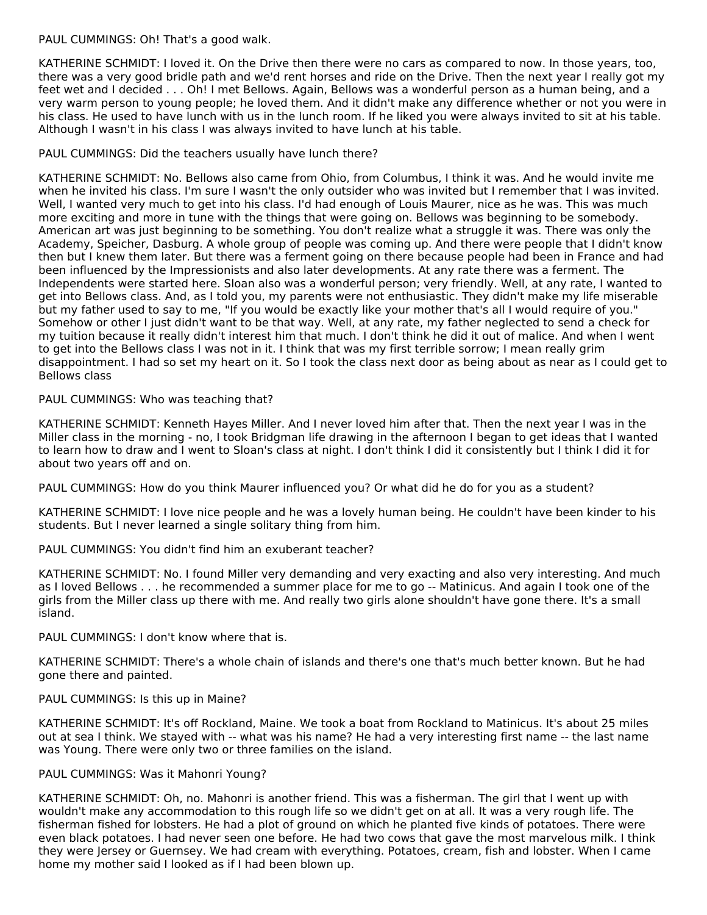PAUL CUMMINGS: Oh! That's a good walk.

KATHERINE SCHMIDT: I loved it. On the Drive then there were no cars as compared to now. In those years, too, there was a very good bridle path and we'd rent horses and ride on the Drive. Then the next year I really got my feet wet and I decided . . . Oh! I met Bellows. Again, Bellows was a wonderful person as a human being, and a very warm person to young people; he loved them. And it didn't make any difference whether or not you were in his class. He used to have lunch with us in the lunch room. If he liked you were always invited to sit at his table. Although I wasn't in his class I was always invited to have lunch at his table.

PAUL CUMMINGS: Did the teachers usually have lunch there?

KATHERINE SCHMIDT: No. Bellows also came from Ohio, from Columbus, I think it was. And he would invite me when he invited his class. I'm sure I wasn't the only outsider who was invited but I remember that I was invited. Well, I wanted very much to get into his class. I'd had enough of Louis Maurer, nice as he was. This was much more exciting and more in tune with the things that were going on. Bellows was beginning to be somebody. American art was just beginning to be something. You don't realize what a struggle it was. There was only the Academy, Speicher, Dasburg. A whole group of people was coming up. And there were people that I didn't know then but I knew them later. But there was a ferment going on there because people had been in France and had been influenced by the Impressionists and also later developments. At any rate there was a ferment. The Independents were started here. Sloan also was a wonderful person; very friendly. Well, at any rate, I wanted to get into Bellows class. And, as I told you, my parents were not enthusiastic. They didn't make my life miserable but my father used to say to me, "If you would be exactly like your mother that's all I would require of you." Somehow or other I just didn't want to be that way. Well, at any rate, my father neglected to send a check for my tuition because it really didn't interest him that much. I don't think he did it out of malice. And when I went to get into the Bellows class I was not in it. I think that was my first terrible sorrow; I mean really grim disappointment. I had so set my heart on it. So I took the class next door as being about as near as I could get to Bellows class

PAUL CUMMINGS: Who was teaching that?

KATHERINE SCHMIDT: Kenneth Hayes Miller. And I never loved him after that. Then the next year I was in the Miller class in the morning - no, I took Bridgman life drawing in the afternoon I began to get ideas that I wanted to learn how to draw and I went to Sloan's class at night. I don't think I did it consistently but I think I did it for about two years off and on.

PAUL CUMMINGS: How do you think Maurer influenced you? Or what did he do for you as a student?

KATHERINE SCHMIDT: I love nice people and he was a lovely human being. He couldn't have been kinder to his students. But I never learned a single solitary thing from him.

PAUL CUMMINGS: You didn't find him an exuberant teacher?

KATHERINE SCHMIDT: No. I found Miller very demanding and very exacting and also very interesting. And much as I loved Bellows . . . he recommended a summer place for me to go -- Matinicus. And again I took one of the girls from the Miller class up there with me. And really two girls alone shouldn't have gone there. It's a small island.

PAUL CUMMINGS: I don't know where that is.

KATHERINE SCHMIDT: There's a whole chain of islands and there's one that's much better known. But he had gone there and painted.

PAUL CUMMINGS: Is this up in Maine?

KATHERINE SCHMIDT: It's off Rockland, Maine. We took a boat from Rockland to Matinicus. It's about 25 miles out at sea I think. We stayed with -- what was his name? He had a very interesting first name -- the last name was Young. There were only two or three families on the island.

PAUL CUMMINGS: Was it Mahonri Young?

KATHERINE SCHMIDT: Oh, no. Mahonri is another friend. This was a fisherman. The girl that I went up with wouldn't make any accommodation to this rough life so we didn't get on at all. It was a very rough life. The fisherman fished for lobsters. He had a plot of ground on which he planted five kinds of potatoes. There were even black potatoes. I had never seen one before. He had two cows that gave the most marvelous milk. I think they were Jersey or Guernsey. We had cream with everything. Potatoes, cream, fish and lobster. When I came home my mother said I looked as if I had been blown up.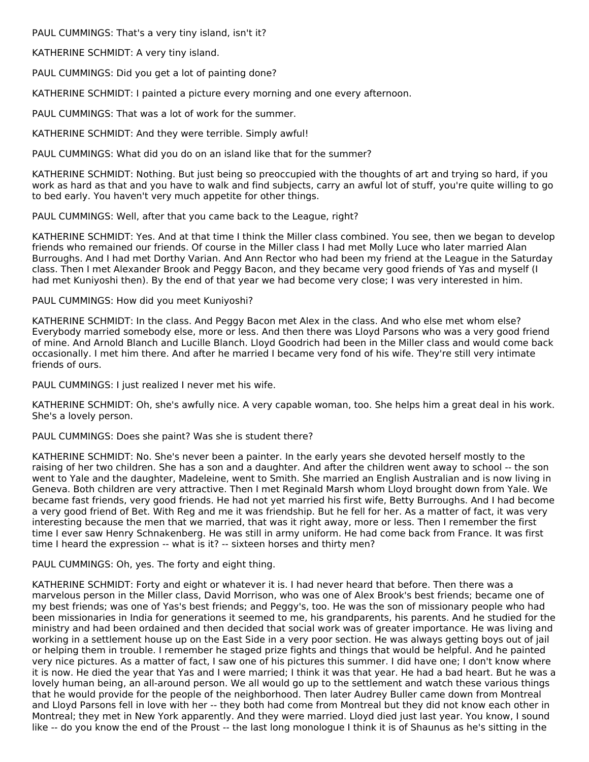PAUL CUMMINGS: That's a very tiny island, isn't it?

KATHERINE SCHMIDT: A very tiny island.

PAUL CUMMINGS: Did you get a lot of painting done?

KATHERINE SCHMIDT: I painted a picture every morning and one every afternoon.

PAUL CUMMINGS: That was a lot of work for the summer.

KATHERINE SCHMIDT: And they were terrible. Simply awful!

PAUL CUMMINGS: What did you do on an island like that for the summer?

KATHERINE SCHMIDT: Nothing. But just being so preoccupied with the thoughts of art and trying so hard, if you work as hard as that and you have to walk and find subjects, carry an awful lot of stuff, you're quite willing to go to bed early. You haven't very much appetite for other things.

PAUL CUMMINGS: Well, after that you came back to the League, right?

KATHERINE SCHMIDT: Yes. And at that time I think the Miller class combined. You see, then we began to develop friends who remained our friends. Of course in the Miller class I had met Molly Luce who later married Alan Burroughs. And I had met Dorthy Varian. And Ann Rector who had been my friend at the League in the Saturday class. Then I met Alexander Brook and Peggy Bacon, and they became very good friends of Yas and myself (I had met Kuniyoshi then). By the end of that year we had become very close; I was very interested in him.

PAUL CUMMINGS: How did you meet Kuniyoshi?

KATHERINE SCHMIDT: In the class. And Peggy Bacon met Alex in the class. And who else met whom else? Everybody married somebody else, more or less. And then there was Lloyd Parsons who was a very good friend of mine. And Arnold Blanch and Lucille Blanch. Lloyd Goodrich had been in the Miller class and would come back occasionally. I met him there. And after he married I became very fond of his wife. They're still very intimate friends of ours.

PAUL CUMMINGS: I just realized I never met his wife.

KATHERINE SCHMIDT: Oh, she's awfully nice. A very capable woman, too. She helps him a great deal in his work. She's a lovely person.

PAUL CUMMINGS: Does she paint? Was she is student there?

KATHERINE SCHMIDT: No. She's never been a painter. In the early years she devoted herself mostly to the raising of her two children. She has a son and a daughter. And after the children went away to school -- the son went to Yale and the daughter, Madeleine, went to Smith. She married an English Australian and is now living in Geneva. Both children are very attractive. Then I met Reginald Marsh whom Lloyd brought down from Yale. We became fast friends, very good friends. He had not yet married his first wife, Betty Burroughs. And I had become a very good friend of Bet. With Reg and me it was friendship. But he fell for her. As a matter of fact, it was very interesting because the men that we married, that was it right away, more or less. Then I remember the first time I ever saw Henry Schnakenberg. He was still in army uniform. He had come back from France. It was first time I heard the expression -- what is it? -- sixteen horses and thirty men?

PAUL CUMMINGS: Oh, yes. The forty and eight thing.

KATHERINE SCHMIDT: Forty and eight or whatever it is. I had never heard that before. Then there was a marvelous person in the Miller class, David Morrison, who was one of Alex Brook's best friends; became one of my best friends; was one of Yas's best friends; and Peggy's, too. He was the son of missionary people who had been missionaries in India for generations it seemed to me, his grandparents, his parents. And he studied for the ministry and had been ordained and then decided that social work was of greater importance. He was living and working in a settlement house up on the East Side in a very poor section. He was always getting boys out of jail or helping them in trouble. I remember he staged prize fights and things that would be helpful. And he painted very nice pictures. As a matter of fact, I saw one of his pictures this summer. I did have one; I don't know where it is now. He died the year that Yas and I were married; I think it was that year. He had a bad heart. But he was a lovely human being, an all-around person. We all would go up to the settlement and watch these various things that he would provide for the people of the neighborhood. Then later Audrey Buller came down from Montreal and Lloyd Parsons fell in love with her -- they both had come from Montreal but they did not know each other in Montreal; they met in New York apparently. And they were married. Lloyd died just last year. You know, I sound like -- do you know the end of the Proust -- the last long monologue I think it is of Shaunus as he's sitting in the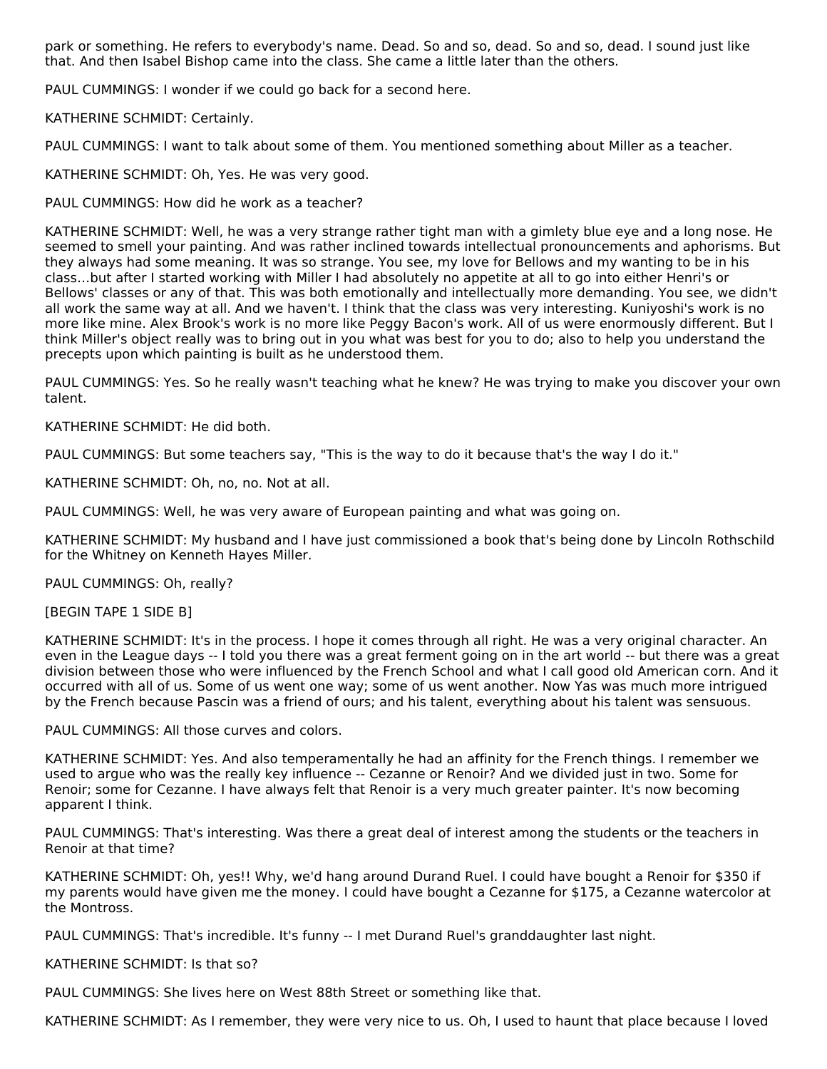park or something. He refers to everybody's name. Dead. So and so, dead. So and so, dead. I sound just like that. And then Isabel Bishop came into the class. She came a little later than the others.

PAUL CUMMINGS: I wonder if we could go back for a second here.

KATHERINE SCHMIDT: Certainly.

PAUL CUMMINGS: I want to talk about some of them. You mentioned something about Miller as a teacher.

KATHERINE SCHMIDT: Oh, Yes. He was very good.

PAUL CUMMINGS: How did he work as a teacher?

KATHERINE SCHMIDT: Well, he was a very strange rather tight man with a gimlety blue eye and a long nose. He seemed to smell your painting. And was rather inclined towards intellectual pronouncements and aphorisms. But they always had some meaning. It was so strange. You see, my love for Bellows and my wanting to be in his class...but after I started working with Miller I had absolutely no appetite at all to go into either Henri's or Bellows' classes or any of that. This was both emotionally and intellectually more demanding. You see, we didn't all work the same way at all. And we haven't. I think that the class was very interesting. Kuniyoshi's work is no more like mine. Alex Brook's work is no more like Peggy Bacon's work. All of us were enormously different. But I think Miller's object really was to bring out in you what was best for you to do; also to help you understand the precepts upon which painting is built as he understood them.

PAUL CUMMINGS: Yes. So he really wasn't teaching what he knew? He was trying to make you discover your own talent.

KATHERINE SCHMIDT: He did both.

PAUL CUMMINGS: But some teachers say, "This is the way to do it because that's the way I do it."

KATHERINE SCHMIDT: Oh, no, no. Not at all.

PAUL CUMMINGS: Well, he was very aware of European painting and what was going on.

KATHERINE SCHMIDT: My husband and I have just commissioned a book that's being done by Lincoln Rothschild for the Whitney on Kenneth Hayes Miller.

PAUL CUMMINGS: Oh, really?

[BEGIN TAPE 1 SIDE B]

KATHERINE SCHMIDT: It's in the process. I hope it comes through all right. He was a very original character. An even in the League days -- I told you there was a great ferment going on in the art world -- but there was a great division between those who were influenced by the French School and what I call good old American corn. And it occurred with all of us. Some of us went one way; some of us went another. Now Yas was much more intrigued by the French because Pascin was a friend of ours; and his talent, everything about his talent was sensuous.

PAUL CUMMINGS: All those curves and colors.

KATHERINE SCHMIDT: Yes. And also temperamentally he had an affinity for the French things. I remember we used to argue who was the really key influence -- Cezanne or Renoir? And we divided just in two. Some for Renoir; some for Cezanne. I have always felt that Renoir is a very much greater painter. It's now becoming apparent I think.

PAUL CUMMINGS: That's interesting. Was there a great deal of interest among the students or the teachers in Renoir at that time?

KATHERINE SCHMIDT: Oh, yes!! Why, we'd hang around Durand Ruel. I could have bought a Renoir for $350 if my parents would have given me the money. I could have bought a Cezanne for $175, a Cezanne watercolor at the Montross.

PAUL CUMMINGS: That's incredible. It's funny -- I met Durand Ruel's granddaughter last night.

KATHERINE SCHMIDT: Is that so?

PAUL CUMMINGS: She lives here on West 88th Street or something like that.

KATHERINE SCHMIDT: As I remember, they were very nice to us. Oh, I used to haunt that place because I loved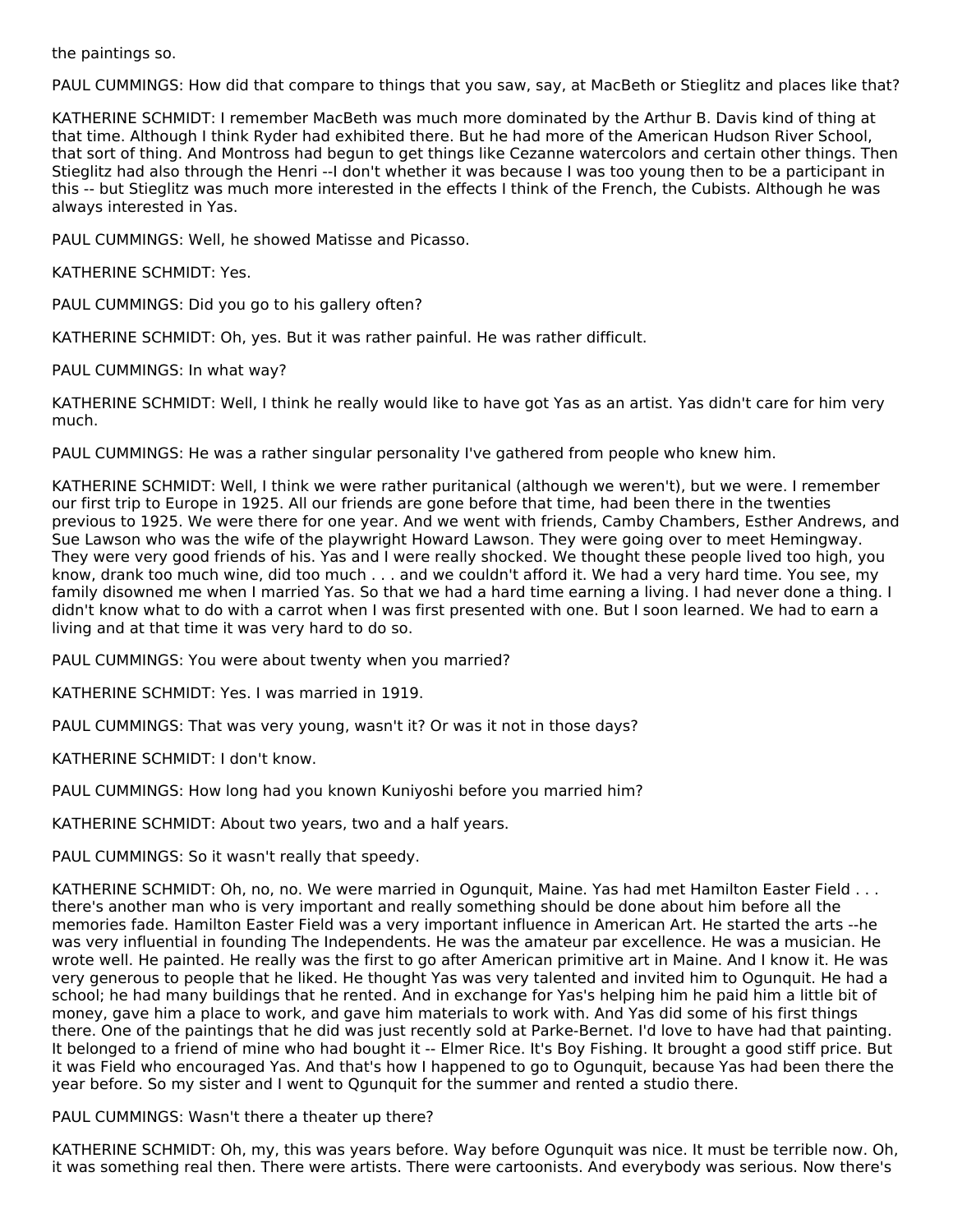the paintings so.

PAUL CUMMINGS: How did that compare to things that you saw, say, at MacBeth or Stieglitz and places like that?

KATHERINE SCHMIDT: I remember MacBeth was much more dominated by the Arthur B. Davis kind of thing at that time. Although I think Ryder had exhibited there. But he had more of the American Hudson River School, that sort of thing. And Montross had begun to get things like Cezanne watercolors and certain other things. Then Stieglitz had also through the Henri --I don't whether it was because I was too young then to be a participant in this -- but Stieglitz was much more interested in the effects I think of the French, the Cubists. Although he was always interested in Yas.

PAUL CUMMINGS: Well, he showed Matisse and Picasso.

KATHERINE SCHMIDT: Yes.

PAUL CUMMINGS: Did you go to his gallery often?

KATHERINE SCHMIDT: Oh, yes. But it was rather painful. He was rather difficult.

PAUL CUMMINGS: In what way?

KATHERINE SCHMIDT: Well, I think he really would like to have got Yas as an artist. Yas didn't care for him very much.

PAUL CUMMINGS: He was a rather singular personality I've gathered from people who knew him.

KATHERINE SCHMIDT: Well, I think we were rather puritanical (although we weren't), but we were. I remember our first trip to Europe in 1925. All our friends are gone before that time, had been there in the twenties previous to 1925. We were there for one year. And we went with friends, Camby Chambers, Esther Andrews, and Sue Lawson who was the wife of the playwright Howard Lawson. They were going over to meet Hemingway. They were very good friends of his. Yas and I were really shocked. We thought these people lived too high, you know, drank too much wine, did too much . . . and we couldn't afford it. We had a very hard time. You see, my family disowned me when I married Yas. So that we had a hard time earning a living. I had never done a thing. I didn't know what to do with a carrot when I was first presented with one. But I soon learned. We had to earn a living and at that time it was very hard to do so.

PAUL CUMMINGS: You were about twenty when you married?

KATHERINE SCHMIDT: Yes. I was married in 1919.

PAUL CUMMINGS: That was very young, wasn't it? Or was it not in those days?

KATHERINE SCHMIDT: I don't know.

PAUL CUMMINGS: How long had you known Kuniyoshi before you married him?

KATHERINE SCHMIDT: About two years, two and a half years.

PAUL CUMMINGS: So it wasn't really that speedy.

KATHERINE SCHMIDT: Oh, no, no. We were married in Ogunquit, Maine. Yas had met Hamilton Easter Field . . . there's another man who is very important and really something should be done about him before all the memories fade. Hamilton Easter Field was a very important influence in American Art. He started the arts --he was very influential in founding The Independents. He was the amateur par excellence. He was a musician. He wrote well. He painted. He really was the first to go after American primitive art in Maine. And I know it. He was very generous to people that he liked. He thought Yas was very talented and invited him to Ogunquit. He had a school; he had many buildings that he rented. And in exchange for Yas's helping him he paid him a little bit of money, gave him a place to work, and gave him materials to work with. And Yas did some of his first things there. One of the paintings that he did was just recently sold at Parke-Bernet. I'd love to have had that painting. It belonged to a friend of mine who had bought it -- Elmer Rice. It's Boy Fishing. It brought a good stiff price. But it was Field who encouraged Yas. And that's how I happened to go to Ogunquit, because Yas had been there the year before. So my sister and I went to Qgunquit for the summer and rented a studio there.

PAUL CUMMINGS: Wasn't there a theater up there?

KATHERINE SCHMIDT: Oh, my, this was years before. Way before Ogunquit was nice. It must be terrible now. Oh, it was something real then. There were artists. There were cartoonists. And everybody was serious. Now there's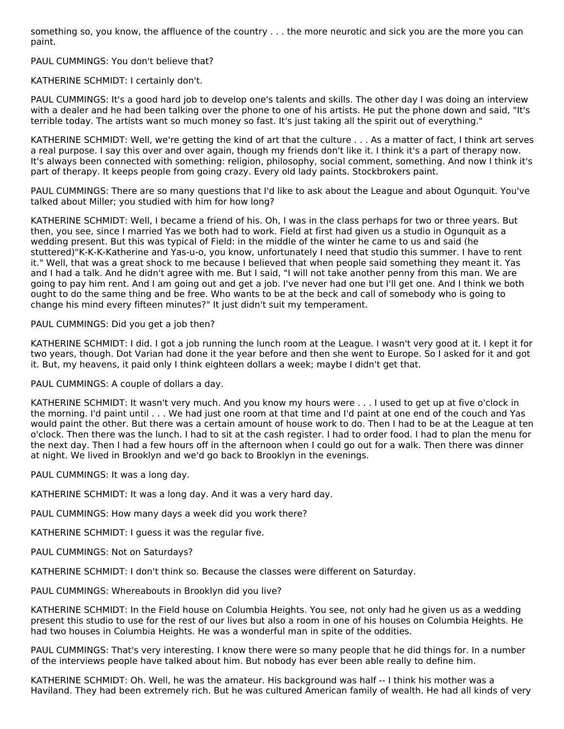something so, you know, the affluence of the country . . . the more neurotic and sick you are the more you can paint.

PAUL CUMMINGS: You don't believe that?

KATHERINE SCHMIDT: I certainly don't.

PAUL CUMMINGS: It's a good hard job to develop one's talents and skills. The other day I was doing an interview with a dealer and he had been talking over the phone to one of his artists. He put the phone down and said, "It's terrible today. The artists want so much money so fast. It's just taking all the spirit out of everything."

KATHERINE SCHMIDT: Well, we're getting the kind of art that the culture . . . As a matter of fact, I think art serves a real purpose. I say this over and over again, though my friends don't like it. I think it's a part of therapy now. It's always been connected with something: religion, philosophy, social comment, something. And now I think it's part of therapy. It keeps people from going crazy. Every old lady paints. Stockbrokers paint.

PAUL CUMMINGS: There are so many questions that I'd like to ask about the League and about Ogunquit. You've talked about Miller; you studied with him for how long?

KATHERINE SCHMIDT: Well, I became a friend of his. Oh, I was in the class perhaps for two or three years. But then, you see, since I married Yas we both had to work. Field at first had given us a studio in Ogunquit as a wedding present. But this was typical of Field: in the middle of the winter he came to us and said (he stuttered)"K-K-K-Katherine and Yas-u-o, you know, unfortunately I need that studio this summer. I have to rent it." Well, that was a great shock to me because I believed that when people said something they meant it. Yas and I had a talk. And he didn't agree with me. But I said, "I will not take another penny from this man. We are going to pay him rent. And I am going out and get a job. I've never had one but I'll get one. And I think we both ought to do the same thing and be free. Who wants to be at the beck and call of somebody who is going to change his mind every fifteen minutes?" It just didn't suit my temperament.

PAUL CUMMINGS: Did you get a job then?

KATHERINE SCHMIDT: I did. I got a job running the lunch room at the League. I wasn't very good at it. I kept it for two years, though. Dot Varian had done it the year before and then she went to Europe. So I asked for it and got it. But, my heavens, it paid only I think eighteen dollars a week; maybe I didn't get that.

PAUL CUMMINGS: A couple of dollars a day.

KATHERINE SCHMIDT: It wasn't very much. And you know my hours were . . . I used to get up at five o'clock in the morning. I'd paint until . . . We had just one room at that time and I'd paint at one end of the couch and Yas would paint the other. But there was a certain amount of house work to do. Then I had to be at the League at ten o'clock. Then there was the lunch. I had to sit at the cash register. I had to order food. I had to plan the menu for the next day. Then I had a few hours off in the afternoon when I could go out for a walk. Then there was dinner at night. We lived in Brooklyn and we'd go back to Brooklyn in the evenings.

PAUL CUMMINGS: It was a long day.

KATHERINE SCHMIDT: It was a long day. And it was a very hard day.

PAUL CUMMINGS: How many days a week did you work there?

KATHERINE SCHMIDT: I guess it was the regular five.

PAUL CUMMINGS: Not on Saturdays?

KATHERINE SCHMIDT: I don't think so. Because the classes were different on Saturday.

PAUL CUMMINGS: Whereabouts in Brooklyn did you live?

KATHERINE SCHMIDT: In the Field house on Columbia Heights. You see, not only had he given us as a wedding present this studio to use for the rest of our lives but also a room in one of his houses on Columbia Heights. He had two houses in Columbia Heights. He was a wonderful man in spite of the oddities.

PAUL CUMMINGS: That's very interesting. I know there were so many people that he did things for. In a number of the interviews people have talked about him. But nobody has ever been able really to define him.

KATHERINE SCHMIDT: Oh. Well, he was the amateur. His background was half -- I think his mother was a Haviland. They had been extremely rich. But he was cultured American family of wealth. He had all kinds of very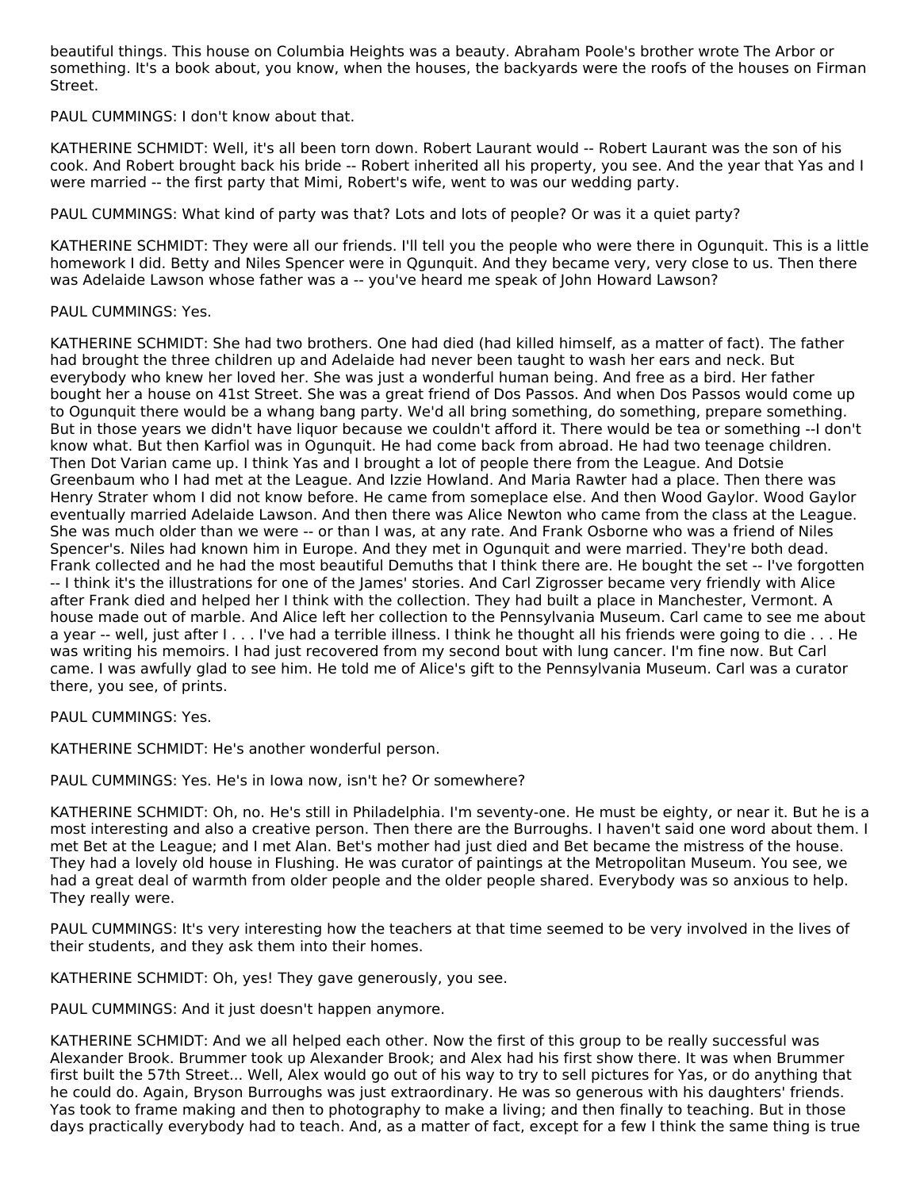beautiful things. This house on Columbia Heights was a beauty. Abraham Poole's brother wrote The Arbor or something. It's a book about, you know, when the houses, the backyards were the roofs of the houses on Firman Street.

PAUL CUMMINGS: I don't know about that.

KATHERINE SCHMIDT: Well, it's all been torn down. Robert Laurant would -- Robert Laurant was the son of his cook. And Robert brought back his bride -- Robert inherited all his property, you see. And the year that Yas and I were married -- the first party that Mimi, Robert's wife, went to was our wedding party.

PAUL CUMMINGS: What kind of party was that? Lots and lots of people? Or was it a quiet party?

KATHERINE SCHMIDT: They were all our friends. I'll tell you the people who were there in Ogunquit. This is a little homework I did. Betty and Niles Spencer were in Qgunquit. And they became very, very close to us. Then there was Adelaide Lawson whose father was a -- you've heard me speak of John Howard Lawson?

PAUL CUMMINGS: Yes.

KATHERINE SCHMIDT: She had two brothers. One had died (had killed himself, as a matter of fact). The father had brought the three children up and Adelaide had never been taught to wash her ears and neck. But everybody who knew her loved her. She was just a wonderful human being. And free as a bird. Her father bought her a house on 41st Street. She was a great friend of Dos Passos. And when Dos Passos would come up to Ogunquit there would be a whang bang party. We'd all bring something, do something, prepare something. But in those years we didn't have liquor because we couldn't afford it. There would be tea or something --I don't know what. But then Karfiol was in Ogunquit. He had come back from abroad. He had two teenage children. Then Dot Varian came up. I think Yas and I brought a lot of people there from the League. And Dotsie Greenbaum who I had met at the League. And Izzie Howland. And Maria Rawter had a place. Then there was Henry Strater whom I did not know before. He came from someplace else. And then Wood Gaylor. Wood Gaylor eventually married Adelaide Lawson. And then there was Alice Newton who came from the class at the League. She was much older than we were -- or than I was, at any rate. And Frank Osborne who was a friend of Niles Spencer's. Niles had known him in Europe. And they met in Ogunquit and were married. They're both dead. Frank collected and he had the most beautiful Demuths that I think there are. He bought the set -- I've forgotten -- I think it's the illustrations for one of the James' stories. And Carl Zigrosser became very friendly with Alice after Frank died and helped her I think with the collection. They had built a place in Manchester, Vermont. A house made out of marble. And Alice left her collection to the Pennsylvania Museum. Carl came to see me about a year -- well, just after I . . . I've had a terrible illness. I think he thought all his friends were going to die . . . He was writing his memoirs. I had just recovered from my second bout with lung cancer. I'm fine now. But Carl came. I was awfully glad to see him. He told me of Alice's gift to the Pennsylvania Museum. Carl was a curator there, you see, of prints.

PAUL CUMMINGS: Yes.

KATHERINE SCHMIDT: He's another wonderful person.

PAUL CUMMINGS: Yes. He's in Iowa now, isn't he? Or somewhere?

KATHERINE SCHMIDT: Oh, no. He's still in Philadelphia. I'm seventy-one. He must be eighty, or near it. But he is a most interesting and also a creative person. Then there are the Burroughs. I haven't said one word about them. I met Bet at the League; and I met Alan. Bet's mother had just died and Bet became the mistress of the house. They had a lovely old house in Flushing. He was curator of paintings at the Metropolitan Museum. You see, we had a great deal of warmth from older people and the older people shared. Everybody was so anxious to help. They really were.

PAUL CUMMINGS: It's very interesting how the teachers at that time seemed to be very involved in the lives of their students, and they ask them into their homes.

KATHERINE SCHMIDT: Oh, yes! They gave generously, you see.

PAUL CUMMINGS: And it just doesn't happen anymore.

KATHERINE SCHMIDT: And we all helped each other. Now the first of this group to be really successful was Alexander Brook. Brummer took up Alexander Brook; and Alex had his first show there. It was when Brummer first built the 57th Street... Well, Alex would go out of his way to try to sell pictures for Yas, or do anything that he could do. Again, Bryson Burroughs was just extraordinary. He was so generous with his daughters' friends. Yas took to frame making and then to photography to make a living; and then finally to teaching. But in those days practically everybody had to teach. And, as a matter of fact, except for a few I think the same thing is true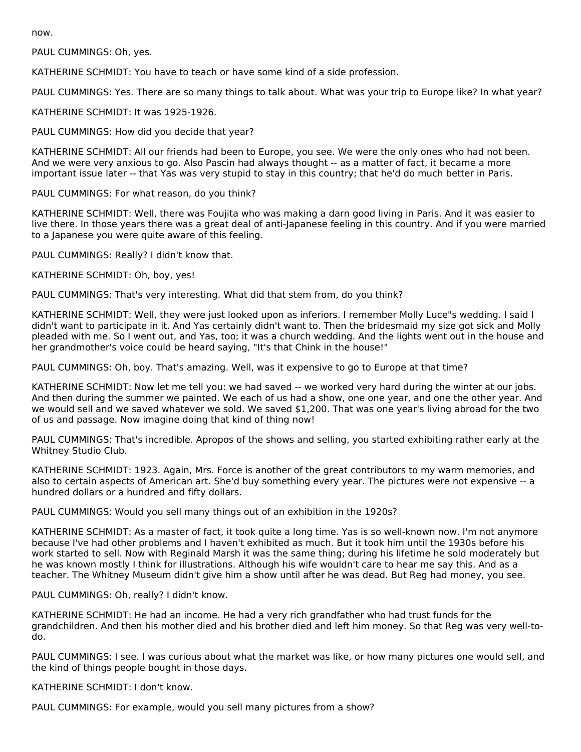now.

PAUL CUMMINGS: Oh, yes.

KATHERINE SCHMIDT: You have to teach or have some kind of a side profession.

PAUL CUMMINGS: Yes. There are so many things to talk about. What was your trip to Europe like? In what year?

KATHERINE SCHMIDT: It was 1925-1926.

PAUL CUMMINGS: How did you decide that year?

KATHERINE SCHMIDT: All our friends had been to Europe, you see. We were the only ones who had not been. And we were very anxious to go. Also Pascin had always thought -- as a matter of fact, it became a more important issue later -- that Yas was very stupid to stay in this country; that he'd do much better in Paris.

PAUL CUMMINGS: For what reason, do you think?

KATHERINE SCHMIDT: Well, there was Foujita who was making a darn good living in Paris. And it was easier to live there. In those years there was a great deal of anti-Japanese feeling in this country. And if you were married to a Japanese you were quite aware of this feeling.

PAUL CUMMINGS: Really? I didn't know that.

KATHERINE SCHMIDT: Oh, boy, yes!

PAUL CUMMINGS: That's very interesting. What did that stem from, do you think?

KATHERINE SCHMIDT: Well, they were just looked upon as inferiors. I remember Molly Luce"s wedding. I said I didn't want to participate in it. And Yas certainly didn't want to. Then the bridesmaid my size got sick and Molly pleaded with me. So I went out, and Yas, too; it was a church wedding. And the lights went out in the house and her grandmother's voice could be heard saying, "It's that Chink in the house!"

PAUL CUMMINGS: Oh, boy. That's amazing. Well, was it expensive to go to Europe at that time?

KATHERINE SCHMIDT: Now let me tell you: we had saved -- we worked very hard during the winter at our jobs. And then during the summer we painted. We each of us had a show, one one year, and one the other year. And we would sell and we saved whatever we sold. We saved $1,200. That was one year's living abroad for the two of us and passage. Now imagine doing that kind of thing now!

PAUL CUMMINGS: That's incredible. Apropos of the shows and selling, you started exhibiting rather early at the Whitney Studio Club.

KATHERINE SCHMIDT: 1923. Again, Mrs. Force is another of the great contributors to my warm memories, and also to certain aspects of American art. She'd buy something every year. The pictures were not expensive -- a hundred dollars or a hundred and fifty dollars.

PAUL CUMMINGS: Would you sell many things out of an exhibition in the 1920s?

KATHERINE SCHMIDT: As a master of fact, it took quite a long time. Yas is so well-known now. I'm not anymore because I've had other problems and I haven't exhibited as much. But it took him until the 1930s before his work started to sell. Now with Reginald Marsh it was the same thing; during his lifetime he sold moderately but he was known mostly I think for illustrations. Although his wife wouldn't care to hear me say this. And as a teacher. The Whitney Museum didn't give him a show until after he was dead. But Reg had money, you see.

PAUL CUMMINGS: Oh, really? I didn't know.

KATHERINE SCHMIDT: He had an income. He had a very rich grandfather who had trust funds for the grandchildren. And then his mother died and his brother died and left him money. So that Reg was very well-to-do.

PAUL CUMMINGS: I see. I was curious about what the market was like, or how many pictures one would sell, and the kind of things people bought in those days.

KATHERINE SCHMIDT: I don't know.

PAUL CUMMINGS: For example, would you sell many pictures from a show?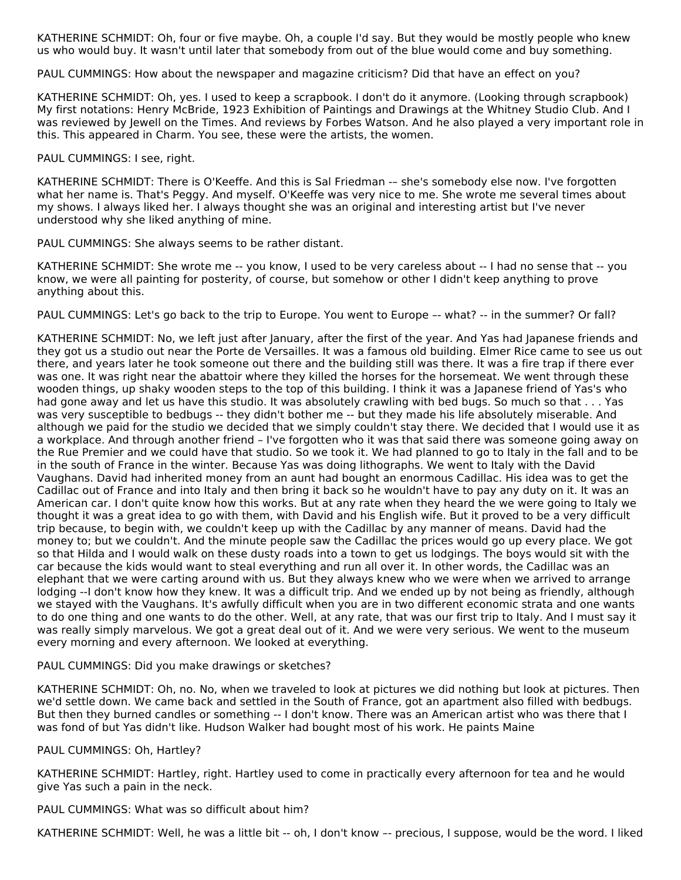KATHERINE SCHMIDT: Oh, four or five maybe. Oh, a couple I'd say. But they would be mostly people who knew us who would buy. It wasn't until later that somebody from out of the blue would come and buy something.

PAUL CUMMINGS: How about the newspaper and magazine criticism? Did that have an effect on you?

KATHERINE SCHMIDT: Oh, yes. I used to keep a scrapbook. I don't do it anymore. (Looking through scrapbook) My first notations: Henry McBride, 1923 Exhibition of Paintings and Drawings at the Whitney Studio Club. And I was reviewed by Jewell on the Times. And reviews by Forbes Watson. And he also played a very important role in this. This appeared in Charm. You see, these were the artists, the women.

PAUL CUMMINGS: I see, right.

KATHERINE SCHMIDT: There is O'Keeffe. And this is Sal Friedman -– she's somebody else now. I've forgotten what her name is. That's Peggy. And myself. O'Keeffe was very nice to me. She wrote me several times about my shows. I always liked her. I always thought she was an original and interesting artist but I've never understood why she liked anything of mine.

PAUL CUMMINGS: She always seems to be rather distant.

KATHERINE SCHMIDT: She wrote me -- you know, I used to be very careless about -- I had no sense that -- you know, we were all painting for posterity, of course, but somehow or other I didn't keep anything to prove anything about this.

PAUL CUMMINGS: Let's go back to the trip to Europe. You went to Europe -– what? -- in the summer? Or fall?

KATHERINE SCHMIDT: No, we left just after January, after the first of the year. And Yas had Japanese friends and they got us a studio out near the Porte de Versailles. It was a famous old building. Elmer Rice came to see us out there, and years later he took someone out there and the building still was there. It was a fire trap if there ever was one. It was right near the abattoir where they killed the horses for the horsemeat. We went through these wooden things, up shaky wooden steps to the top of this building. I think it was a Japanese friend of Yas's who had gone away and let us have this studio. It was absolutely crawling with bed bugs. So much so that . . . Yas was very susceptible to bedbugs -- they didn't bother me -- but they made his life absolutely miserable. And although we paid for the studio we decided that we simply couldn't stay there. We decided that I would use it as a workplace. And through another friend – I've forgotten who it was that said there was someone going away on the Rue Premier and we could have that studio. So we took it. We had planned to go to Italy in the fall and to be in the south of France in the winter. Because Yas was doing lithographs. We went to Italy with the David Vaughans. David had inherited money from an aunt had bought an enormous Cadillac. His idea was to get the Cadillac out of France and into Italy and then bring it back so he wouldn't have to pay any duty on it. It was an American car. I don't quite know how this works. But at any rate when they heard the we were going to Italy we thought it was a great idea to go with them, with David and his English wife. But it proved to be a very difficult trip because, to begin with, we couldn't keep up with the Cadillac by any manner of means. David had the money to; but we couldn't. And the minute people saw the Cadillac the prices would go up every place. We got so that Hilda and I would walk on these dusty roads into a town to get us lodgings. The boys would sit with the car because the kids would want to steal everything and run all over it. In other words, the Cadillac was an elephant that we were carting around with us. But they always knew who we were when we arrived to arrange lodging --I don't know how they knew. It was a difficult trip. And we ended up by not being as friendly, although we stayed with the Vaughans. It's awfully difficult when you are in two different economic strata and one wants to do one thing and one wants to do the other. Well, at any rate, that was our first trip to Italy. And I must say it was really simply marvelous. We got a great deal out of it. And we were very serious. We went to the museum every morning and every afternoon. We looked at everything.

PAUL CUMMINGS: Did you make drawings or sketches?

KATHERINE SCHMIDT: Oh, no. No, when we traveled to look at pictures we did nothing but look at pictures. Then we'd settle down. We came back and settled in the South of France, got an apartment also filled with bedbugs. But then they burned candles or something -- I don't know. There was an American artist who was there that I was fond of but Yas didn't like. Hudson Walker had bought most of his work. He paints Maine

PAUL CUMMINGS: Oh, Hartley?

KATHERINE SCHMIDT: Hartley, right. Hartley used to come in practically every afternoon for tea and he would give Yas such a pain in the neck.

PAUL CUMMINGS: What was so difficult about him?

KATHERINE SCHMIDT: Well, he was a little bit -- oh, I don't know -– precious, I suppose, would be the word. I liked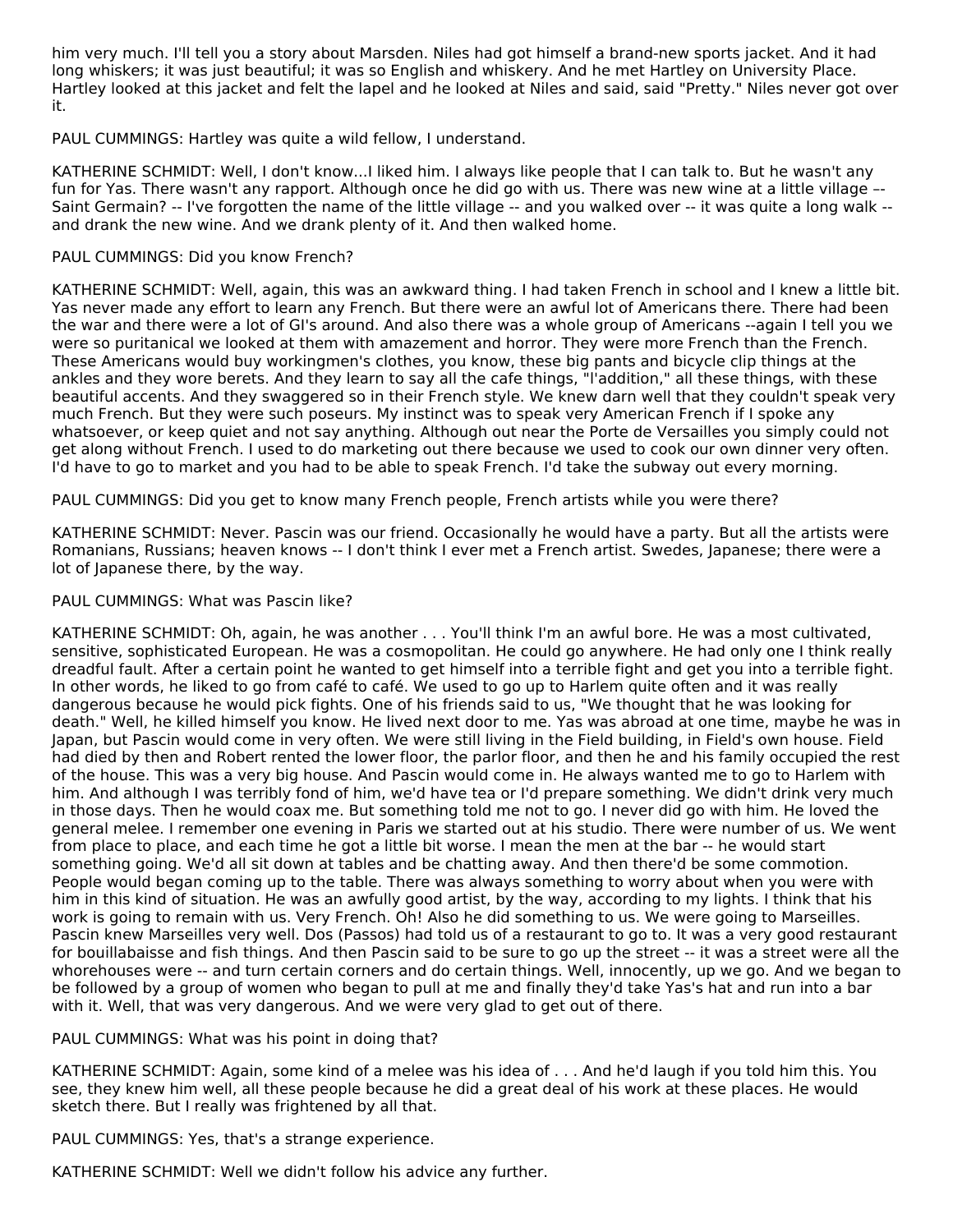him very much. I'll tell you a story about Marsden. Niles had got himself a brand-new sports jacket. And it had long whiskers; it was just beautiful; it was so English and whiskery. And he met Hartley on University Place. Hartley looked at this jacket and felt the lapel and he looked at Niles and said, said "Pretty." Niles never got over it.

PAUL CUMMINGS: Hartley was quite a wild fellow, I understand.

KATHERINE SCHMIDT: Well, I don't know...I liked him. I always like people that I can talk to. But he wasn't any fun for Yas. There wasn't any rapport. Although once he did go with us. There was new wine at a little village -- Saint Germain? -- I've forgotten the name of the little village -- and you walked over -- it was quite a long walk -- and drank the new wine. And we drank plenty of it. And then walked home.

PAUL CUMMINGS: Did you know French?

KATHERINE SCHMIDT: Well, again, this was an awkward thing. I had taken French in school and I knew a little bit. Yas never made any effort to learn any French. But there were an awful lot of Americans there. There had been the war and there were a lot of GI's around. And also there was a whole group of Americans --again I tell you we were so puritanical we looked at them with amazement and horror. They were more French than the French. These Americans would buy workingmen's clothes, you know, these big pants and bicycle clip things at the ankles and they wore berets. And they learn to say all the cafe things, "l'addition," all these things, with these beautiful accents. And they swaggered so in their French style. We knew darn well that they couldn't speak very much French. But they were such poseurs. My instinct was to speak very American French if I spoke any whatsoever, or keep quiet and not say anything. Although out near the Porte de Versailles you simply could not get along without French. I used to do marketing out there because we used to cook our own dinner very often. I'd have to go to market and you had to be able to speak French. I'd take the subway out every morning.

PAUL CUMMINGS: Did you get to know many French people, French artists while you were there?

KATHERINE SCHMIDT: Never. Pascin was our friend. Occasionally he would have a party. But all the artists were Romanians, Russians; heaven knows -- I don't think I ever met a French artist. Swedes, Japanese; there were a lot of Japanese there, by the way.

PAUL CUMMINGS: What was Pascin like?

KATHERINE SCHMIDT: Oh, again, he was another . . . You'll think I'm an awful bore. He was a most cultivated, sensitive, sophisticated European. He was a cosmopolitan. He could go anywhere. He had only one I think really dreadful fault. After a certain point he wanted to get himself into a terrible fight and get you into a terrible fight. In other words, he liked to go from café to café. We used to go up to Harlem quite often and it was really dangerous because he would pick fights. One of his friends said to us, "We thought that he was looking for death." Well, he killed himself you know. He lived next door to me. Yas was abroad at one time, maybe he was in Japan, but Pascin would come in very often. We were still living in the Field building, in Field's own house. Field had died by then and Robert rented the lower floor, the parlor floor, and then he and his family occupied the rest of the house. This was a very big house. And Pascin would come in. He always wanted me to go to Harlem with him. And although I was terribly fond of him, we'd have tea or I'd prepare something. We didn't drink very much in those days. Then he would coax me. But something told me not to go. I never did go with him. He loved the general melee. I remember one evening in Paris we started out at his studio. There were number of us. We went from place to place, and each time he got a little bit worse. I mean the men at the bar -- he would start something going. We'd all sit down at tables and be chatting away. And then there'd be some commotion. People would began coming up to the table. There was always something to worry about when you were with him in this kind of situation. He was an awfully good artist, by the way, according to my lights. I think that his work is going to remain with us. Very French. Oh! Also he did something to us. We were going to Marseilles. Pascin knew Marseilles very well. Dos (Passos) had told us of a restaurant to go to. It was a very good restaurant for bouillabaisse and fish things. And then Pascin said to be sure to go up the street -- it was a street were all the whorehouses were -- and turn certain corners and do certain things. Well, innocently, up we go. And we began to be followed by a group of women who began to pull at me and finally they'd take Yas's hat and run into a bar with it. Well, that was very dangerous. And we were very glad to get out of there.

PAUL CUMMINGS: What was his point in doing that?

KATHERINE SCHMIDT: Again, some kind of a melee was his idea of . . . And he'd laugh if you told him this. You see, they knew him well, all these people because he did a great deal of his work at these places. He would sketch there. But I really was frightened by all that.

PAUL CUMMINGS: Yes, that's a strange experience.

KATHERINE SCHMIDT: Well we didn't follow his advice any further.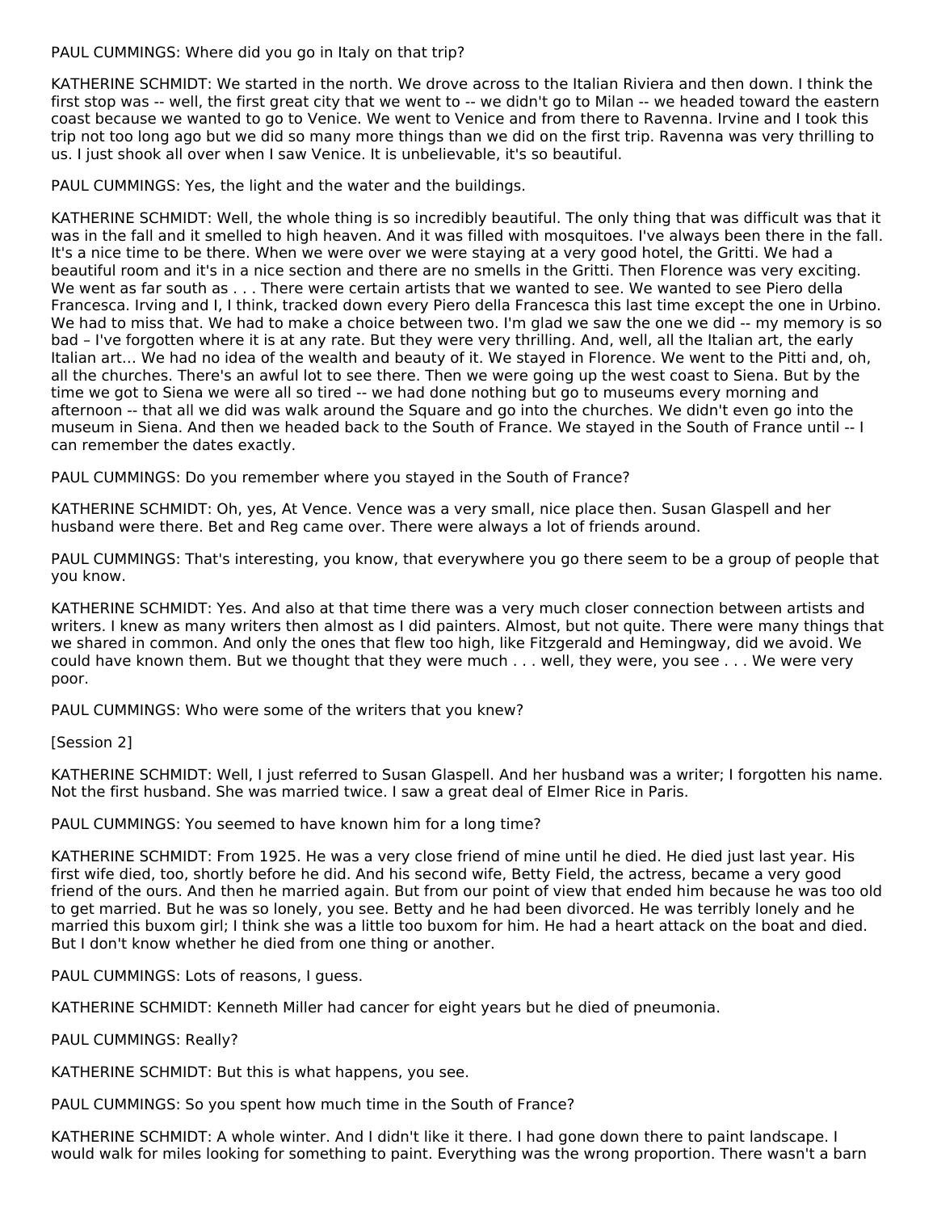PAUL CUMMINGS: Where did you go in Italy on that trip?

KATHERINE SCHMIDT: We started in the north. We drove across to the Italian Riviera and then down. I think the first stop was -- well, the first great city that we went to -- we didn't go to Milan -- we headed toward the eastern coast because we wanted to go to Venice. We went to Venice and from there to Ravenna. Irvine and I took this trip not too long ago but we did so many more things than we did on the first trip. Ravenna was very thrilling to us. I just shook all over when I saw Venice. It is unbelievable, it's so beautiful.

PAUL CUMMINGS: Yes, the light and the water and the buildings.

KATHERINE SCHMIDT: Well, the whole thing is so incredibly beautiful. The only thing that was difficult was that it was in the fall and it smelled to high heaven. And it was filled with mosquitoes. I've always been there in the fall. It's a nice time to be there. When we were over we were staying at a very good hotel, the Gritti. We had a beautiful room and it's in a nice section and there are no smells in the Gritti. Then Florence was very exciting. We went as far south as . . . There were certain artists that we wanted to see. We wanted to see Piero della Francesca. Irving and I, I think, tracked down every Piero della Francesca this last time except the one in Urbino. We had to miss that. We had to make a choice between two. I'm glad we saw the one we did -- my memory is so bad – I've forgotten where it is at any rate. But they were very thrilling. And, well, all the Italian art, the early Italian art... We had no idea of the wealth and beauty of it. We stayed in Florence. We went to the Pitti and, oh, all the churches. There's an awful lot to see there. Then we were going up the west coast to Siena. But by the time we got to Siena we were all so tired -- we had done nothing but go to museums every morning and afternoon -- that all we did was walk around the Square and go into the churches. We didn't even go into the museum in Siena. And then we headed back to the South of France. We stayed in the South of France until -- I can remember the dates exactly.

PAUL CUMMINGS: Do you remember where you stayed in the South of France?

KATHERINE SCHMIDT: Oh, yes, At Vence. Vence was a very small, nice place then. Susan Glaspell and her husband were there. Bet and Reg came over. There were always a lot of friends around.

PAUL CUMMINGS: That's interesting, you know, that everywhere you go there seem to be a group of people that you know.

KATHERINE SCHMIDT: Yes. And also at that time there was a very much closer connection between artists and writers. I knew as many writers then almost as I did painters. Almost, but not quite. There were many things that we shared in common. And only the ones that flew too high, like Fitzgerald and Hemingway, did we avoid. We could have known them. But we thought that they were much . . . well, they were, you see . . . We were very poor.

PAUL CUMMINGS: Who were some of the writers that you knew?

[Session 2]

KATHERINE SCHMIDT: Well, I just referred to Susan Glaspell. And her husband was a writer; I forgotten his name. Not the first husband. She was married twice. I saw a great deal of Elmer Rice in Paris.

PAUL CUMMINGS: You seemed to have known him for a long time?

KATHERINE SCHMIDT: From 1925. He was a very close friend of mine until he died. He died just last year. His first wife died, too, shortly before he did. And his second wife, Betty Field, the actress, became a very good friend of the ours. And then he married again. But from our point of view that ended him because he was too old to get married. But he was so lonely, you see. Betty and he had been divorced. He was terribly lonely and he married this buxom girl; I think she was a little too buxom for him. He had a heart attack on the boat and died. But I don't know whether he died from one thing or another.

PAUL CUMMINGS: Lots of reasons, I guess.

KATHERINE SCHMIDT: Kenneth Miller had cancer for eight years but he died of pneumonia.

PAUL CUMMINGS: Really?

KATHERINE SCHMIDT: But this is what happens, you see.

PAUL CUMMINGS: So you spent how much time in the South of France?

KATHERINE SCHMIDT: A whole winter. And I didn't like it there. I had gone down there to paint landscape. I would walk for miles looking for something to paint. Everything was the wrong proportion. There wasn't a barn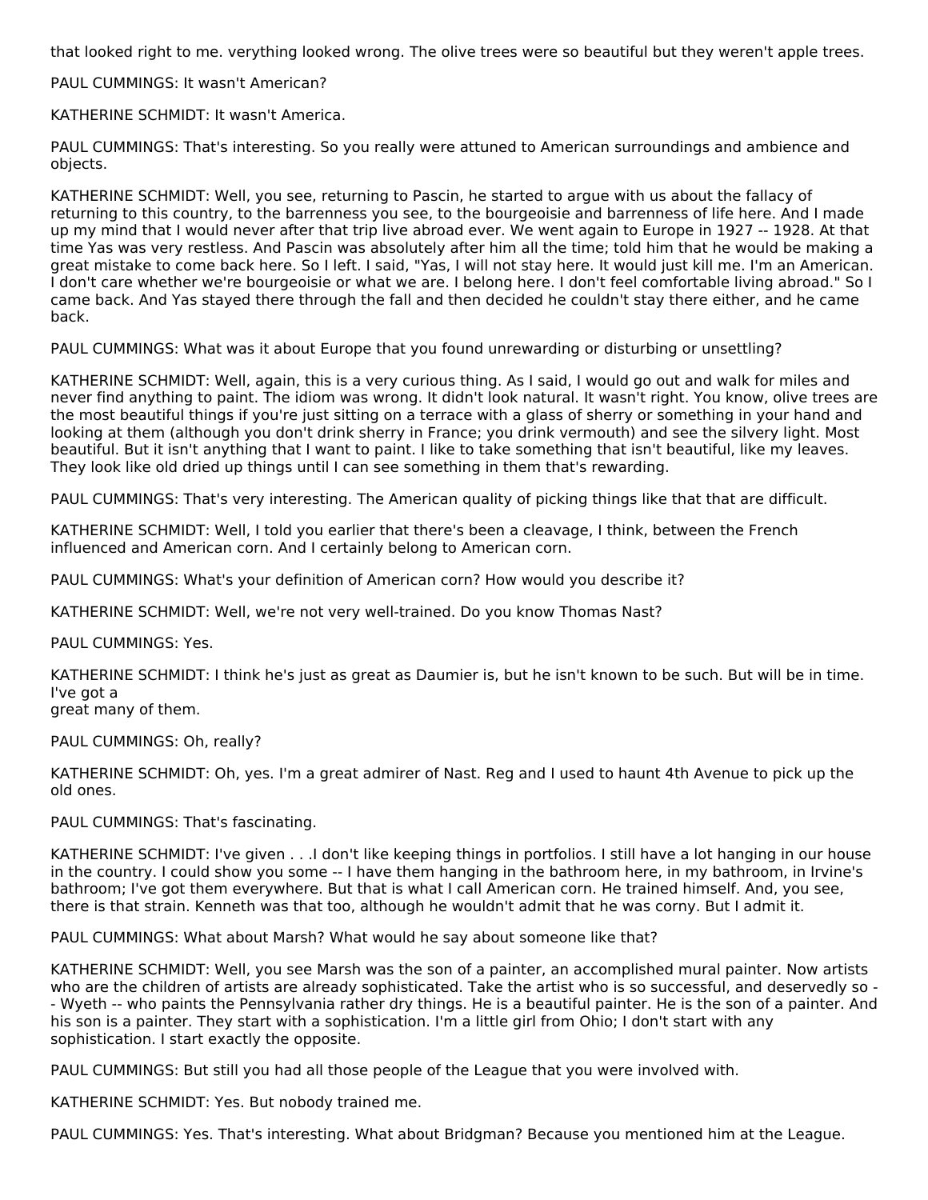that looked right to me. verything looked wrong. The olive trees were so beautiful but they weren't apple trees.

PAUL CUMMINGS: It wasn't American?

KATHERINE SCHMIDT: It wasn't America.

PAUL CUMMINGS: That's interesting. So you really were attuned to American surroundings and ambience and objects.

KATHERINE SCHMIDT: Well, you see, returning to Pascin, he started to argue with us about the fallacy of returning to this country, to the barrenness you see, to the bourgeoisie and barrenness of life here. And I made up my mind that I would never after that trip live abroad ever. We went again to Europe in 1927 -- 1928. At that time Yas was very restless. And Pascin was absolutely after him all the time; told him that he would be making a great mistake to come back here. So I left. I said, "Yas, I will not stay here. It would just kill me. I'm an American. I don't care whether we're bourgeoisie or what we are. I belong here. I don't feel comfortable living abroad." So I came back. And Yas stayed there through the fall and then decided he couldn't stay there either, and he came back.

PAUL CUMMINGS: What was it about Europe that you found unrewarding or disturbing or unsettling?

KATHERINE SCHMIDT: Well, again, this is a very curious thing. As I said, I would go out and walk for miles and never find anything to paint. The idiom was wrong. It didn't look natural. It wasn't right. You know, olive trees are the most beautiful things if you're just sitting on a terrace with a glass of sherry or something in your hand and looking at them (although you don't drink sherry in France; you drink vermouth) and see the silvery light. Most beautiful. But it isn't anything that I want to paint. I like to take something that isn't beautiful, like my leaves. They look like old dried up things until I can see something in them that's rewarding.

PAUL CUMMINGS: That's very interesting. The American quality of picking things like that that are difficult.

KATHERINE SCHMIDT: Well, I told you earlier that there's been a cleavage, I think, between the French influenced and American corn. And I certainly belong to American corn.

PAUL CUMMINGS: What's your definition of American corn? How would you describe it?

KATHERINE SCHMIDT: Well, we're not very well-trained. Do you know Thomas Nast?

PAUL CUMMINGS: Yes.

KATHERINE SCHMIDT: I think he's just as great as Daumier is, but he isn't known to be such. But will be in time. I've got a great many of them.

PAUL CUMMINGS: Oh, really?

KATHERINE SCHMIDT: Oh, yes. I'm a great admirer of Nast. Reg and I used to haunt 4th Avenue to pick up the old ones.

PAUL CUMMINGS: That's fascinating.

KATHERINE SCHMIDT: I've given . . .I don't like keeping things in portfolios. I still have a lot hanging in our house in the country. I could show you some -- I have them hanging in the bathroom here, in my bathroom, in Irvine's bathroom; I've got them everywhere. But that is what I call American corn. He trained himself. And, you see, there is that strain. Kenneth was that too, although he wouldn't admit that he was corny. But I admit it.

PAUL CUMMINGS: What about Marsh? What would he say about someone like that?

KATHERINE SCHMIDT: Well, you see Marsh was the son of a painter, an accomplished mural painter. Now artists who are the children of artists are already sophisticated. Take the artist who is so successful, and deservedly so -- Wyeth -- who paints the Pennsylvania rather dry things. He is a beautiful painter. He is the son of a painter. And his son is a painter. They start with a sophistication. I'm a little girl from Ohio; I don't start with any sophistication. I start exactly the opposite.

PAUL CUMMINGS: But still you had all those people of the League that you were involved with.

KATHERINE SCHMIDT: Yes. But nobody trained me.

PAUL CUMMINGS: Yes. That's interesting. What about Bridgman? Because you mentioned him at the League.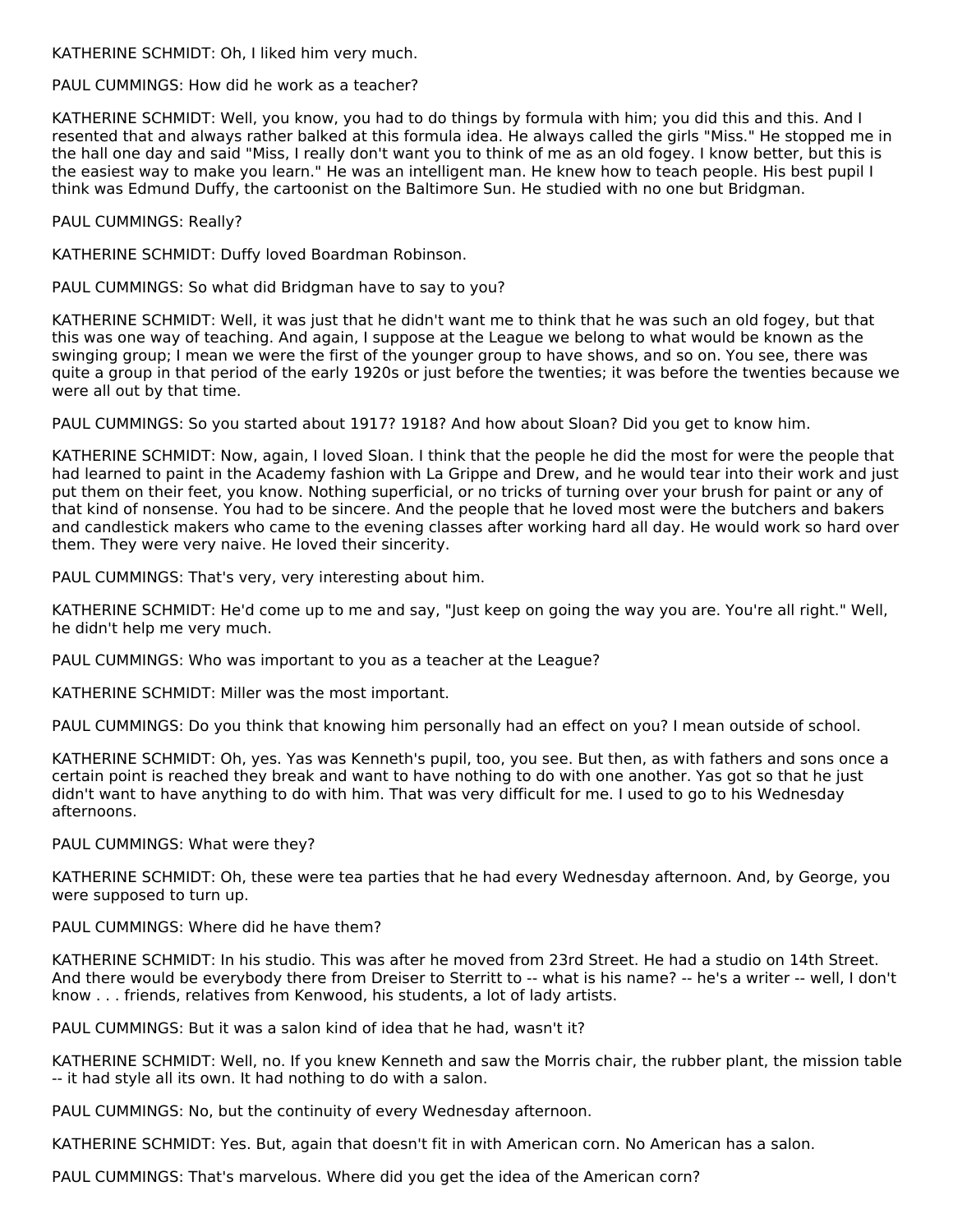KATHERINE SCHMIDT: Oh, I liked him very much.

PAUL CUMMINGS: How did he work as a teacher?

KATHERINE SCHMIDT: Well, you know, you had to do things by formula with him; you did this and this. And I resented that and always rather balked at this formula idea. He always called the girls "Miss." He stopped me in the hall one day and said "Miss, I really don't want you to think of me as an old fogey. I know better, but this is the easiest way to make you learn." He was an intelligent man. He knew how to teach people. His best pupil I think was Edmund Duffy, the cartoonist on the Baltimore Sun. He studied with no one but Bridgman.

PAUL CUMMINGS: Really?

KATHERINE SCHMIDT: Duffy loved Boardman Robinson.

PAUL CUMMINGS: So what did Bridgman have to say to you?

KATHERINE SCHMIDT: Well, it was just that he didn't want me to think that he was such an old fogey, but that this was one way of teaching. And again, I suppose at the League we belong to what would be known as the swinging group; I mean we were the first of the younger group to have shows, and so on. You see, there was quite a group in that period of the early 1920s or just before the twenties; it was before the twenties because we were all out by that time.

PAUL CUMMINGS: So you started about 1917? 1918? And how about Sloan? Did you get to know him.

KATHERINE SCHMIDT: Now, again, I loved Sloan. I think that the people he did the most for were the people that had learned to paint in the Academy fashion with La Grippe and Drew, and he would tear into their work and just put them on their feet, you know. Nothing superficial, or no tricks of turning over your brush for paint or any of that kind of nonsense. You had to be sincere. And the people that he loved most were the butchers and bakers and candlestick makers who came to the evening classes after working hard all day. He would work so hard over them. They were very naive. He loved their sincerity.

PAUL CUMMINGS: That's very, very interesting about him.

KATHERINE SCHMIDT: He'd come up to me and say, "Just keep on going the way you are. You're all right." Well, he didn't help me very much.

PAUL CUMMINGS: Who was important to you as a teacher at the League?

KATHERINE SCHMIDT: Miller was the most important.

PAUL CUMMINGS: Do you think that knowing him personally had an effect on you? I mean outside of school.

KATHERINE SCHMIDT: Oh, yes. Yas was Kenneth's pupil, too, you see. But then, as with fathers and sons once a certain point is reached they break and want to have nothing to do with one another. Yas got so that he just didn't want to have anything to do with him. That was very difficult for me. I used to go to his Wednesday afternoons.

PAUL CUMMINGS: What were they?

KATHERINE SCHMIDT: Oh, these were tea parties that he had every Wednesday afternoon. And, by George, you were supposed to turn up.

PAUL CUMMINGS: Where did he have them?

KATHERINE SCHMIDT: In his studio. This was after he moved from 23rd Street. He had a studio on 14th Street. And there would be everybody there from Dreiser to Sterritt to -- what is his name? -- he's a writer -- well, I don't know . . . friends, relatives from Kenwood, his students, a lot of lady artists.

PAUL CUMMINGS: But it was a salon kind of idea that he had, wasn't it?

KATHERINE SCHMIDT: Well, no. If you knew Kenneth and saw the Morris chair, the rubber plant, the mission table -- it had style all its own. It had nothing to do with a salon.

PAUL CUMMINGS: No, but the continuity of every Wednesday afternoon.

KATHERINE SCHMIDT: Yes. But, again that doesn't fit in with American corn. No American has a salon.

PAUL CUMMINGS: That's marvelous. Where did you get the idea of the American corn?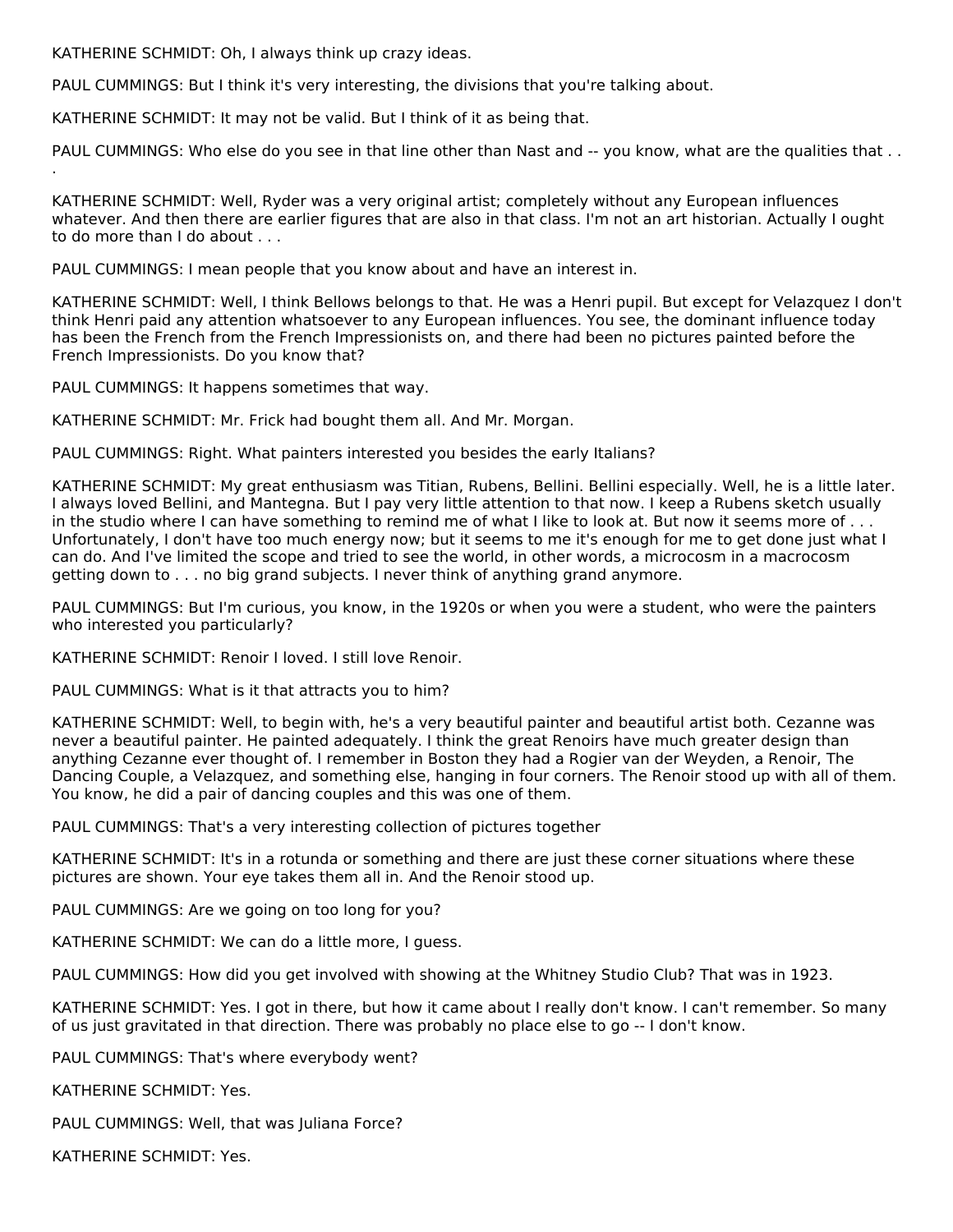KATHERINE SCHMIDT: Oh, I always think up crazy ideas.

PAUL CUMMINGS: But I think it's very interesting, the divisions that you're talking about.

KATHERINE SCHMIDT: It may not be valid. But I think of it as being that.

PAUL CUMMINGS: Who else do you see in that line other than Nast and -- you know, what are the qualities that . . .

KATHERINE SCHMIDT: Well, Ryder was a very original artist; completely without any European influences whatever. And then there are earlier figures that are also in that class. I'm not an art historian. Actually I ought to do more than I do about . . .

PAUL CUMMINGS: I mean people that you know about and have an interest in.

KATHERINE SCHMIDT: Well, I think Bellows belongs to that. He was a Henri pupil. But except for Velazquez I don't think Henri paid any attention whatsoever to any European influences. You see, the dominant influence today has been the French from the French Impressionists on, and there had been no pictures painted before the French Impressionists. Do you know that?

PAUL CUMMINGS: It happens sometimes that way.

KATHERINE SCHMIDT: Mr. Frick had bought them all. And Mr. Morgan.

PAUL CUMMINGS: Right. What painters interested you besides the early Italians?

KATHERINE SCHMIDT: My great enthusiasm was Titian, Rubens, Bellini. Bellini especially. Well, he is a little later. I always loved Bellini, and Mantegna. But I pay very little attention to that now. I keep a Rubens sketch usually in the studio where I can have something to remind me of what I like to look at. But now it seems more of . . . Unfortunately, I don't have too much energy now; but it seems to me it's enough for me to get done just what I can do. And I've limited the scope and tried to see the world, in other words, a microcosm in a macrocosm getting down to . . . no big grand subjects. I never think of anything grand anymore.

PAUL CUMMINGS: But I'm curious, you know, in the 1920s or when you were a student, who were the painters who interested you particularly?

KATHERINE SCHMIDT: Renoir I loved. I still love Renoir.

PAUL CUMMINGS: What is it that attracts you to him?

KATHERINE SCHMIDT: Well, to begin with, he's a very beautiful painter and beautiful artist both. Cezanne was never a beautiful painter. He painted adequately. I think the great Renoirs have much greater design than anything Cezanne ever thought of. I remember in Boston they had a Rogier van der Weyden, a Renoir, The Dancing Couple, a Velazquez, and something else, hanging in four corners. The Renoir stood up with all of them. You know, he did a pair of dancing couples and this was one of them.

PAUL CUMMINGS: That's a very interesting collection of pictures together

KATHERINE SCHMIDT: It's in a rotunda or something and there are just these corner situations where these pictures are shown. Your eye takes them all in. And the Renoir stood up.

PAUL CUMMINGS: Are we going on too long for you?

KATHERINE SCHMIDT: We can do a little more, I guess.

PAUL CUMMINGS: How did you get involved with showing at the Whitney Studio Club? That was in 1923.

KATHERINE SCHMIDT: Yes. I got in there, but how it came about I really don't know. I can't remember. So many of us just gravitated in that direction. There was probably no place else to go -- I don't know.

PAUL CUMMINGS: That's where everybody went?

KATHERINE SCHMIDT: Yes.

PAUL CUMMINGS: Well, that was Juliana Force?

KATHERINE SCHMIDT: Yes.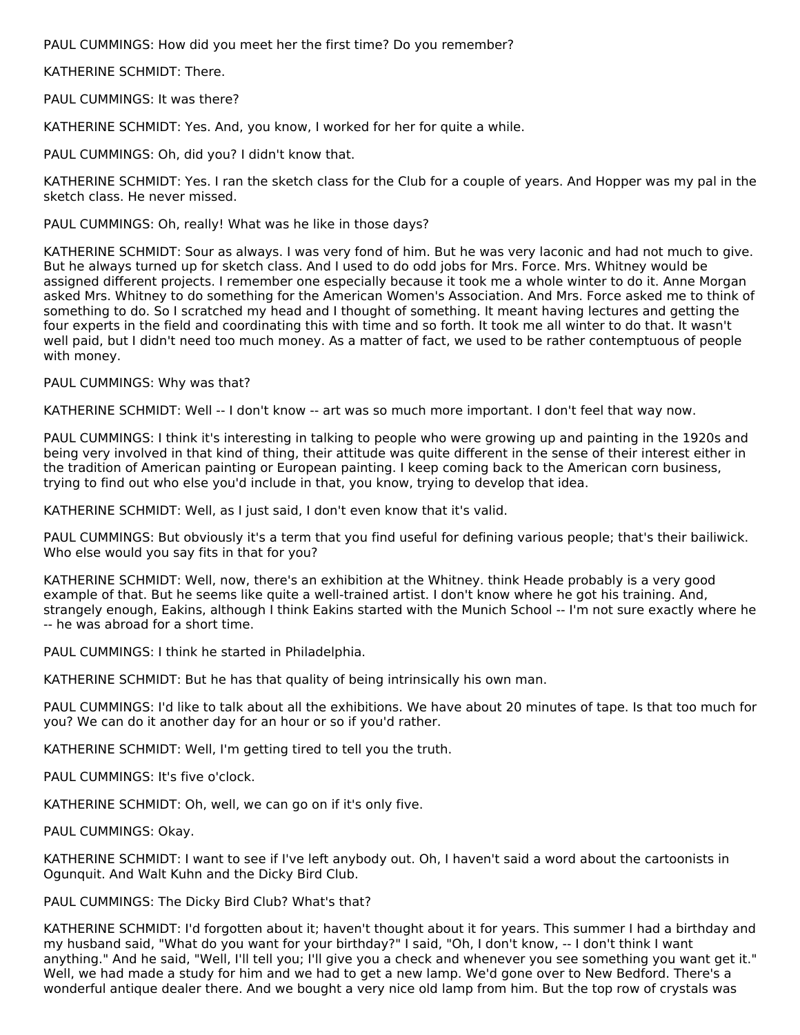PAUL CUMMINGS: How did you meet her the first time? Do you remember?

KATHERINE SCHMIDT: There.

PAUL CUMMINGS: It was there?

KATHERINE SCHMIDT: Yes. And, you know, I worked for her for quite a while.

PAUL CUMMINGS: Oh, did you? I didn't know that.

KATHERINE SCHMIDT: Yes. I ran the sketch class for the Club for a couple of years. And Hopper was my pal in the sketch class. He never missed.

PAUL CUMMINGS: Oh, really! What was he like in those days?

KATHERINE SCHMIDT: Sour as always. I was very fond of him. But he was very laconic and had not much to give. But he always turned up for sketch class. And I used to do odd jobs for Mrs. Force. Mrs. Whitney would be assigned different projects. I remember one especially because it took me a whole winter to do it. Anne Morgan asked Mrs. Whitney to do something for the American Women's Association. And Mrs. Force asked me to think of something to do. So I scratched my head and I thought of something. It meant having lectures and getting the four experts in the field and coordinating this with time and so forth. It took me all winter to do that. It wasn't well paid, but I didn't need too much money. As a matter of fact, we used to be rather contemptuous of people with money.

PAUL CUMMINGS: Why was that?

KATHERINE SCHMIDT: Well -- I don't know -- art was so much more important. I don't feel that way now.

PAUL CUMMINGS: I think it's interesting in talking to people who were growing up and painting in the 1920s and being very involved in that kind of thing, their attitude was quite different in the sense of their interest either in the tradition of American painting or European painting. I keep coming back to the American corn business, trying to find out who else you'd include in that, you know, trying to develop that idea.

KATHERINE SCHMIDT: Well, as I just said, I don't even know that it's valid.

PAUL CUMMINGS: But obviously it's a term that you find useful for defining various people; that's their bailiwick. Who else would you say fits in that for you?

KATHERINE SCHMIDT: Well, now, there's an exhibition at the Whitney. think Heade probably is a very good example of that. But he seems like quite a well-trained artist. I don't know where he got his training. And, strangely enough, Eakins, although I think Eakins started with the Munich School -- I'm not sure exactly where he -- he was abroad for a short time.

PAUL CUMMINGS: I think he started in Philadelphia.

KATHERINE SCHMIDT: But he has that quality of being intrinsically his own man.

PAUL CUMMINGS: I'd like to talk about all the exhibitions. We have about 20 minutes of tape. Is that too much for you? We can do it another day for an hour or so if you'd rather.

KATHERINE SCHMIDT: Well, I'm getting tired to tell you the truth.

PAUL CUMMINGS: It's five o'clock.

KATHERINE SCHMIDT: Oh, well, we can go on if it's only five.

PAUL CUMMINGS: Okay.

KATHERINE SCHMIDT: I want to see if I've left anybody out. Oh, I haven't said a word about the cartoonists in Ogunquit. And Walt Kuhn and the Dicky Bird Club.

PAUL CUMMINGS: The Dicky Bird Club? What's that?

KATHERINE SCHMIDT: I'd forgotten about it; haven't thought about it for years. This summer I had a birthday and my husband said, "What do you want for your birthday?" I said, "Oh, I don't know, -- I don't think I want anything." And he said, "Well, I'll tell you; I'll give you a check and whenever you see something you want get it." Well, we had made a study for him and we had to get a new lamp. We'd gone over to New Bedford. There's a wonderful antique dealer there. And we bought a very nice old lamp from him. But the top row of crystals was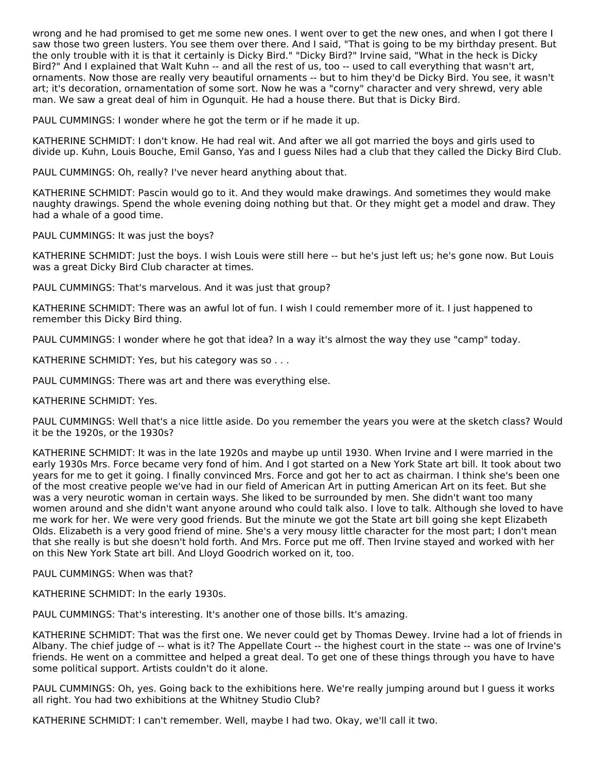wrong and he had promised to get me some new ones. I went over to get the new ones, and when I got there I saw those two green lusters. You see them over there. And I said, "That is going to be my birthday present. But the only trouble with it is that it certainly is Dicky Bird." "Dicky Bird?" Irvine said, "What in the heck is Dicky Bird?" And I explained that Walt Kuhn -- and all the rest of us, too -- used to call everything that wasn't art, ornaments. Now those are really very beautiful ornaments -- but to him they'd be Dicky Bird. You see, it wasn't art; it's decoration, ornamentation of some sort. Now he was a "corny" character and very shrewd, very able man. We saw a great deal of him in Ogunquit. He had a house there. But that is Dicky Bird.

PAUL CUMMINGS: I wonder where he got the term or if he made it up.

KATHERINE SCHMIDT: I don't know. He had real wit. And after we all got married the boys and girls used to divide up. Kuhn, Louis Bouche, Emil Ganso, Yas and I guess Niles had a club that they called the Dicky Bird Club.

PAUL CUMMINGS: Oh, really? I've never heard anything about that.

KATHERINE SCHMIDT: Pascin would go to it. And they would make drawings. And sometimes they would make naughty drawings. Spend the whole evening doing nothing but that. Or they might get a model and draw. They had a whale of a good time.

PAUL CUMMINGS: It was just the boys?

KATHERINE SCHMIDT: Just the boys. I wish Louis were still here -- but he's just left us; he's gone now. But Louis was a great Dicky Bird Club character at times.

PAUL CUMMINGS: That's marvelous. And it was just that group?

KATHERINE SCHMIDT: There was an awful lot of fun. I wish I could remember more of it. I just happened to remember this Dicky Bird thing.

PAUL CUMMINGS: I wonder where he got that idea? In a way it's almost the way they use "camp" today.

KATHERINE SCHMIDT: Yes, but his category was so . . .

PAUL CUMMINGS: There was art and there was everything else.

KATHERINE SCHMIDT: Yes.

PAUL CUMMINGS: Well that's a nice little aside. Do you remember the years you were at the sketch class? Would it be the 1920s, or the 1930s?

KATHERINE SCHMIDT: It was in the late 1920s and maybe up until 1930. When Irvine and I were married in the early 1930s Mrs. Force became very fond of him. And I got started on a New York State art bill. It took about two years for me to get it going. I finally convinced Mrs. Force and got her to act as chairman. I think she's been one of the most creative people we've had in our field of American Art in putting American Art on its feet. But she was a very neurotic woman in certain ways. She liked to be surrounded by men. She didn't want too many women around and she didn't want anyone around who could talk also. I love to talk. Although she loved to have me work for her. We were very good friends. But the minute we got the State art bill going she kept Elizabeth Olds. Elizabeth is a very good friend of mine. She's a very mousy little character for the most part; I don't mean that she really is but she doesn't hold forth. And Mrs. Force put me off. Then Irvine stayed and worked with her on this New York State art bill. And Lloyd Goodrich worked on it, too.

PAUL CUMMINGS: When was that?

KATHERINE SCHMIDT: In the early 1930s.

PAUL CUMMINGS: That's interesting. It's another one of those bills. It's amazing.

KATHERINE SCHMIDT: That was the first one. We never could get by Thomas Dewey. Irvine had a lot of friends in Albany. The chief judge of -- what is it? The Appellate Court -- the highest court in the state -- was one of Irvine's friends. He went on a committee and helped a great deal. To get one of these things through you have to have some political support. Artists couldn't do it alone.

PAUL CUMMINGS: Oh, yes. Going back to the exhibitions here. We're really jumping around but I guess it works all right. You had two exhibitions at the Whitney Studio Club?

KATHERINE SCHMIDT: I can't remember. Well, maybe I had two. Okay, we'll call it two.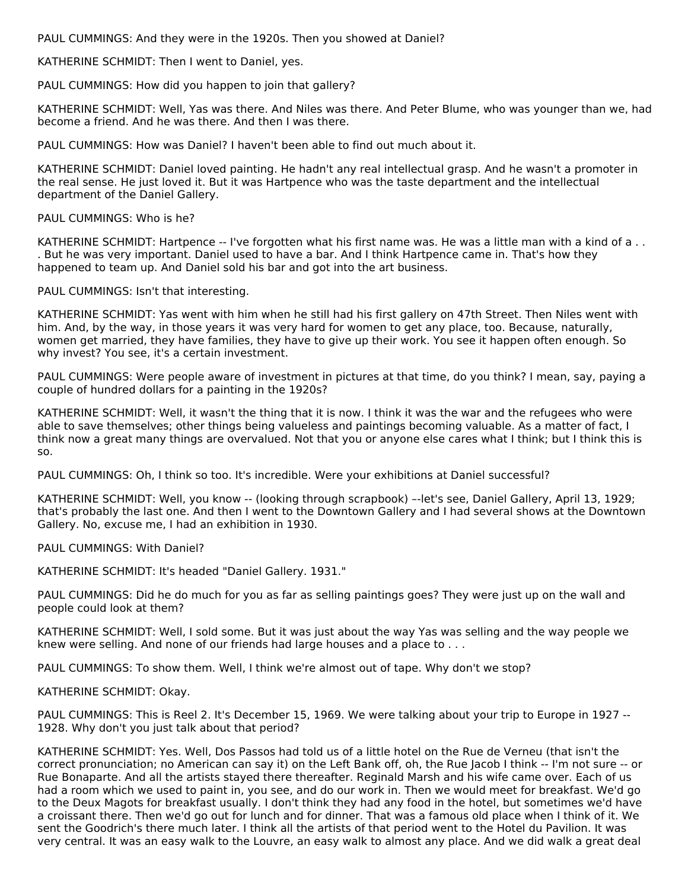PAUL CUMMINGS: And they were in the 1920s. Then you showed at Daniel?

KATHERINE SCHMIDT: Then I went to Daniel, yes.

PAUL CUMMINGS: How did you happen to join that gallery?

KATHERINE SCHMIDT: Well, Yas was there. And Niles was there. And Peter Blume, who was younger than we, had become a friend. And he was there. And then I was there.

PAUL CUMMINGS: How was Daniel? I haven't been able to find out much about it.

KATHERINE SCHMIDT: Daniel loved painting. He hadn't any real intellectual grasp. And he wasn't a promoter in the real sense. He just loved it. But it was Hartpence who was the taste department and the intellectual department of the Daniel Gallery.

PAUL CUMMINGS: Who is he?

KATHERINE SCHMIDT: Hartpence -- I've forgotten what his first name was. He was a little man with a kind of a . . . But he was very important. Daniel used to have a bar. And I think Hartpence came in. That's how they happened to team up. And Daniel sold his bar and got into the art business.

PAUL CUMMINGS: Isn't that interesting.

KATHERINE SCHMIDT: Yas went with him when he still had his first gallery on 47th Street. Then Niles went with him. And, by the way, in those years it was very hard for women to get any place, too. Because, naturally, women get married, they have families, they have to give up their work. You see it happen often enough. So why invest? You see, it's a certain investment.

PAUL CUMMINGS: Were people aware of investment in pictures at that time, do you think? I mean, say, paying a couple of hundred dollars for a painting in the 1920s?

KATHERINE SCHMIDT: Well, it wasn't the thing that it is now. I think it was the war and the refugees who were able to save themselves; other things being valueless and paintings becoming valuable. As a matter of fact, I think now a great many things are overvalued. Not that you or anyone else cares what I think; but I think this is so.

PAUL CUMMINGS: Oh, I think so too. It's incredible. Were your exhibitions at Daniel successful?

KATHERINE SCHMIDT: Well, you know -- (looking through scrapbook) –-let's see, Daniel Gallery, April 13, 1929; that's probably the last one. And then I went to the Downtown Gallery and I had several shows at the Downtown Gallery. No, excuse me, I had an exhibition in 1930.

PAUL CUMMINGS: With Daniel?

KATHERINE SCHMIDT: It's headed "Daniel Gallery. 1931."

PAUL CUMMINGS: Did he do much for you as far as selling paintings goes? They were just up on the wall and people could look at them?

KATHERINE SCHMIDT: Well, I sold some. But it was just about the way Yas was selling and the way people we knew were selling. And none of our friends had large houses and a place to . . .

PAUL CUMMINGS: To show them. Well, I think we're almost out of tape. Why don't we stop?

KATHERINE SCHMIDT: Okay.

PAUL CUMMINGS: This is Reel 2. It's December 15, 1969. We were talking about your trip to Europe in 1927 -- 1928. Why don't you just talk about that period?

KATHERINE SCHMIDT: Yes. Well, Dos Passos had told us of a little hotel on the Rue de Verneu (that isn't the correct pronunciation; no American can say it) on the Left Bank off, oh, the Rue Jacob I think -- I'm not sure -- or Rue Bonaparte. And all the artists stayed there thereafter. Reginald Marsh and his wife came over. Each of us had a room which we used to paint in, you see, and do our work in. Then we would meet for breakfast. We'd go to the Deux Magots for breakfast usually. I don't think they had any food in the hotel, but sometimes we'd have a croissant there. Then we'd go out for lunch and for dinner. That was a famous old place when I think of it. We sent the Goodrich's there much later. I think all the artists of that period went to the Hotel du Pavilion. It was very central. It was an easy walk to the Louvre, an easy walk to almost any place. And we did walk a great deal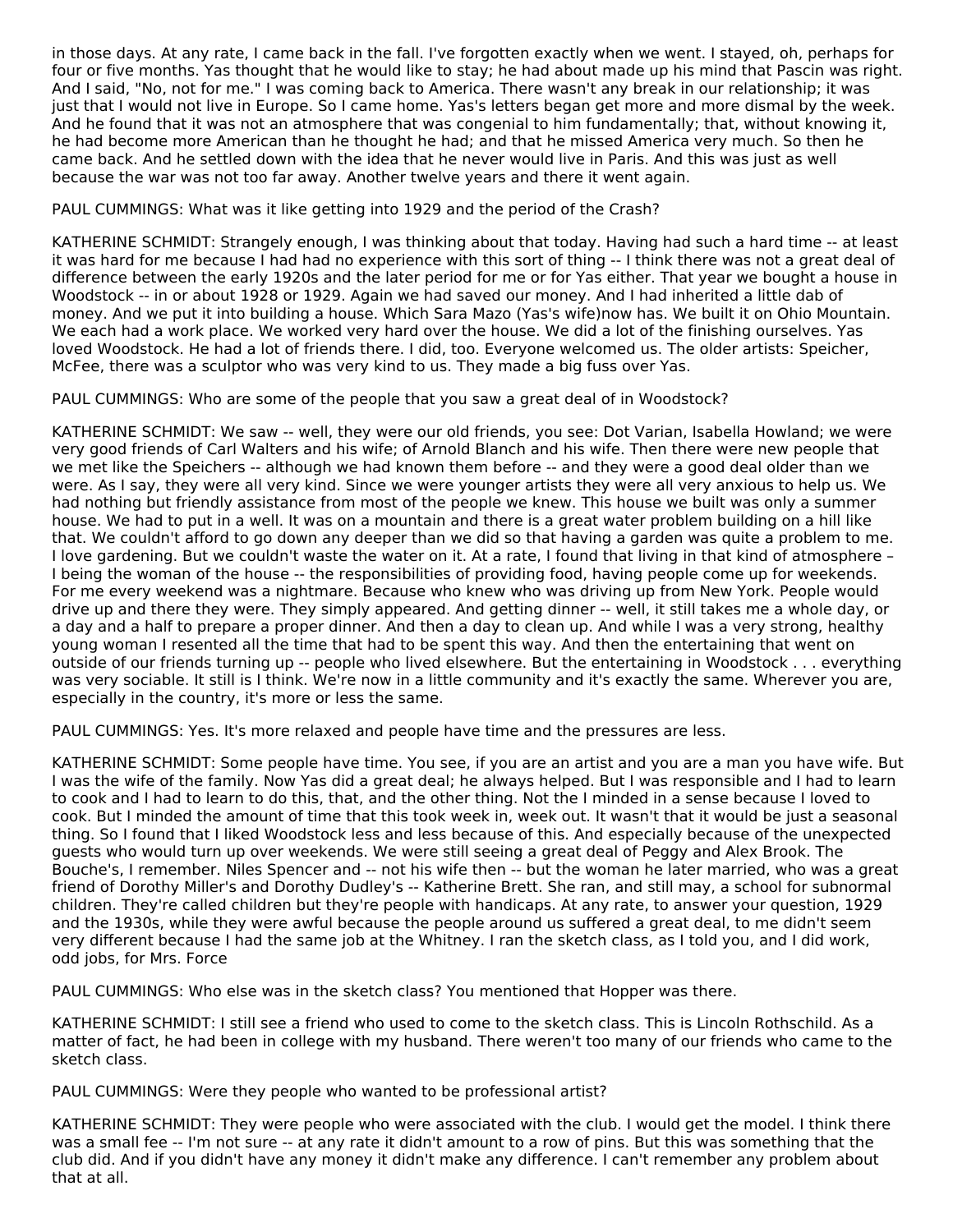in those days. At any rate, I came back in the fall. I've forgotten exactly when we went. I stayed, oh, perhaps for four or five months. Yas thought that he would like to stay; he had about made up his mind that Pascin was right. And I said, "No, not for me." I was coming back to America. There wasn't any break in our relationship; it was just that I would not live in Europe. So I came home. Yas's letters began get more and more dismal by the week. And he found that it was not an atmosphere that was congenial to him fundamentally; that, without knowing it, he had become more American than he thought he had; and that he missed America very much. So then he came back. And he settled down with the idea that he never would live in Paris. And this was just as well because the war was not too far away. Another twelve years and there it went again.

PAUL CUMMINGS: What was it like getting into 1929 and the period of the Crash?

KATHERINE SCHMIDT: Strangely enough, I was thinking about that today. Having had such a hard time -- at least it was hard for me because I had had no experience with this sort of thing -- I think there was not a great deal of difference between the early 1920s and the later period for me or for Yas either. That year we bought a house in Woodstock -- in or about 1928 or 1929. Again we had saved our money. And I had inherited a little dab of money. And we put it into building a house. Which Sara Mazo (Yas's wife)now has. We built it on Ohio Mountain. We each had a work place. We worked very hard over the house. We did a lot of the finishing ourselves. Yas loved Woodstock. He had a lot of friends there. I did, too. Everyone welcomed us. The older artists: Speicher, McFee, there was a sculptor who was very kind to us. They made a big fuss over Yas.

PAUL CUMMINGS: Who are some of the people that you saw a great deal of in Woodstock?

KATHERINE SCHMIDT: We saw -- well, they were our old friends, you see: Dot Varian, Isabella Howland; we were very good friends of Carl Walters and his wife; of Arnold Blanch and his wife. Then there were new people that we met like the Speichers -- although we had known them before -- and they were a good deal older than we were. As I say, they were all very kind. Since we were younger artists they were all very anxious to help us. We had nothing but friendly assistance from most of the people we knew. This house we built was only a summer house. We had to put in a well. It was on a mountain and there is a great water problem building on a hill like that. We couldn't afford to go down any deeper than we did so that having a garden was quite a problem to me. I love gardening. But we couldn't waste the water on it. At a rate, I found that living in that kind of atmosphere – I being the woman of the house -- the responsibilities of providing food, having people come up for weekends. For me every weekend was a nightmare. Because who knew who was driving up from New York. People would drive up and there they were. They simply appeared. And getting dinner -- well, it still takes me a whole day, or a day and a half to prepare a proper dinner. And then a day to clean up. And while I was a very strong, healthy young woman I resented all the time that had to be spent this way. And then the entertaining that went on outside of our friends turning up -- people who lived elsewhere. But the entertaining in Woodstock . . . everything was very sociable. It still is I think. We're now in a little community and it's exactly the same. Wherever you are, especially in the country, it's more or less the same.

PAUL CUMMINGS: Yes. It's more relaxed and people have time and the pressures are less.

KATHERINE SCHMIDT: Some people have time. You see, if you are an artist and you are a man you have wife. But I was the wife of the family. Now Yas did a great deal; he always helped. But I was responsible and I had to learn to cook and I had to learn to do this, that, and the other thing. Not the I minded in a sense because I loved to cook. But I minded the amount of time that this took week in, week out. It wasn't that it would be just a seasonal thing. So I found that I liked Woodstock less and less because of this. And especially because of the unexpected guests who would turn up over weekends. We were still seeing a great deal of Peggy and Alex Brook. The Bouche's, I remember. Niles Spencer and -- not his wife then -- but the woman he later married, who was a great friend of Dorothy Miller's and Dorothy Dudley's -- Katherine Brett. She ran, and still may, a school for subnormal children. They're called children but they're people with handicaps. At any rate, to answer your question, 1929 and the 1930s, while they were awful because the people around us suffered a great deal, to me didn't seem very different because I had the same job at the Whitney. I ran the sketch class, as I told you, and I did work, odd jobs, for Mrs. Force

PAUL CUMMINGS: Who else was in the sketch class? You mentioned that Hopper was there.

KATHERINE SCHMIDT: I still see a friend who used to come to the sketch class. This is Lincoln Rothschild. As a matter of fact, he had been in college with my husband. There weren't too many of our friends who came to the sketch class.

PAUL CUMMINGS: Were they people who wanted to be professional artist?

KATHERINE SCHMIDT: They were people who were associated with the club. I would get the model. I think there was a small fee -- I'm not sure -- at any rate it didn't amount to a row of pins. But this was something that the club did. And if you didn't have any money it didn't make any difference. I can't remember any problem about that at all.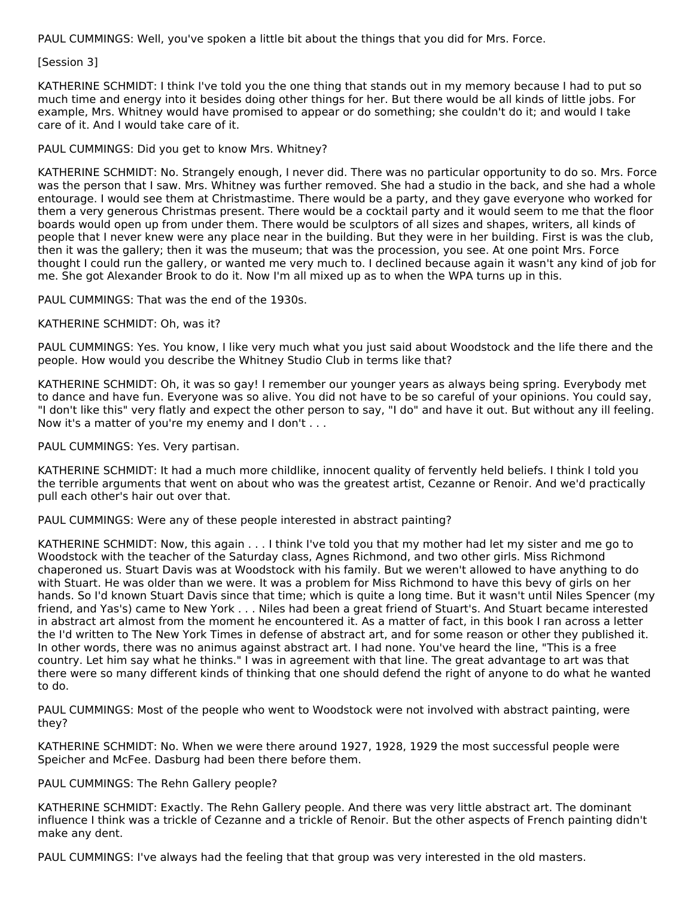PAUL CUMMINGS: Well, you've spoken a little bit about the things that you did for Mrs. Force.

[Session 3]

KATHERINE SCHMIDT: I think I've told you the one thing that stands out in my memory because I had to put so much time and energy into it besides doing other things for her. But there would be all kinds of little jobs. For example, Mrs. Whitney would have promised to appear or do something; she couldn't do it; and would I take care of it. And I would take care of it.

PAUL CUMMINGS: Did you get to know Mrs. Whitney?

KATHERINE SCHMIDT: No. Strangely enough, I never did. There was no particular opportunity to do so. Mrs. Force was the person that I saw. Mrs. Whitney was further removed. She had a studio in the back, and she had a whole entourage. I would see them at Christmastime. There would be a party, and they gave everyone who worked for them a very generous Christmas present. There would be a cocktail party and it would seem to me that the floor boards would open up from under them. There would be sculptors of all sizes and shapes, writers, all kinds of people that I never knew were any place near in the building. But they were in her building. First is was the club, then it was the gallery; then it was the museum; that was the procession, you see. At one point Mrs. Force thought I could run the gallery, or wanted me very much to. I declined because again it wasn't any kind of job for me. She got Alexander Brook to do it. Now I'm all mixed up as to when the WPA turns up in this.

PAUL CUMMINGS: That was the end of the 1930s.

KATHERINE SCHMIDT: Oh, was it?

PAUL CUMMINGS: Yes. You know, I like very much what you just said about Woodstock and the life there and the people. How would you describe the Whitney Studio Club in terms like that?

KATHERINE SCHMIDT: Oh, it was so gay! I remember our younger years as always being spring. Everybody met to dance and have fun. Everyone was so alive. You did not have to be so careful of your opinions. You could say, "I don't like this" very flatly and expect the other person to say, "I do" and have it out. But without any ill feeling. Now it's a matter of you're my enemy and I don't . . .

PAUL CUMMINGS: Yes. Very partisan.

KATHERINE SCHMIDT: It had a much more childlike, innocent quality of fervently held beliefs. I think I told you the terrible arguments that went on about who was the greatest artist, Cezanne or Renoir. And we'd practically pull each other's hair out over that.

PAUL CUMMINGS: Were any of these people interested in abstract painting?

KATHERINE SCHMIDT: Now, this again . . . I think I've told you that my mother had let my sister and me go to Woodstock with the teacher of the Saturday class, Agnes Richmond, and two other girls. Miss Richmond chaperoned us. Stuart Davis was at Woodstock with his family. But we weren't allowed to have anything to do with Stuart. He was older than we were. It was a problem for Miss Richmond to have this bevy of girls on her hands. So I'd known Stuart Davis since that time; which is quite a long time. But it wasn't until Niles Spencer (my friend, and Yas's) came to New York . . . Niles had been a great friend of Stuart's. And Stuart became interested in abstract art almost from the moment he encountered it. As a matter of fact, in this book I ran across a letter the I'd written to The New York Times in defense of abstract art, and for some reason or other they published it. In other words, there was no animus against abstract art. I had none. You've heard the line, "This is a free country. Let him say what he thinks." I was in agreement with that line. The great advantage to art was that there were so many different kinds of thinking that one should defend the right of anyone to do what he wanted to do.

PAUL CUMMINGS: Most of the people who went to Woodstock were not involved with abstract painting, were they?

KATHERINE SCHMIDT: No. When we were there around 1927, 1928, 1929 the most successful people were Speicher and McFee. Dasburg had been there before them.

PAUL CUMMINGS: The Rehn Gallery people?

KATHERINE SCHMIDT: Exactly. The Rehn Gallery people. And there was very little abstract art. The dominant influence I think was a trickle of Cezanne and a trickle of Renoir. But the other aspects of French painting didn't make any dent.

PAUL CUMMINGS: I've always had the feeling that that group was very interested in the old masters.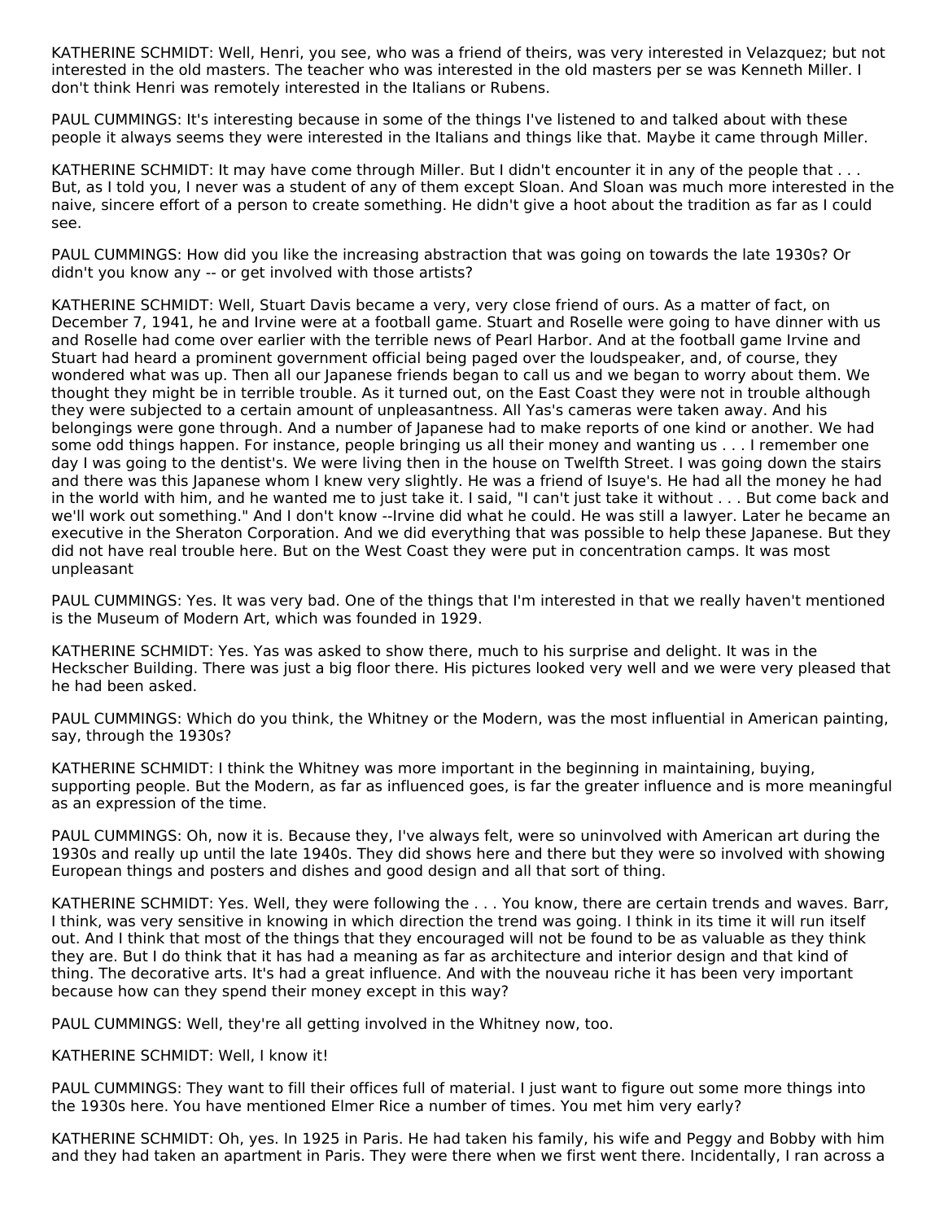KATHERINE SCHMIDT: Well, Henri, you see, who was a friend of theirs, was very interested in Velazquez; but not interested in the old masters. The teacher who was interested in the old masters per se was Kenneth Miller. I don't think Henri was remotely interested in the Italians or Rubens.

PAUL CUMMINGS: It's interesting because in some of the things I've listened to and talked about with these people it always seems they were interested in the Italians and things like that. Maybe it came through Miller.

KATHERINE SCHMIDT: It may have come through Miller. But I didn't encounter it in any of the people that . . . But, as I told you, I never was a student of any of them except Sloan. And Sloan was much more interested in the naive, sincere effort of a person to create something. He didn't give a hoot about the tradition as far as I could see.

PAUL CUMMINGS: How did you like the increasing abstraction that was going on towards the late 1930s? Or didn't you know any -- or get involved with those artists?

KATHERINE SCHMIDT: Well, Stuart Davis became a very, very close friend of ours. As a matter of fact, on December 7, 1941, he and Irvine were at a football game. Stuart and Roselle were going to have dinner with us and Roselle had come over earlier with the terrible news of Pearl Harbor. And at the football game Irvine and Stuart had heard a prominent government official being paged over the loudspeaker, and, of course, they wondered what was up. Then all our Japanese friends began to call us and we began to worry about them. We thought they might be in terrible trouble. As it turned out, on the East Coast they were not in trouble although they were subjected to a certain amount of unpleasantness. All Yas's cameras were taken away. And his belongings were gone through. And a number of Japanese had to make reports of one kind or another. We had some odd things happen. For instance, people bringing us all their money and wanting us . . . I remember one day I was going to the dentist's. We were living then in the house on Twelfth Street. I was going down the stairs and there was this Japanese whom I knew very slightly. He was a friend of Isuye's. He had all the money he had in the world with him, and he wanted me to just take it. I said, "I can't just take it without . . . But come back and we'll work out something." And I don't know --Irvine did what he could. He was still a lawyer. Later he became an executive in the Sheraton Corporation. And we did everything that was possible to help these Japanese. But they did not have real trouble here. But on the West Coast they were put in concentration camps. It was most unpleasant

PAUL CUMMINGS: Yes. It was very bad. One of the things that I'm interested in that we really haven't mentioned is the Museum of Modern Art, which was founded in 1929.

KATHERINE SCHMIDT: Yes. Yas was asked to show there, much to his surprise and delight. It was in the Heckscher Building. There was just a big floor there. His pictures looked very well and we were very pleased that he had been asked.

PAUL CUMMINGS: Which do you think, the Whitney or the Modern, was the most influential in American painting, say, through the 1930s?

KATHERINE SCHMIDT: I think the Whitney was more important in the beginning in maintaining, buying, supporting people. But the Modern, as far as influenced goes, is far the greater influence and is more meaningful as an expression of the time.

PAUL CUMMINGS: Oh, now it is. Because they, I've always felt, were so uninvolved with American art during the 1930s and really up until the late 1940s. They did shows here and there but they were so involved with showing European things and posters and dishes and good design and all that sort of thing.

KATHERINE SCHMIDT: Yes. Well, they were following the . . . You know, there are certain trends and waves. Barr, I think, was very sensitive in knowing in which direction the trend was going. I think in its time it will run itself out. And I think that most of the things that they encouraged will not be found to be as valuable as they think they are. But I do think that it has had a meaning as far as architecture and interior design and that kind of thing. The decorative arts. It's had a great influence. And with the nouveau riche it has been very important because how can they spend their money except in this way?

PAUL CUMMINGS: Well, they're all getting involved in the Whitney now, too.

KATHERINE SCHMIDT: Well, I know it!

PAUL CUMMINGS: They want to fill their offices full of material. I just want to figure out some more things into the 1930s here. You have mentioned Elmer Rice a number of times. You met him very early?

KATHERINE SCHMIDT: Oh, yes. In 1925 in Paris. He had taken his family, his wife and Peggy and Bobby with him and they had taken an apartment in Paris. They were there when we first went there. Incidentally, I ran across a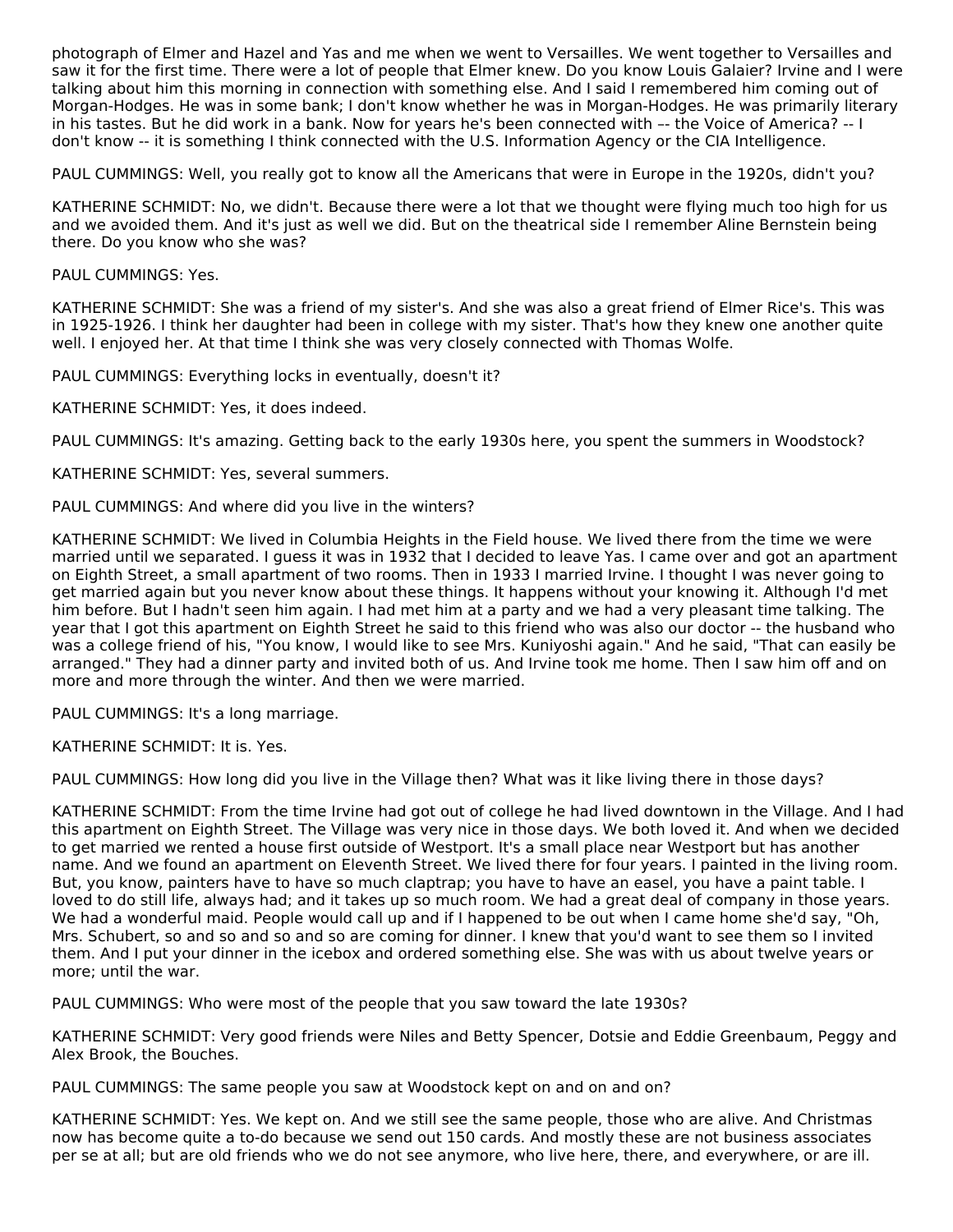photograph of Elmer and Hazel and Yas and me when we went to Versailles. We went together to Versailles and saw it for the first time. There were a lot of people that Elmer knew. Do you know Louis Galaier? Irvine and I were talking about him this morning in connection with something else. And I said I remembered him coming out of Morgan-Hodges. He was in some bank; I don't know whether he was in Morgan-Hodges. He was primarily literary in his tastes. But he did work in a bank. Now for years he's been connected with –– the Voice of America? -- I don't know -- it is something I think connected with the U.S. Information Agency or the CIA Intelligence.

PAUL CUMMINGS: Well, you really got to know all the Americans that were in Europe in the 1920s, didn't you?

KATHERINE SCHMIDT: No, we didn't. Because there were a lot that we thought were flying much too high for us and we avoided them. And it's just as well we did. But on the theatrical side I remember Aline Bernstein being there. Do you know who she was?

PAUL CUMMINGS: Yes.

KATHERINE SCHMIDT: She was a friend of my sister's. And she was also a great friend of Elmer Rice's. This was in 1925-1926. I think her daughter had been in college with my sister. That's how they knew one another quite well. I enjoyed her. At that time I think she was very closely connected with Thomas Wolfe.

PAUL CUMMINGS: Everything locks in eventually, doesn't it?

KATHERINE SCHMIDT: Yes, it does indeed.

PAUL CUMMINGS: It's amazing. Getting back to the early 1930s here, you spent the summers in Woodstock?

KATHERINE SCHMIDT: Yes, several summers.

PAUL CUMMINGS: And where did you live in the winters?

KATHERINE SCHMIDT: We lived in Columbia Heights in the Field house. We lived there from the time we were married until we separated. I guess it was in 1932 that I decided to leave Yas. I came over and got an apartment on Eighth Street, a small apartment of two rooms. Then in 1933 I married Irvine. I thought I was never going to get married again but you never know about these things. It happens without your knowing it. Although I'd met him before. But I hadn't seen him again. I had met him at a party and we had a very pleasant time talking. The year that I got this apartment on Eighth Street he said to this friend who was also our doctor -- the husband who was a college friend of his, "You know, I would like to see Mrs. Kuniyoshi again." And he said, "That can easily be arranged." They had a dinner party and invited both of us. And Irvine took me home. Then I saw him off and on more and more through the winter. And then we were married.

PAUL CUMMINGS: It's a long marriage.

KATHERINE SCHMIDT: It is. Yes.

PAUL CUMMINGS: How long did you live in the Village then? What was it like living there in those days?

KATHERINE SCHMIDT: From the time Irvine had got out of college he had lived downtown in the Village. And I had this apartment on Eighth Street. The Village was very nice in those days. We both loved it. And when we decided to get married we rented a house first outside of Westport. It's a small place near Westport but has another name. And we found an apartment on Eleventh Street. We lived there for four years. I painted in the living room. But, you know, painters have to have so much claptrap; you have to have an easel, you have a paint table. I loved to do still life, always had; and it takes up so much room. We had a great deal of company in those years. We had a wonderful maid. People would call up and if I happened to be out when I came home she'd say, "Oh, Mrs. Schubert, so and so and so and so are coming for dinner. I knew that you'd want to see them so I invited them. And I put your dinner in the icebox and ordered something else. She was with us about twelve years or more; until the war.

PAUL CUMMINGS: Who were most of the people that you saw toward the late 1930s?

KATHERINE SCHMIDT: Very good friends were Niles and Betty Spencer, Dotsie and Eddie Greenbaum, Peggy and Alex Brook, the Bouches.

PAUL CUMMINGS: The same people you saw at Woodstock kept on and on and on?

KATHERINE SCHMIDT: Yes. We kept on. And we still see the same people, those who are alive. And Christmas now has become quite a to-do because we send out 150 cards. And mostly these are not business associates per se at all; but are old friends who we do not see anymore, who live here, there, and everywhere, or are ill.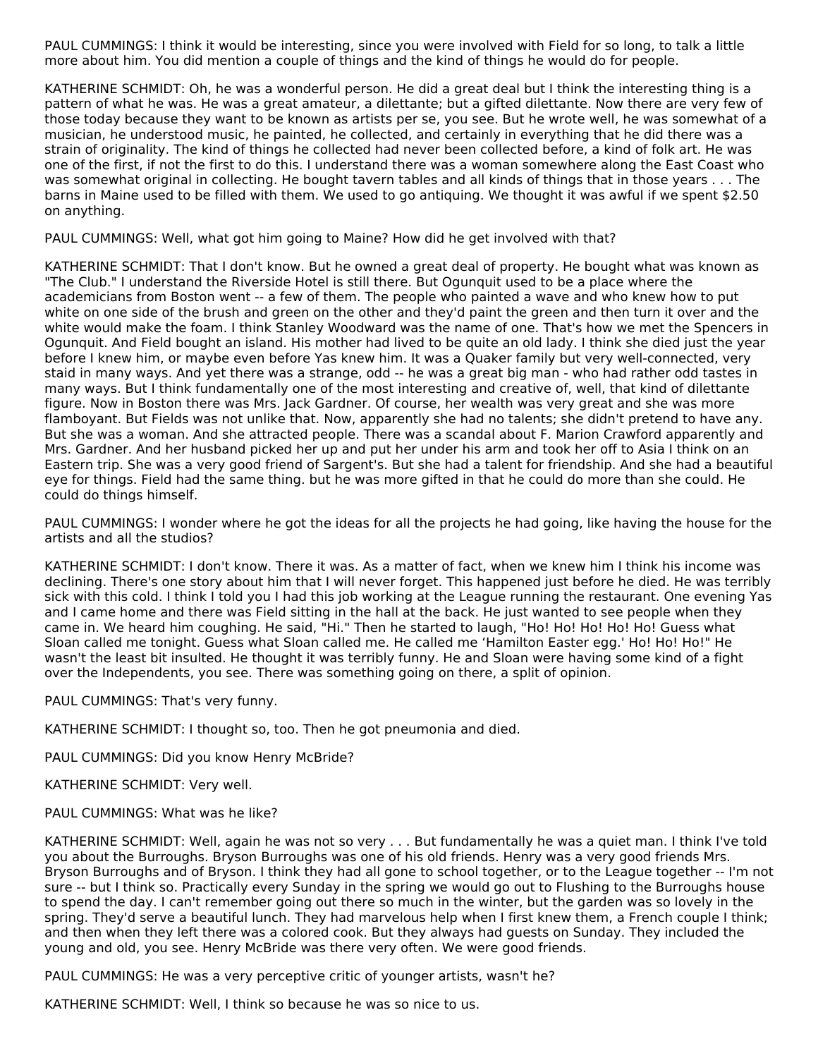PAUL CUMMINGS: I think it would be interesting, since you were involved with Field for so long, to talk a little more about him. You did mention a couple of things and the kind of things he would do for people.

KATHERINE SCHMIDT: Oh, he was a wonderful person. He did a great deal but I think the interesting thing is a pattern of what he was. He was a great amateur, a dilettante; but a gifted dilettante. Now there are very few of those today because they want to be known as artists per se, you see. But he wrote well, he was somewhat of a musician, he understood music, he painted, he collected, and certainly in everything that he did there was a strain of originality. The kind of things he collected had never been collected before, a kind of folk art. He was one of the first, if not the first to do this. I understand there was a woman somewhere along the East Coast who was somewhat original in collecting. He bought tavern tables and all kinds of things that in those years . . . The barns in Maine used to be filled with them. We used to go antiquing. We thought it was awful if we spent $2.50 on anything.

PAUL CUMMINGS: Well, what got him going to Maine? How did he get involved with that?

KATHERINE SCHMIDT: That I don't know. But he owned a great deal of property. He bought what was known as "The Club." I understand the Riverside Hotel is still there. But Ogunquit used to be a place where the academicians from Boston went -- a few of them. The people who painted a wave and who knew how to put white on one side of the brush and green on the other and they'd paint the green and then turn it over and the white would make the foam. I think Stanley Woodward was the name of one. That's how we met the Spencers in Ogunquit. And Field bought an island. His mother had lived to be quite an old lady. I think she died just the year before I knew him, or maybe even before Yas knew him. It was a Quaker family but very well-connected, very staid in many ways. And yet there was a strange, odd -- he was a great big man - who had rather odd tastes in many ways. But I think fundamentally one of the most interesting and creative of, well, that kind of dilettante figure. Now in Boston there was Mrs. Jack Gardner. Of course, her wealth was very great and she was more flamboyant. But Fields was not unlike that. Now, apparently she had no talents; she didn't pretend to have any. But she was a woman. And she attracted people. There was a scandal about F. Marion Crawford apparently and Mrs. Gardner. And her husband picked her up and put her under his arm and took her off to Asia I think on an Eastern trip. She was a very good friend of Sargent's. But she had a talent for friendship. And she had a beautiful eye for things. Field had the same thing. but he was more gifted in that he could do more than she could. He could do things himself.

PAUL CUMMINGS: I wonder where he got the ideas for all the projects he had going, like having the house for the artists and all the studios?

KATHERINE SCHMIDT: I don't know. There it was. As a matter of fact, when we knew him I think his income was declining. There's one story about him that I will never forget. This happened just before he died. He was terribly sick with this cold. I think I told you I had this job working at the League running the restaurant. One evening Yas and I came home and there was Field sitting in the hall at the back. He just wanted to see people when they came in. We heard him coughing. He said, "Hi." Then he started to laugh, "Ho! Ho! Ho! Ho! Ho! Guess what Sloan called me tonight. Guess what Sloan called me. He called me 'Hamilton Easter egg.' Ho! Ho! Ho!" He wasn't the least bit insulted. He thought it was terribly funny. He and Sloan were having some kind of a fight over the Independents, you see. There was something going on there, a split of opinion.

PAUL CUMMINGS: That's very funny.

KATHERINE SCHMIDT: I thought so, too. Then he got pneumonia and died.

PAUL CUMMINGS: Did you know Henry McBride?

KATHERINE SCHMIDT: Very well.

PAUL CUMMINGS: What was he like?

KATHERINE SCHMIDT: Well, again he was not so very . . . But fundamentally he was a quiet man. I think I've told you about the Burroughs. Bryson Burroughs was one of his old friends. Henry was a very good friends Mrs. Bryson Burroughs and of Bryson. I think they had all gone to school together, or to the League together -- I'm not sure -- but I think so. Practically every Sunday in the spring we would go out to Flushing to the Burroughs house to spend the day. I can't remember going out there so much in the winter, but the garden was so lovely in the spring. They'd serve a beautiful lunch. They had marvelous help when I first knew them, a French couple I think; and then when they left there was a colored cook. But they always had guests on Sunday. They included the young and old, you see. Henry McBride was there very often. We were good friends.

PAUL CUMMINGS: He was a very perceptive critic of younger artists, wasn't he?

KATHERINE SCHMIDT: Well, I think so because he was so nice to us.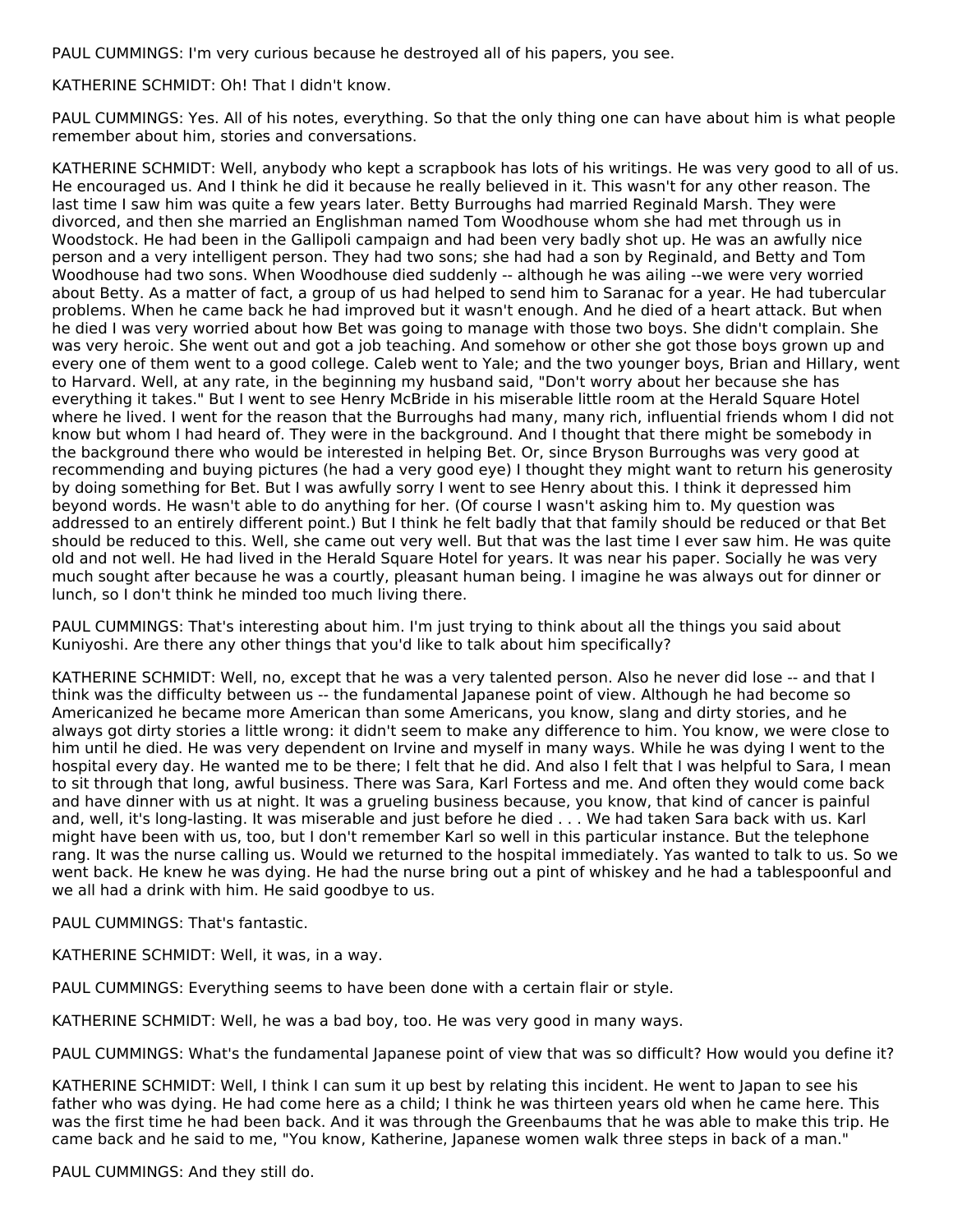PAUL CUMMINGS: I'm very curious because he destroyed all of his papers, you see.

KATHERINE SCHMIDT: Oh! That I didn't know.

PAUL CUMMINGS: Yes. All of his notes, everything. So that the only thing one can have about him is what people remember about him, stories and conversations.

KATHERINE SCHMIDT: Well, anybody who kept a scrapbook has lots of his writings. He was very good to all of us. He encouraged us. And I think he did it because he really believed in it. This wasn't for any other reason. The last time I saw him was quite a few years later. Betty Burroughs had married Reginald Marsh. They were divorced, and then she married an Englishman named Tom Woodhouse whom she had met through us in Woodstock. He had been in the Gallipoli campaign and had been very badly shot up. He was an awfully nice person and a very intelligent person. They had two sons; she had had a son by Reginald, and Betty and Tom Woodhouse had two sons. When Woodhouse died suddenly -- although he was ailing --we were very worried about Betty. As a matter of fact, a group of us had helped to send him to Saranac for a year. He had tubercular problems. When he came back he had improved but it wasn't enough. And he died of a heart attack. But when he died I was very worried about how Bet was going to manage with those two boys. She didn't complain. She was very heroic. She went out and got a job teaching. And somehow or other she got those boys grown up and every one of them went to a good college. Caleb went to Yale; and the two younger boys, Brian and Hillary, went to Harvard. Well, at any rate, in the beginning my husband said, "Don't worry about her because she has everything it takes." But I went to see Henry McBride in his miserable little room at the Herald Square Hotel where he lived. I went for the reason that the Burroughs had many, many rich, influential friends whom I did not know but whom I had heard of. They were in the background. And I thought that there might be somebody in the background there who would be interested in helping Bet. Or, since Bryson Burroughs was very good at recommending and buying pictures (he had a very good eye) I thought they might want to return his generosity by doing something for Bet. But I was awfully sorry I went to see Henry about this. I think it depressed him beyond words. He wasn't able to do anything for her. (Of course I wasn't asking him to. My question was addressed to an entirely different point.) But I think he felt badly that that family should be reduced or that Bet should be reduced to this. Well, she came out very well. But that was the last time I ever saw him. He was quite old and not well. He had lived in the Herald Square Hotel for years. It was near his paper. Socially he was very much sought after because he was a courtly, pleasant human being. I imagine he was always out for dinner or lunch, so I don't think he minded too much living there.

PAUL CUMMINGS: That's interesting about him. I'm just trying to think about all the things you said about Kuniyoshi. Are there any other things that you'd like to talk about him specifically?

KATHERINE SCHMIDT: Well, no, except that he was a very talented person. Also he never did lose -- and that I think was the difficulty between us -- the fundamental Japanese point of view. Although he had become so Americanized he became more American than some Americans, you know, slang and dirty stories, and he always got dirty stories a little wrong: it didn't seem to make any difference to him. You know, we were close to him until he died. He was very dependent on Irvine and myself in many ways. While he was dying I went to the hospital every day. He wanted me to be there; I felt that he did. And also I felt that I was helpful to Sara, I mean to sit through that long, awful business. There was Sara, Karl Fortess and me. And often they would come back and have dinner with us at night. It was a grueling business because, you know, that kind of cancer is painful and, well, it's long-lasting. It was miserable and just before he died . . . We had taken Sara back with us. Karl might have been with us, too, but I don't remember Karl so well in this particular instance. But the telephone rang. It was the nurse calling us. Would we returned to the hospital immediately. Yas wanted to talk to us. So we went back. He knew he was dying. He had the nurse bring out a pint of whiskey and he had a tablespoonful and we all had a drink with him. He said goodbye to us.

PAUL CUMMINGS: That's fantastic.

KATHERINE SCHMIDT: Well, it was, in a way.

PAUL CUMMINGS: Everything seems to have been done with a certain flair or style.

KATHERINE SCHMIDT: Well, he was a bad boy, too. He was very good in many ways.

PAUL CUMMINGS: What's the fundamental Japanese point of view that was so difficult? How would you define it?

KATHERINE SCHMIDT: Well, I think I can sum it up best by relating this incident. He went to Japan to see his father who was dying. He had come here as a child; I think he was thirteen years old when he came here. This was the first time he had been back. And it was through the Greenbaums that he was able to make this trip. He came back and he said to me, "You know, Katherine, Japanese women walk three steps in back of a man."

PAUL CUMMINGS: And they still do.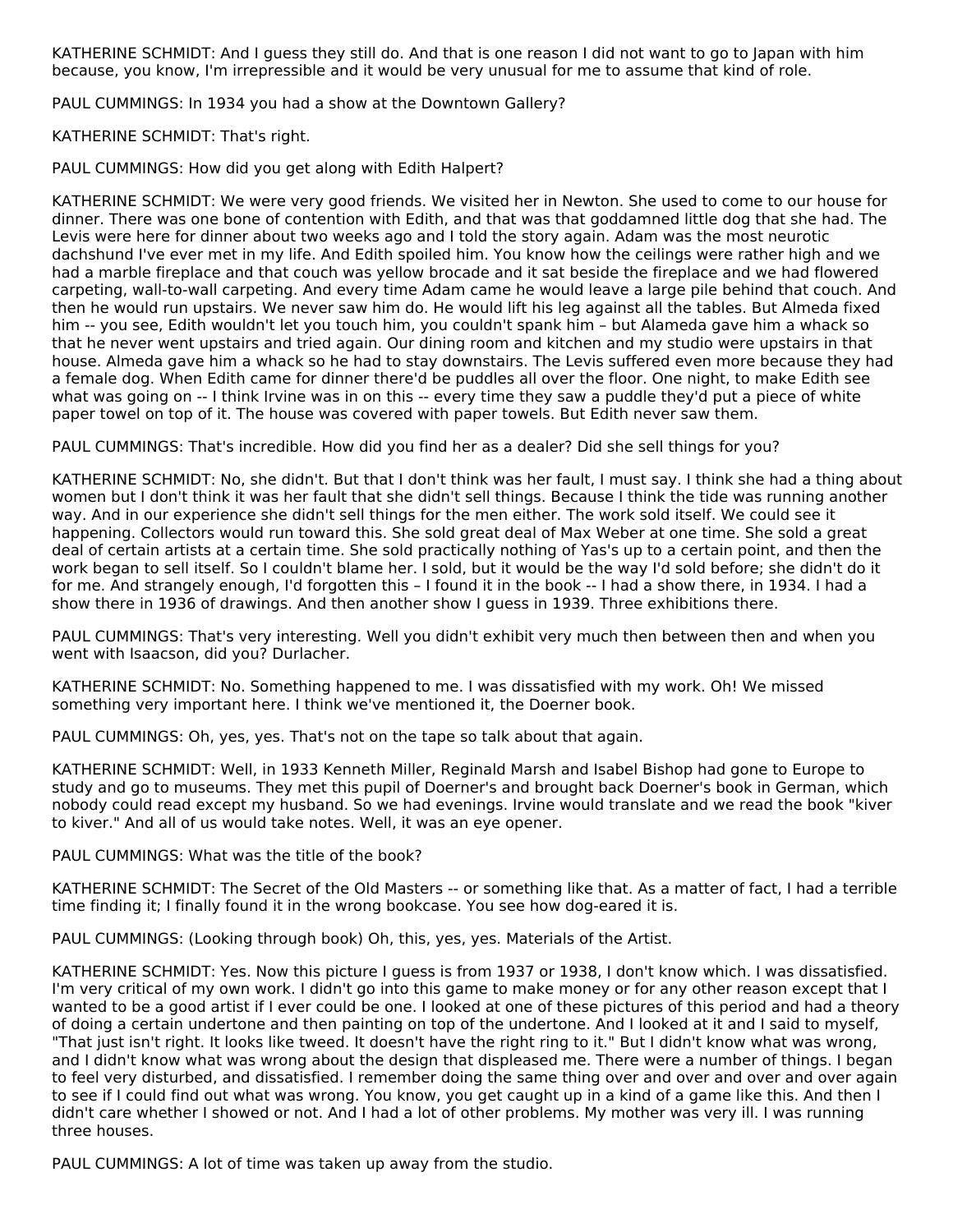KATHERINE SCHMIDT: And I guess they still do. And that is one reason I did not want to go to Japan with him because, you know, I'm irrepressible and it would be very unusual for me to assume that kind of role.

PAUL CUMMINGS: In 1934 you had a show at the Downtown Gallery?

KATHERINE SCHMIDT: That's right.

PAUL CUMMINGS: How did you get along with Edith Halpert?

KATHERINE SCHMIDT: We were very good friends. We visited her in Newton. She used to come to our house for dinner. There was one bone of contention with Edith, and that was that goddamned little dog that she had. The Levis were here for dinner about two weeks ago and I told the story again. Adam was the most neurotic dachshund I've ever met in my life. And Edith spoiled him. You know how the ceilings were rather high and we had a marble fireplace and that couch was yellow brocade and it sat beside the fireplace and we had flowered carpeting, wall-to-wall carpeting. And every time Adam came he would leave a large pile behind that couch. And then he would run upstairs. We never saw him do. He would lift his leg against all the tables. But Almeda fixed him -- you see, Edith wouldn't let you touch him, you couldn't spank him – but Alameda gave him a whack so that he never went upstairs and tried again. Our dining room and kitchen and my studio were upstairs in that house. Almeda gave him a whack so he had to stay downstairs. The Levis suffered even more because they had a female dog. When Edith came for dinner there'd be puddles all over the floor. One night, to make Edith see what was going on -- I think Irvine was in on this -- every time they saw a puddle they'd put a piece of white paper towel on top of it. The house was covered with paper towels. But Edith never saw them.

PAUL CUMMINGS: That's incredible. How did you find her as a dealer? Did she sell things for you?

KATHERINE SCHMIDT: No, she didn't. But that I don't think was her fault, I must say. I think she had a thing about women but I don't think it was her fault that she didn't sell things. Because I think the tide was running another way. And in our experience she didn't sell things for the men either. The work sold itself. We could see it happening. Collectors would run toward this. She sold great deal of Max Weber at one time. She sold a great deal of certain artists at a certain time. She sold practically nothing of Yas's up to a certain point, and then the work began to sell itself. So I couldn't blame her. I sold, but it would be the way I'd sold before; she didn't do it for me. And strangely enough, I'd forgotten this – I found it in the book -- I had a show there, in 1934. I had a show there in 1936 of drawings. And then another show I guess in 1939. Three exhibitions there.

PAUL CUMMINGS: That's very interesting. Well you didn't exhibit very much then between then and when you went with Isaacson, did you? Durlacher.

KATHERINE SCHMIDT: No. Something happened to me. I was dissatisfied with my work. Oh! We missed something very important here. I think we've mentioned it, the Doerner book.

PAUL CUMMINGS: Oh, yes, yes. That's not on the tape so talk about that again.

KATHERINE SCHMIDT: Well, in 1933 Kenneth Miller, Reginald Marsh and Isabel Bishop had gone to Europe to study and go to museums. They met this pupil of Doerner's and brought back Doerner's book in German, which nobody could read except my husband. So we had evenings. Irvine would translate and we read the book "kiver to kiver." And all of us would take notes. Well, it was an eye opener.

PAUL CUMMINGS: What was the title of the book?

KATHERINE SCHMIDT: The Secret of the Old Masters -- or something like that. As a matter of fact, I had a terrible time finding it; I finally found it in the wrong bookcase. You see how dog-eared it is.

PAUL CUMMINGS: (Looking through book) Oh, this, yes, yes. Materials of the Artist.

KATHERINE SCHMIDT: Yes. Now this picture I guess is from 1937 or 1938, I don't know which. I was dissatisfied. I'm very critical of my own work. I didn't go into this game to make money or for any other reason except that I wanted to be a good artist if I ever could be one. I looked at one of these pictures of this period and had a theory of doing a certain undertone and then painting on top of the undertone. And I looked at it and I said to myself, "That just isn't right. It looks like tweed. It doesn't have the right ring to it." But I didn't know what was wrong, and I didn't know what was wrong about the design that displeased me. There were a number of things. I began to feel very disturbed, and dissatisfied. I remember doing the same thing over and over and over and over again to see if I could find out what was wrong. You know, you get caught up in a kind of a game like this. And then I didn't care whether I showed or not. And I had a lot of other problems. My mother was very ill. I was running three houses.

PAUL CUMMINGS: A lot of time was taken up away from the studio.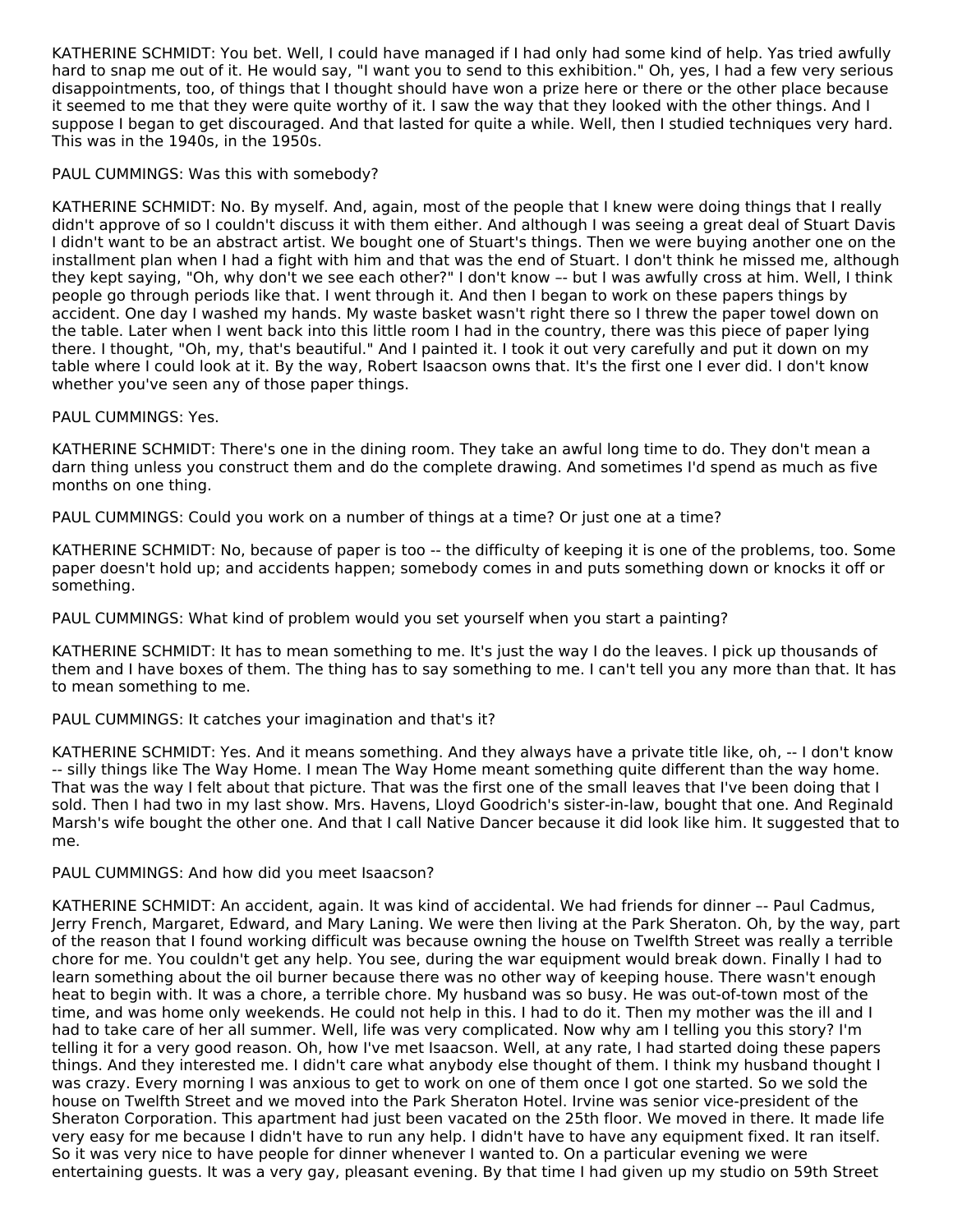KATHERINE SCHMIDT: You bet. Well, I could have managed if I had only had some kind of help. Yas tried awfully hard to snap me out of it. He would say, "I want you to send to this exhibition." Oh, yes, I had a few very serious disappointments, too, of things that I thought should have won a prize here or there or the other place because it seemed to me that they were quite worthy of it. I saw the way that they looked with the other things. And I suppose I began to get discouraged. And that lasted for quite a while. Well, then I studied techniques very hard. This was in the 1940s, in the 1950s.

PAUL CUMMINGS: Was this with somebody?

KATHERINE SCHMIDT: No. By myself. And, again, most of the people that I knew were doing things that I really didn't approve of so I couldn't discuss it with them either. And although I was seeing a great deal of Stuart Davis I didn't want to be an abstract artist. We bought one of Stuart's things. Then we were buying another one on the installment plan when I had a fight with him and that was the end of Stuart. I don't think he missed me, although they kept saying, "Oh, why don't we see each other?" I don't know –- but I was awfully cross at him. Well, I think people go through periods like that. I went through it. And then I began to work on these papers things by accident. One day I washed my hands. My waste basket wasn't right there so I threw the paper towel down on the table. Later when I went back into this little room I had in the country, there was this piece of paper lying there. I thought, "Oh, my, that's beautiful." And I painted it. I took it out very carefully and put it down on my table where I could look at it. By the way, Robert Isaacson owns that. It's the first one I ever did. I don't know whether you've seen any of those paper things.

PAUL CUMMINGS: Yes.

KATHERINE SCHMIDT: There's one in the dining room. They take an awful long time to do. They don't mean a darn thing unless you construct them and do the complete drawing. And sometimes I'd spend as much as five months on one thing.

PAUL CUMMINGS: Could you work on a number of things at a time? Or just one at a time?

KATHERINE SCHMIDT: No, because of paper is too -- the difficulty of keeping it is one of the problems, too. Some paper doesn't hold up; and accidents happen; somebody comes in and puts something down or knocks it off or something.

PAUL CUMMINGS: What kind of problem would you set yourself when you start a painting?

KATHERINE SCHMIDT: It has to mean something to me. It's just the way I do the leaves. I pick up thousands of them and I have boxes of them. The thing has to say something to me. I can't tell you any more than that. It has to mean something to me.

PAUL CUMMINGS: It catches your imagination and that's it?

KATHERINE SCHMIDT: Yes. And it means something. And they always have a private title like, oh, -- I don't know -- silly things like The Way Home. I mean The Way Home meant something quite different than the way home. That was the way I felt about that picture. That was the first one of the small leaves that I've been doing that I sold. Then I had two in my last show. Mrs. Havens, Lloyd Goodrich's sister-in-law, bought that one. And Reginald Marsh's wife bought the other one. And that I call Native Dancer because it did look like him. It suggested that to me.

PAUL CUMMINGS: And how did you meet Isaacson?

KATHERINE SCHMIDT: An accident, again. It was kind of accidental. We had friends for dinner –- Paul Cadmus, Jerry French, Margaret, Edward, and Mary Laning. We were then living at the Park Sheraton. Oh, by the way, part of the reason that I found working difficult was because owning the house on Twelfth Street was really a terrible chore for me. You couldn't get any help. You see, during the war equipment would break down. Finally I had to learn something about the oil burner because there was no other way of keeping house. There wasn't enough heat to begin with. It was a chore, a terrible chore. My husband was so busy. He was out-of-town most of the time, and was home only weekends. He could not help in this. I had to do it. Then my mother was the ill and I had to take care of her all summer. Well, life was very complicated. Now why am I telling you this story? I'm telling it for a very good reason. Oh, how I've met Isaacson. Well, at any rate, I had started doing these papers things. And they interested me. I didn't care what anybody else thought of them. I think my husband thought I was crazy. Every morning I was anxious to get to work on one of them once I got one started. So we sold the house on Twelfth Street and we moved into the Park Sheraton Hotel. Irvine was senior vice-president of the Sheraton Corporation. This apartment had just been vacated on the 25th floor. We moved in there. It made life very easy for me because I didn't have to run any help. I didn't have to have any equipment fixed. It ran itself. So it was very nice to have people for dinner whenever I wanted to. On a particular evening we were entertaining guests. It was a very gay, pleasant evening. By that time I had given up my studio on 59th Street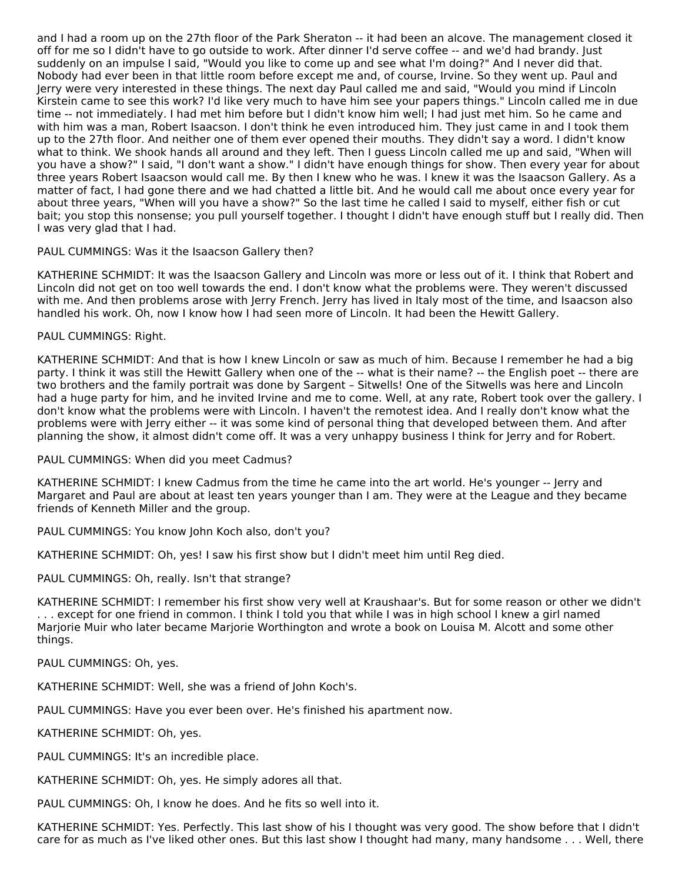and I had a room up on the 27th floor of the Park Sheraton -- it had been an alcove. The management closed it off for me so I didn't have to go outside to work. After dinner I'd serve coffee -- and we'd had brandy. Just suddenly on an impulse I said, "Would you like to come up and see what I'm doing?" And I never did that. Nobody had ever been in that little room before except me and, of course, Irvine. So they went up. Paul and Jerry were very interested in these things. The next day Paul called me and said, "Would you mind if Lincoln Kirstein came to see this work? I'd like very much to have him see your papers things." Lincoln called me in due time -- not immediately. I had met him before but I didn't know him well; I had just met him. So he came and with him was a man, Robert Isaacson. I don't think he even introduced him. They just came in and I took them up to the 27th floor. And neither one of them ever opened their mouths. They didn't say a word. I didn't know what to think. We shook hands all around and they left. Then I guess Lincoln called me up and said, "When will you have a show?" I said, "I don't want a show." I didn't have enough things for show. Then every year for about three years Robert Isaacson would call me. By then I knew who he was. I knew it was the Isaacson Gallery. As a matter of fact, I had gone there and we had chatted a little bit. And he would call me about once every year for about three years, "When will you have a show?" So the last time he called I said to myself, either fish or cut bait; you stop this nonsense; you pull yourself together. I thought I didn't have enough stuff but I really did. Then I was very glad that I had.

PAUL CUMMINGS: Was it the Isaacson Gallery then?

KATHERINE SCHMIDT: It was the Isaacson Gallery and Lincoln was more or less out of it. I think that Robert and Lincoln did not get on too well towards the end. I don't know what the problems were. They weren't discussed with me. And then problems arose with Jerry French. Jerry has lived in Italy most of the time, and Isaacson also handled his work. Oh, now I know how I had seen more of Lincoln. It had been the Hewitt Gallery.

PAUL CUMMINGS: Right.

KATHERINE SCHMIDT: And that is how I knew Lincoln or saw as much of him. Because I remember he had a big party. I think it was still the Hewitt Gallery when one of the -- what is their name? -- the English poet -- there are two brothers and the family portrait was done by Sargent – Sitwells! One of the Sitwells was here and Lincoln had a huge party for him, and he invited Irvine and me to come. Well, at any rate, Robert took over the gallery. I don't know what the problems were with Lincoln. I haven't the remotest idea. And I really don't know what the problems were with Jerry either -- it was some kind of personal thing that developed between them. And after planning the show, it almost didn't come off. It was a very unhappy business I think for Jerry and for Robert.

PAUL CUMMINGS: When did you meet Cadmus?

KATHERINE SCHMIDT: I knew Cadmus from the time he came into the art world. He's younger -- Jerry and Margaret and Paul are about at least ten years younger than I am. They were at the League and they became friends of Kenneth Miller and the group.

PAUL CUMMINGS: You know John Koch also, don't you?

KATHERINE SCHMIDT: Oh, yes! I saw his first show but I didn't meet him until Reg died.

PAUL CUMMINGS: Oh, really. Isn't that strange?

KATHERINE SCHMIDT: I remember his first show very well at Kraushaar's. But for some reason or other we didn't . . . except for one friend in common. I think I told you that while I was in high school I knew a girl named Marjorie Muir who later became Marjorie Worthington and wrote a book on Louisa M. Alcott and some other things.

PAUL CUMMINGS: Oh, yes.

KATHERINE SCHMIDT: Well, she was a friend of John Koch's.

PAUL CUMMINGS: Have you ever been over. He's finished his apartment now.

KATHERINE SCHMIDT: Oh, yes.

PAUL CUMMINGS: It's an incredible place.

KATHERINE SCHMIDT: Oh, yes. He simply adores all that.

PAUL CUMMINGS: Oh, I know he does. And he fits so well into it.

KATHERINE SCHMIDT: Yes. Perfectly. This last show of his I thought was very good. The show before that I didn't care for as much as I've liked other ones. But this last show I thought had many, many handsome . . . Well, there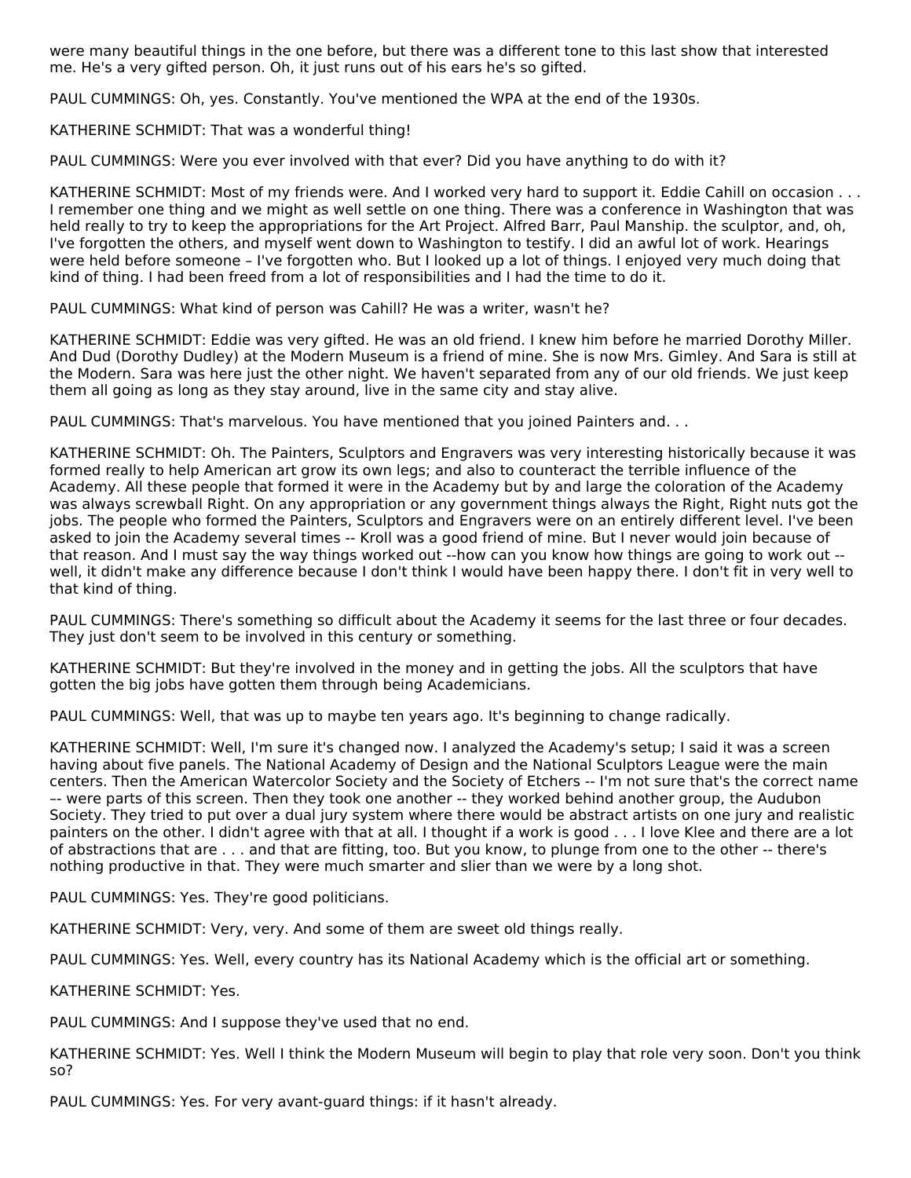were many beautiful things in the one before, but there was a different tone to this last show that interested me. He's a very gifted person. Oh, it just runs out of his ears he's so gifted.

PAUL CUMMINGS: Oh, yes. Constantly. You've mentioned the WPA at the end of the 1930s.

KATHERINE SCHMIDT: That was a wonderful thing!

PAUL CUMMINGS: Were you ever involved with that ever? Did you have anything to do with it?

KATHERINE SCHMIDT: Most of my friends were. And I worked very hard to support it. Eddie Cahill on occasion . . . I remember one thing and we might as well settle on one thing. There was a conference in Washington that was held really to try to keep the appropriations for the Art Project. Alfred Barr, Paul Manship. the sculptor, and, oh, I've forgotten the others, and myself went down to Washington to testify. I did an awful lot of work. Hearings were held before someone – I've forgotten who. But I looked up a lot of things. I enjoyed very much doing that kind of thing. I had been freed from a lot of responsibilities and I had the time to do it.

PAUL CUMMINGS: What kind of person was Cahill? He was a writer, wasn't he?

KATHERINE SCHMIDT: Eddie was very gifted. He was an old friend. I knew him before he married Dorothy Miller. And Dud (Dorothy Dudley) at the Modern Museum is a friend of mine. She is now Mrs. Gimley. And Sara is still at the Modern. Sara was here just the other night. We haven't separated from any of our old friends. We just keep them all going as long as they stay around, live in the same city and stay alive.

PAUL CUMMINGS: That's marvelous. You have mentioned that you joined Painters and. . .

KATHERINE SCHMIDT: Oh. The Painters, Sculptors and Engravers was very interesting historically because it was formed really to help American art grow its own legs; and also to counteract the terrible influence of the Academy. All these people that formed it were in the Academy but by and large the coloration of the Academy was always screwball Right. On any appropriation or any government things always the Right, Right nuts got the jobs. The people who formed the Painters, Sculptors and Engravers were on an entirely different level. I've been asked to join the Academy several times -- Kroll was a good friend of mine. But I never would join because of that reason. And I must say the way things worked out --how can you know how things are going to work out -- well, it didn't make any difference because I don't think I would have been happy there. I don't fit in very well to that kind of thing.

PAUL CUMMINGS: There's something so difficult about the Academy it seems for the last three or four decades. They just don't seem to be involved in this century or something.

KATHERINE SCHMIDT: But they're involved in the money and in getting the jobs. All the sculptors that have gotten the big jobs have gotten them through being Academicians.

PAUL CUMMINGS: Well, that was up to maybe ten years ago. It's beginning to change radically.

KATHERINE SCHMIDT: Well, I'm sure it's changed now. I analyzed the Academy's setup; I said it was a screen having about five panels. The National Academy of Design and the National Sculptors League were the main centers. Then the American Watercolor Society and the Society of Etchers -- I'm not sure that's the correct name –- were parts of this screen. Then they took one another -- they worked behind another group, the Audubon Society. They tried to put over a dual jury system where there would be abstract artists on one jury and realistic painters on the other. I didn't agree with that at all. I thought if a work is good . . . I love Klee and there are a lot of abstractions that are . . . and that are fitting, too. But you know, to plunge from one to the other -- there's nothing productive in that. They were much smarter and slier than we were by a long shot.

PAUL CUMMINGS: Yes. They're good politicians.

KATHERINE SCHMIDT: Very, very. And some of them are sweet old things really.

PAUL CUMMINGS: Yes. Well, every country has its National Academy which is the official art or something.

KATHERINE SCHMIDT: Yes.

PAUL CUMMINGS: And I suppose they've used that no end.

KATHERINE SCHMIDT: Yes. Well I think the Modern Museum will begin to play that role very soon. Don't you think so?

PAUL CUMMINGS: Yes. For very avant-guard things: if it hasn't already.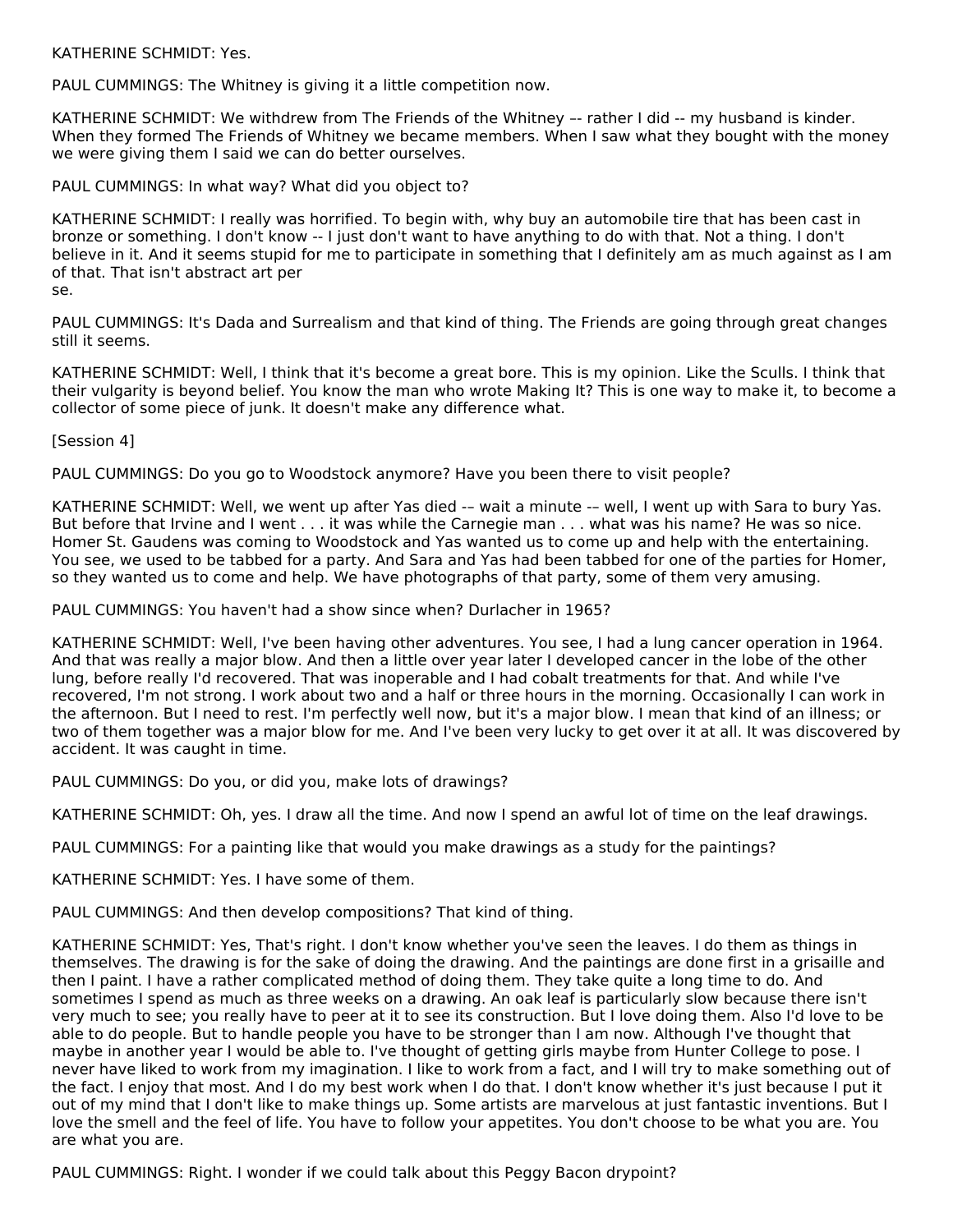KATHERINE SCHMIDT: Yes.

PAUL CUMMINGS: The Whitney is giving it a little competition now.

KATHERINE SCHMIDT: We withdrew from The Friends of the Whitney –- rather I did -- my husband is kinder. When they formed The Friends of Whitney we became members. When I saw what they bought with the money we were giving them I said we can do better ourselves.

PAUL CUMMINGS: In what way? What did you object to?

KATHERINE SCHMIDT: I really was horrified. To begin with, why buy an automobile tire that has been cast in bronze or something. I don't know -- I just don't want to have anything to do with that. Not a thing. I don't believe in it. And it seems stupid for me to participate in something that I definitely am as much against as I am of that. That isn't abstract art per se.

PAUL CUMMINGS: It's Dada and Surrealism and that kind of thing. The Friends are going through great changes still it seems.

KATHERINE SCHMIDT: Well, I think that it's become a great bore. This is my opinion. Like the Sculls. I think that their vulgarity is beyond belief. You know the man who wrote Making It? This is one way to make it, to become a collector of some piece of junk. It doesn't make any difference what.

[Session 4]

PAUL CUMMINGS: Do you go to Woodstock anymore? Have you been there to visit people?

KATHERINE SCHMIDT: Well, we went up after Yas died –- wait a minute –- well, I went up with Sara to bury Yas. But before that Irvine and I went . . . it was while the Carnegie man . . . what was his name? He was so nice. Homer St. Gaudens was coming to Woodstock and Yas wanted us to come up and help with the entertaining. You see, we used to be tabbed for a party. And Sara and Yas had been tabbed for one of the parties for Homer, so they wanted us to come and help. We have photographs of that party, some of them very amusing.

PAUL CUMMINGS: You haven't had a show since when? Durlacher in 1965?

KATHERINE SCHMIDT: Well, I've been having other adventures. You see, I had a lung cancer operation in 1964. And that was really a major blow. And then a little over year later I developed cancer in the lobe of the other lung, before really I'd recovered. That was inoperable and I had cobalt treatments for that. And while I've recovered, I'm not strong. I work about two and a half or three hours in the morning. Occasionally I can work in the afternoon. But I need to rest. I'm perfectly well now, but it's a major blow. I mean that kind of an illness; or two of them together was a major blow for me. And I've been very lucky to get over it at all. It was discovered by accident. It was caught in time.

PAUL CUMMINGS: Do you, or did you, make lots of drawings?

KATHERINE SCHMIDT: Oh, yes. I draw all the time. And now I spend an awful lot of time on the leaf drawings.

PAUL CUMMINGS: For a painting like that would you make drawings as a study for the paintings?

KATHERINE SCHMIDT: Yes. I have some of them.

PAUL CUMMINGS: And then develop compositions? That kind of thing.

KATHERINE SCHMIDT: Yes, That's right. I don't know whether you've seen the leaves. I do them as things in themselves. The drawing is for the sake of doing the drawing. And the paintings are done first in a grisaille and then I paint. I have a rather complicated method of doing them. They take quite a long time to do. And sometimes I spend as much as three weeks on a drawing. An oak leaf is particularly slow because there isn't very much to see; you really have to peer at it to see its construction. But I love doing them. Also I'd love to be able to do people. But to handle people you have to be stronger than I am now. Although I've thought that maybe in another year I would be able to. I've thought of getting girls maybe from Hunter College to pose. I never have liked to work from my imagination. I like to work from a fact, and I will try to make something out of the fact. I enjoy that most. And I do my best work when I do that. I don't know whether it's just because I put it out of my mind that I don't like to make things up. Some artists are marvelous at just fantastic inventions. But I love the smell and the feel of life. You have to follow your appetites. You don't choose to be what you are. You are what you are.

PAUL CUMMINGS: Right. I wonder if we could talk about this Peggy Bacon drypoint?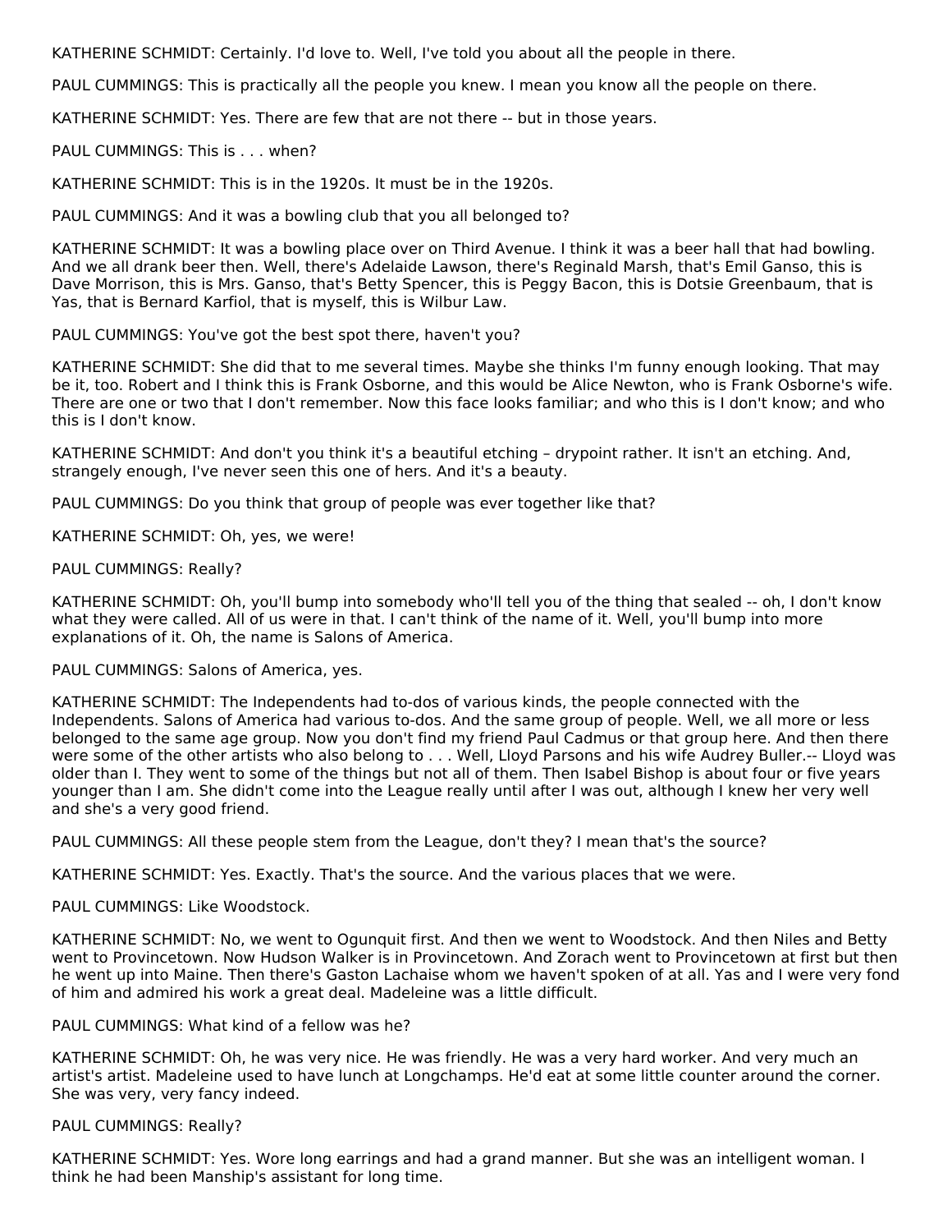KATHERINE SCHMIDT: Certainly. I'd love to. Well, I've told you about all the people in there.

PAUL CUMMINGS: This is practically all the people you knew. I mean you know all the people on there.

KATHERINE SCHMIDT: Yes. There are few that are not there -- but in those years.

PAUL CUMMINGS: This is . . . when?

KATHERINE SCHMIDT: This is in the 1920s. It must be in the 1920s.

PAUL CUMMINGS: And it was a bowling club that you all belonged to?

KATHERINE SCHMIDT: It was a bowling place over on Third Avenue. I think it was a beer hall that had bowling. And we all drank beer then. Well, there's Adelaide Lawson, there's Reginald Marsh, that's Emil Ganso, this is Dave Morrison, this is Mrs. Ganso, that's Betty Spencer, this is Peggy Bacon, this is Dotsie Greenbaum, that is Yas, that is Bernard Karfiol, that is myself, this is Wilbur Law.

PAUL CUMMINGS: You've got the best spot there, haven't you?

KATHERINE SCHMIDT: She did that to me several times. Maybe she thinks I'm funny enough looking. That may be it, too. Robert and I think this is Frank Osborne, and this would be Alice Newton, who is Frank Osborne's wife. There are one or two that I don't remember. Now this face looks familiar; and who this is I don't know; and who this is I don't know.

KATHERINE SCHMIDT: And don't you think it's a beautiful etching – drypoint rather. It isn't an etching. And, strangely enough, I've never seen this one of hers. And it's a beauty.

PAUL CUMMINGS: Do you think that group of people was ever together like that?

KATHERINE SCHMIDT: Oh, yes, we were!

PAUL CUMMINGS: Really?

KATHERINE SCHMIDT: Oh, you'll bump into somebody who'll tell you of the thing that sealed -- oh, I don't know what they were called. All of us were in that. I can't think of the name of it. Well, you'll bump into more explanations of it. Oh, the name is Salons of America.

PAUL CUMMINGS: Salons of America, yes.

KATHERINE SCHMIDT: The Independents had to-dos of various kinds, the people connected with the Independents. Salons of America had various to-dos. And the same group of people. Well, we all more or less belonged to the same age group. Now you don't find my friend Paul Cadmus or that group here. And then there were some of the other artists who also belong to . . . Well, Lloyd Parsons and his wife Audrey Buller.-- Lloyd was older than I. They went to some of the things but not all of them. Then Isabel Bishop is about four or five years younger than I am. She didn't come into the League really until after I was out, although I knew her very well and she's a very good friend.

PAUL CUMMINGS: All these people stem from the League, don't they? I mean that's the source?

KATHERINE SCHMIDT: Yes. Exactly. That's the source. And the various places that we were.

PAUL CUMMINGS: Like Woodstock.

KATHERINE SCHMIDT: No, we went to Ogunquit first. And then we went to Woodstock. And then Niles and Betty went to Provincetown. Now Hudson Walker is in Provincetown. And Zorach went to Provincetown at first but then he went up into Maine. Then there's Gaston Lachaise whom we haven't spoken of at all. Yas and I were very fond of him and admired his work a great deal. Madeleine was a little difficult.

PAUL CUMMINGS: What kind of a fellow was he?

KATHERINE SCHMIDT: Oh, he was very nice. He was friendly. He was a very hard worker. And very much an artist's artist. Madeleine used to have lunch at Longchamps. He'd eat at some little counter around the corner. She was very, very fancy indeed.

PAUL CUMMINGS: Really?

KATHERINE SCHMIDT: Yes. Wore long earrings and had a grand manner. But she was an intelligent woman. I think he had been Manship's assistant for long time.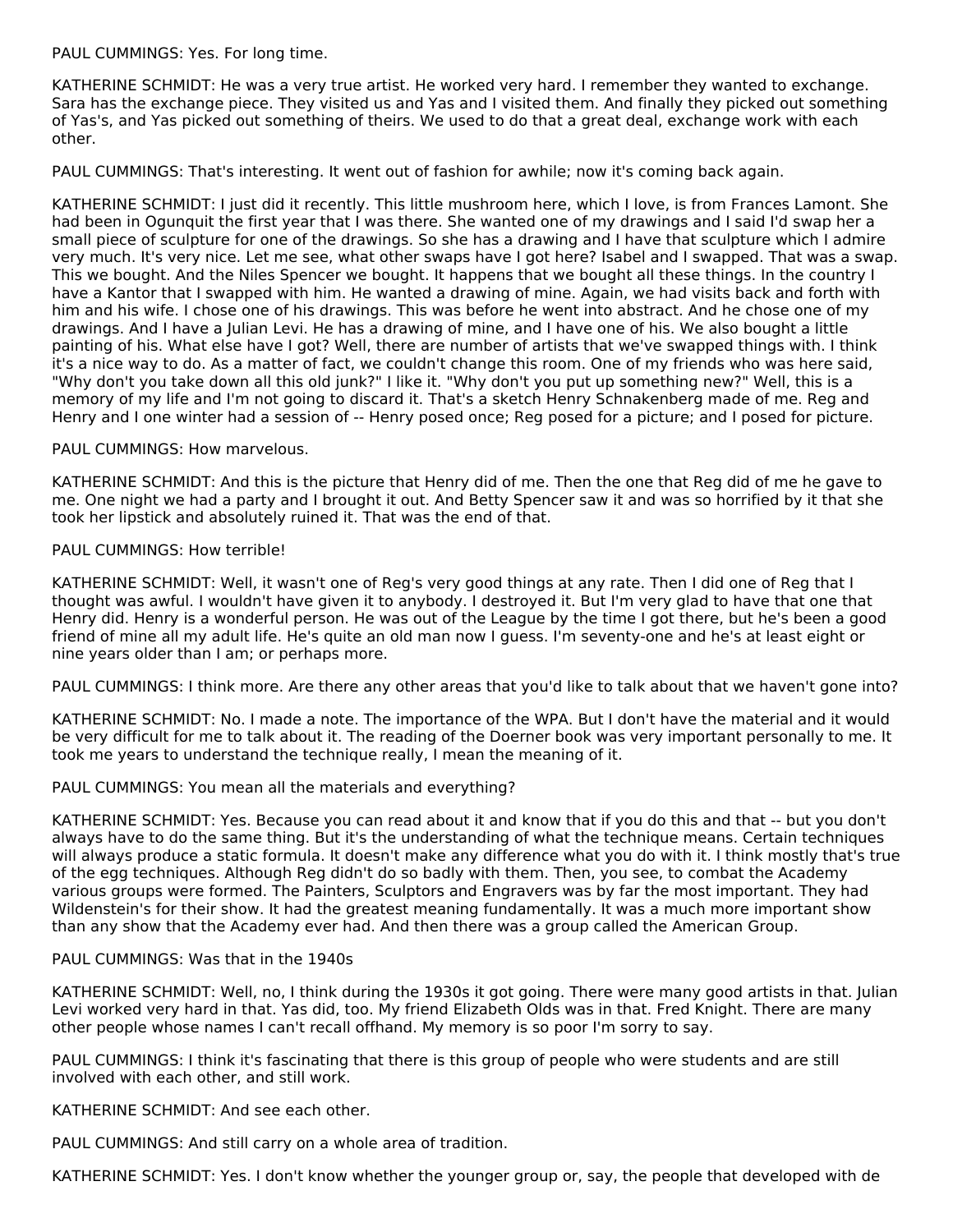PAUL CUMMINGS: Yes. For long time.

KATHERINE SCHMIDT: He was a very true artist. He worked very hard. I remember they wanted to exchange. Sara has the exchange piece. They visited us and Yas and I visited them. And finally they picked out something of Yas's, and Yas picked out something of theirs. We used to do that a great deal, exchange work with each other.

PAUL CUMMINGS: That's interesting. It went out of fashion for awhile; now it's coming back again.

KATHERINE SCHMIDT: I just did it recently. This little mushroom here, which I love, is from Frances Lamont. She had been in Ogunquit the first year that I was there. She wanted one of my drawings and I said I'd swap her a small piece of sculpture for one of the drawings. So she has a drawing and I have that sculpture which I admire very much. It's very nice. Let me see, what other swaps have I got here? Isabel and I swapped. That was a swap. This we bought. And the Niles Spencer we bought. It happens that we bought all these things. In the country I have a Kantor that I swapped with him. He wanted a drawing of mine. Again, we had visits back and forth with him and his wife. I chose one of his drawings. This was before he went into abstract. And he chose one of my drawings. And I have a Julian Levi. He has a drawing of mine, and I have one of his. We also bought a little painting of his. What else have I got? Well, there are number of artists that we've swapped things with. I think it's a nice way to do. As a matter of fact, we couldn't change this room. One of my friends who was here said, "Why don't you take down all this old junk?" I like it. "Why don't you put up something new?" Well, this is a memory of my life and I'm not going to discard it. That's a sketch Henry Schnakenberg made of me. Reg and Henry and I one winter had a session of -- Henry posed once; Reg posed for a picture; and I posed for picture.

PAUL CUMMINGS: How marvelous.

KATHERINE SCHMIDT: And this is the picture that Henry did of me. Then the one that Reg did of me he gave to me. One night we had a party and I brought it out. And Betty Spencer saw it and was so horrified by it that she took her lipstick and absolutely ruined it. That was the end of that.

PAUL CUMMINGS: How terrible!

KATHERINE SCHMIDT: Well, it wasn't one of Reg's very good things at any rate. Then I did one of Reg that I thought was awful. I wouldn't have given it to anybody. I destroyed it. But I'm very glad to have that one that Henry did. Henry is a wonderful person. He was out of the League by the time I got there, but he's been a good friend of mine all my adult life. He's quite an old man now I guess. I'm seventy-one and he's at least eight or nine years older than I am; or perhaps more.

PAUL CUMMINGS: I think more. Are there any other areas that you'd like to talk about that we haven't gone into?

KATHERINE SCHMIDT: No. I made a note. The importance of the WPA. But I don't have the material and it would be very difficult for me to talk about it. The reading of the Doerner book was very important personally to me. It took me years to understand the technique really, I mean the meaning of it.

PAUL CUMMINGS: You mean all the materials and everything?

KATHERINE SCHMIDT: Yes. Because you can read about it and know that if you do this and that -- but you don't always have to do the same thing. But it's the understanding of what the technique means. Certain techniques will always produce a static formula. It doesn't make any difference what you do with it. I think mostly that's true of the egg techniques. Although Reg didn't do so badly with them. Then, you see, to combat the Academy various groups were formed. The Painters, Sculptors and Engravers was by far the most important. They had Wildenstein's for their show. It had the greatest meaning fundamentally. It was a much more important show than any show that the Academy ever had. And then there was a group called the American Group.

PAUL CUMMINGS: Was that in the 1940s

KATHERINE SCHMIDT: Well, no, I think during the 1930s it got going. There were many good artists in that. Julian Levi worked very hard in that. Yas did, too. My friend Elizabeth Olds was in that. Fred Knight. There are many other people whose names I can't recall offhand. My memory is so poor I'm sorry to say.

PAUL CUMMINGS: I think it's fascinating that there is this group of people who were students and are still involved with each other, and still work.

KATHERINE SCHMIDT: And see each other.

PAUL CUMMINGS: And still carry on a whole area of tradition.

KATHERINE SCHMIDT: Yes. I don't know whether the younger group or, say, the people that developed with de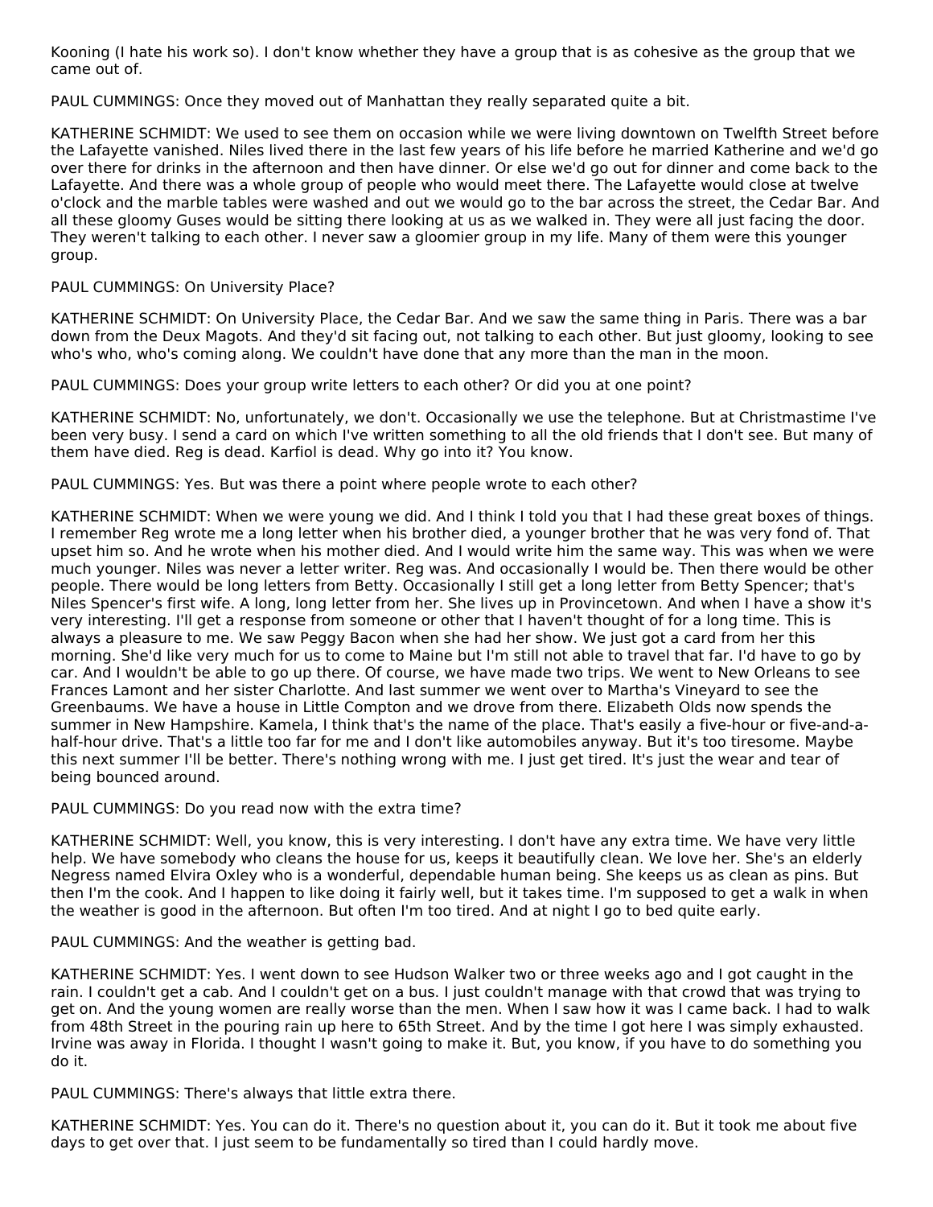Kooning (I hate his work so). I don't know whether they have a group that is as cohesive as the group that we came out of.

PAUL CUMMINGS: Once they moved out of Manhattan they really separated quite a bit.

KATHERINE SCHMIDT: We used to see them on occasion while we were living downtown on Twelfth Street before the Lafayette vanished. Niles lived there in the last few years of his life before he married Katherine and we'd go over there for drinks in the afternoon and then have dinner. Or else we'd go out for dinner and come back to the Lafayette. And there was a whole group of people who would meet there. The Lafayette would close at twelve o'clock and the marble tables were washed and out we would go to the bar across the street, the Cedar Bar. And all these gloomy Guses would be sitting there looking at us as we walked in. They were all just facing the door. They weren't talking to each other. I never saw a gloomier group in my life. Many of them were this younger group.

PAUL CUMMINGS: On University Place?

KATHERINE SCHMIDT: On University Place, the Cedar Bar. And we saw the same thing in Paris. There was a bar down from the Deux Magots. And they'd sit facing out, not talking to each other. But just gloomy, looking to see who's who, who's coming along. We couldn't have done that any more than the man in the moon.

PAUL CUMMINGS: Does your group write letters to each other? Or did you at one point?

KATHERINE SCHMIDT: No, unfortunately, we don't. Occasionally we use the telephone. But at Christmastime I've been very busy. I send a card on which I've written something to all the old friends that I don't see. But many of them have died. Reg is dead. Karfiol is dead. Why go into it? You know.

PAUL CUMMINGS: Yes. But was there a point where people wrote to each other?

KATHERINE SCHMIDT: When we were young we did. And I think I told you that I had these great boxes of things. I remember Reg wrote me a long letter when his brother died, a younger brother that he was very fond of. That upset him so. And he wrote when his mother died. And I would write him the same way. This was when we were much younger. Niles was never a letter writer. Reg was. And occasionally I would be. Then there would be other people. There would be long letters from Betty. Occasionally I still get a long letter from Betty Spencer; that's Niles Spencer's first wife. A long, long letter from her. She lives up in Provincetown. And when I have a show it's very interesting. I'll get a response from someone or other that I haven't thought of for a long time. This is always a pleasure to me. We saw Peggy Bacon when she had her show. We just got a card from her this morning. She'd like very much for us to come to Maine but I'm still not able to travel that far. I'd have to go by car. And I wouldn't be able to go up there. Of course, we have made two trips. We went to New Orleans to see Frances Lamont and her sister Charlotte. And last summer we went over to Martha's Vineyard to see the Greenbaums. We have a house in Little Compton and we drove from there. Elizabeth Olds now spends the summer in New Hampshire. Kamela, I think that's the name of the place. That's easily a five-hour or five-and-a-half-hour drive. That's a little too far for me and I don't like automobiles anyway. But it's too tiresome. Maybe this next summer I'll be better. There's nothing wrong with me. I just get tired. It's just the wear and tear of being bounced around.

PAUL CUMMINGS: Do you read now with the extra time?

KATHERINE SCHMIDT: Well, you know, this is very interesting. I don't have any extra time. We have very little help. We have somebody who cleans the house for us, keeps it beautifully clean. We love her. She's an elderly Negress named Elvira Oxley who is a wonderful, dependable human being. She keeps us as clean as pins. But then I'm the cook. And I happen to like doing it fairly well, but it takes time. I'm supposed to get a walk in when the weather is good in the afternoon. But often I'm too tired. And at night I go to bed quite early.

PAUL CUMMINGS: And the weather is getting bad.

KATHERINE SCHMIDT: Yes. I went down to see Hudson Walker two or three weeks ago and I got caught in the rain. I couldn't get a cab. And I couldn't get on a bus. I just couldn't manage with that crowd that was trying to get on. And the young women are really worse than the men. When I saw how it was I came back. I had to walk from 48th Street in the pouring rain up here to 65th Street. And by the time I got here I was simply exhausted. Irvine was away in Florida. I thought I wasn't going to make it. But, you know, if you have to do something you do it.

PAUL CUMMINGS: There's always that little extra there.

KATHERINE SCHMIDT: Yes. You can do it. There's no question about it, you can do it. But it took me about five days to get over that. I just seem to be fundamentally so tired than I could hardly move.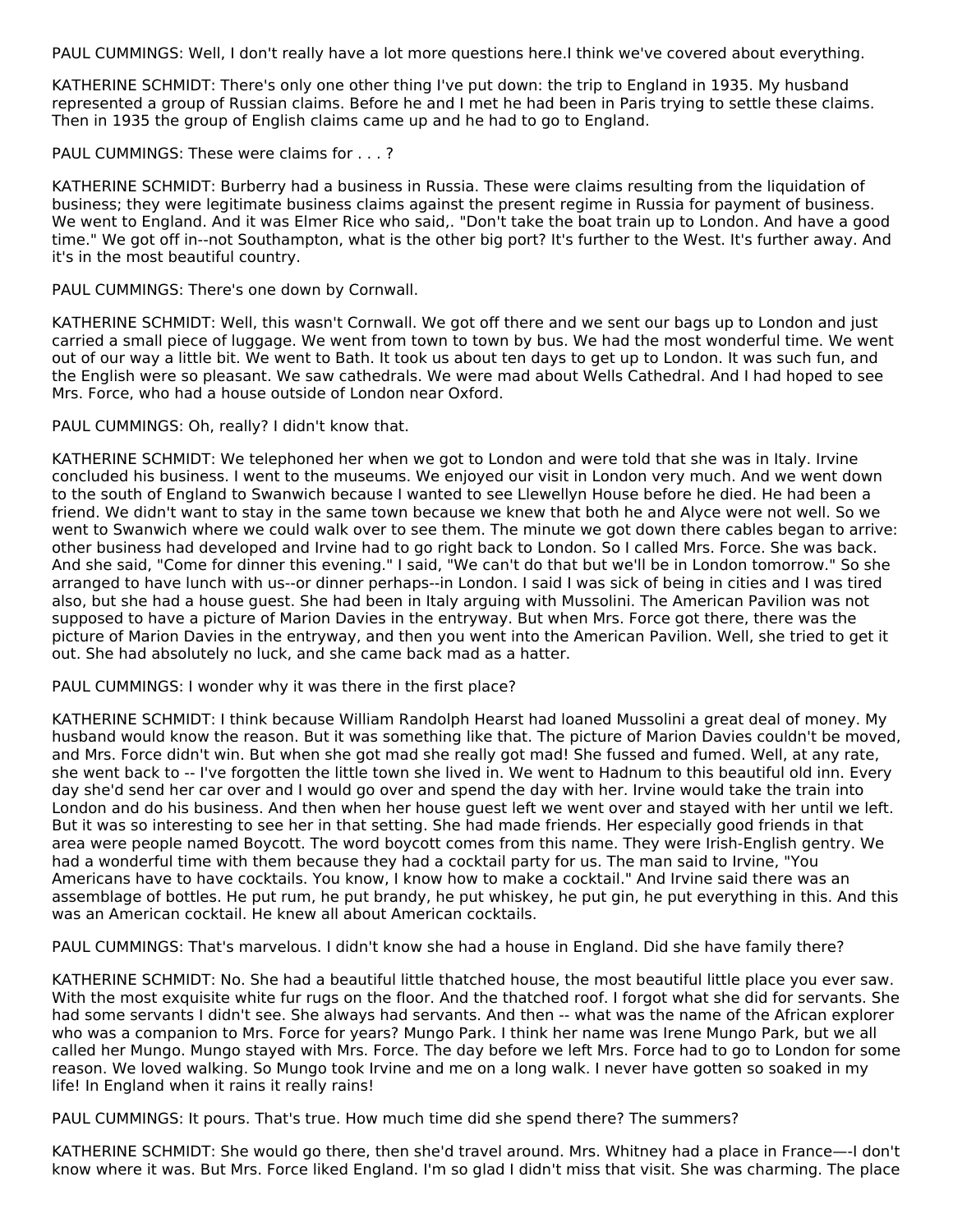PAUL CUMMINGS: Well, I don't really have a lot more questions here.I think we've covered about everything.

KATHERINE SCHMIDT: There's only one other thing I've put down: the trip to England in 1935. My husband represented a group of Russian claims. Before he and I met he had been in Paris trying to settle these claims. Then in 1935 the group of English claims came up and he had to go to England.

PAUL CUMMINGS: These were claims for . . . ?

KATHERINE SCHMIDT: Burberry had a business in Russia. These were claims resulting from the liquidation of business; they were legitimate business claims against the present regime in Russia for payment of business. We went to England. And it was Elmer Rice who said,. "Don't take the boat train up to London. And have a good time." We got off in--not Southampton, what is the other big port? It's further to the West. It's further away. And it's in the most beautiful country.

PAUL CUMMINGS: There's one down by Cornwall.

KATHERINE SCHMIDT: Well, this wasn't Cornwall. We got off there and we sent our bags up to London and just carried a small piece of luggage. We went from town to town by bus. We had the most wonderful time. We went out of our way a little bit. We went to Bath. It took us about ten days to get up to London. It was such fun, and the English were so pleasant. We saw cathedrals. We were mad about Wells Cathedral. And I had hoped to see Mrs. Force, who had a house outside of London near Oxford.

PAUL CUMMINGS: Oh, really? I didn't know that.

KATHERINE SCHMIDT: We telephoned her when we got to London and were told that she was in Italy. Irvine concluded his business. I went to the museums. We enjoyed our visit in London very much. And we went down to the south of England to Swanwich because I wanted to see Llewellyn House before he died. He had been a friend. We didn't want to stay in the same town because we knew that both he and Alyce were not well. So we went to Swanwich where we could walk over to see them. The minute we got down there cables began to arrive: other business had developed and Irvine had to go right back to London. So I called Mrs. Force. She was back. And she said, "Come for dinner this evening." I said, "We can't do that but we'll be in London tomorrow." So she arranged to have lunch with us--or dinner perhaps--in London. I said I was sick of being in cities and I was tired also, but she had a house guest. She had been in Italy arguing with Mussolini. The American Pavilion was not supposed to have a picture of Marion Davies in the entryway. But when Mrs. Force got there, there was the picture of Marion Davies in the entryway, and then you went into the American Pavilion. Well, she tried to get it out. She had absolutely no luck, and she came back mad as a hatter.

PAUL CUMMINGS: I wonder why it was there in the first place?

KATHERINE SCHMIDT: I think because William Randolph Hearst had loaned Mussolini a great deal of money. My husband would know the reason. But it was something like that. The picture of Marion Davies couldn't be moved, and Mrs. Force didn't win. But when she got mad she really got mad! She fussed and fumed. Well, at any rate, she went back to -- I've forgotten the little town she lived in. We went to Hadnum to this beautiful old inn. Every day she'd send her car over and I would go over and spend the day with her. Irvine would take the train into London and do his business. And then when her house guest left we went over and stayed with her until we left. But it was so interesting to see her in that setting. She had made friends. Her especially good friends in that area were people named Boycott. The word boycott comes from this name. They were Irish-English gentry. We had a wonderful time with them because they had a cocktail party for us. The man said to Irvine, "You Americans have to have cocktails. You know, I know how to make a cocktail." And Irvine said there was an assemblage of bottles. He put rum, he put brandy, he put whiskey, he put gin, he put everything in this. And this was an American cocktail. He knew all about American cocktails.

PAUL CUMMINGS: That's marvelous. I didn't know she had a house in England. Did she have family there?

KATHERINE SCHMIDT: No. She had a beautiful little thatched house, the most beautiful little place you ever saw. With the most exquisite white fur rugs on the floor. And the thatched roof. I forgot what she did for servants. She had some servants I didn't see. She always had servants. And then -- what was the name of the African explorer who was a companion to Mrs. Force for years? Mungo Park. I think her name was Irene Mungo Park, but we all called her Mungo. Mungo stayed with Mrs. Force. The day before we left Mrs. Force had to go to London for some reason. We loved walking. So Mungo took Irvine and me on a long walk. I never have gotten so soaked in my life! In England when it rains it really rains!

PAUL CUMMINGS: It pours. That's true. How much time did she spend there? The summers?

KATHERINE SCHMIDT: She would go there, then she'd travel around. Mrs. Whitney had a place in France—-I don't know where it was. But Mrs. Force liked England. I'm so glad I didn't miss that visit. She was charming. The place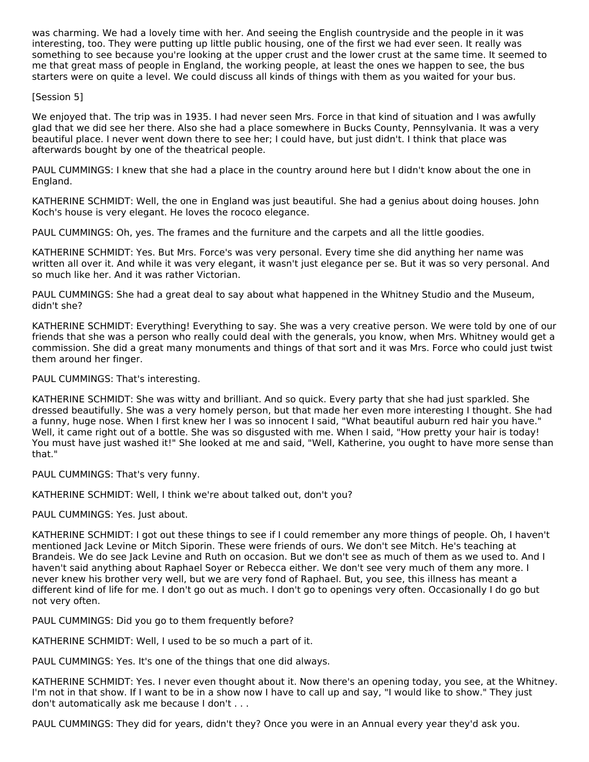was charming. We had a lovely time with her. And seeing the English countryside and the people in it was interesting, too. They were putting up little public housing, one of the first we had ever seen. It really was something to see because you're looking at the upper crust and the lower crust at the same time. It seemed to me that great mass of people in England, the working people, at least the ones we happen to see, the bus starters were on quite a level. We could discuss all kinds of things with them as you waited for your bus.

[Session 5]

We enjoyed that. The trip was in 1935. I had never seen Mrs. Force in that kind of situation and I was awfully glad that we did see her there. Also she had a place somewhere in Bucks County, Pennsylvania. It was a very beautiful place. I never went down there to see her; I could have, but just didn't. I think that place was afterwards bought by one of the theatrical people.

PAUL CUMMINGS: I knew that she had a place in the country around here but I didn't know about the one in England.

KATHERINE SCHMIDT: Well, the one in England was just beautiful. She had a genius about doing houses. John Koch's house is very elegant. He loves the rococo elegance.

PAUL CUMMINGS: Oh, yes. The frames and the furniture and the carpets and all the little goodies.

KATHERINE SCHMIDT: Yes. But Mrs. Force's was very personal. Every time she did anything her name was written all over it. And while it was very elegant, it wasn't just elegance per se. But it was so very personal. And so much like her. And it was rather Victorian.

PAUL CUMMINGS: She had a great deal to say about what happened in the Whitney Studio and the Museum, didn't she?

KATHERINE SCHMIDT: Everything! Everything to say. She was a very creative person. We were told by one of our friends that she was a person who really could deal with the generals, you know, when Mrs. Whitney would get a commission. She did a great many monuments and things of that sort and it was Mrs. Force who could just twist them around her finger.

PAUL CUMMINGS: That's interesting.

KATHERINE SCHMIDT: She was witty and brilliant. And so quick. Every party that she had just sparkled. She dressed beautifully. She was a very homely person, but that made her even more interesting I thought. She had a funny, huge nose. When I first knew her I was so innocent I said, "What beautiful auburn red hair you have." Well, it came right out of a bottle. She was so disgusted with me. When I said, "How pretty your hair is today! You must have just washed it!" She looked at me and said, "Well, Katherine, you ought to have more sense than that."

PAUL CUMMINGS: That's very funny.

KATHERINE SCHMIDT: Well, I think we're about talked out, don't you?

PAUL CUMMINGS: Yes. Just about.

KATHERINE SCHMIDT: I got out these things to see if I could remember any more things of people. Oh, I haven't mentioned Jack Levine or Mitch Siporin. These were friends of ours. We don't see Mitch. He's teaching at Brandeis. We do see Jack Levine and Ruth on occasion. But we don't see as much of them as we used to. And I haven't said anything about Raphael Soyer or Rebecca either. We don't see very much of them any more. I never knew his brother very well, but we are very fond of Raphael. But, you see, this illness has meant a different kind of life for me. I don't go out as much. I don't go to openings very often. Occasionally I do go but not very often.

PAUL CUMMINGS: Did you go to them frequently before?

KATHERINE SCHMIDT: Well, I used to be so much a part of it.

PAUL CUMMINGS: Yes. It's one of the things that one did always.

KATHERINE SCHMIDT: Yes. I never even thought about it. Now there's an opening today, you see, at the Whitney. I'm not in that show. If I want to be in a show now I have to call up and say, "I would like to show." They just don't automatically ask me because I don't . . .

PAUL CUMMINGS: They did for years, didn't they? Once you were in an Annual every year they'd ask you.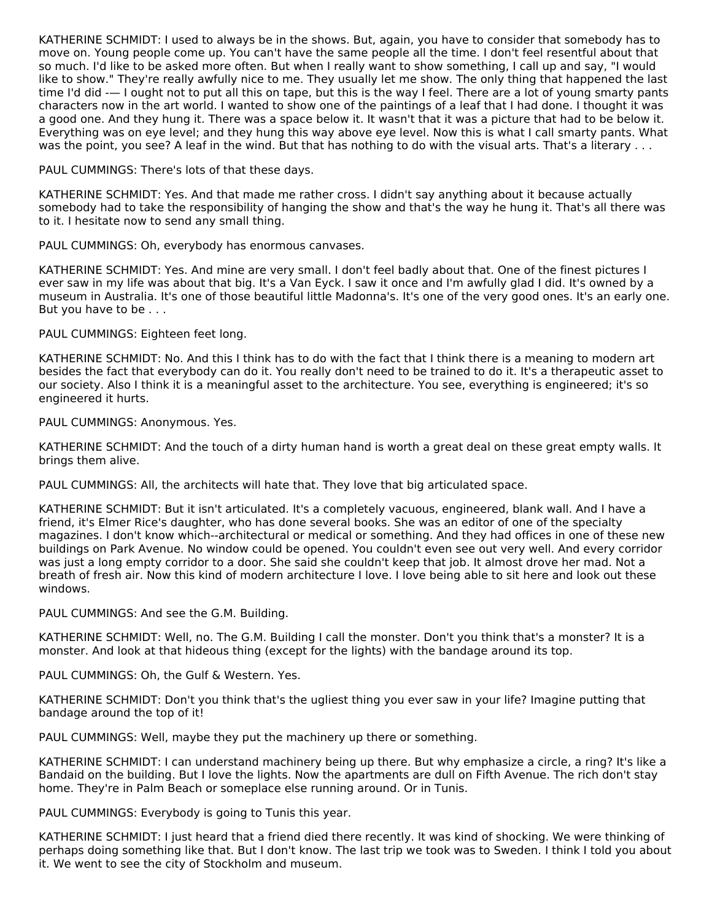KATHERINE SCHMIDT: I used to always be in the shows. But, again, you have to consider that somebody has to move on. Young people come up. You can't have the same people all the time. I don't feel resentful about that so much. I'd like to be asked more often. But when I really want to show something, I call up and say, "I would like to show." They're really awfully nice to me. They usually let me show. The only thing that happened the last time I'd did -— I ought not to put all this on tape, but this is the way I feel. There are a lot of young smarty pants characters now in the art world. I wanted to show one of the paintings of a leaf that I had done. I thought it was a good one. And they hung it. There was a space below it. It wasn't that it was a picture that had to be below it. Everything was on eye level; and they hung this way above eye level. Now this is what I call smarty pants. What was the point, you see? A leaf in the wind. But that has nothing to do with the visual arts. That's a literary . . .

PAUL CUMMINGS: There's lots of that these days.

KATHERINE SCHMIDT: Yes. And that made me rather cross. I didn't say anything about it because actually somebody had to take the responsibility of hanging the show and that's the way he hung it. That's all there was to it. I hesitate now to send any small thing.

PAUL CUMMINGS: Oh, everybody has enormous canvases.

KATHERINE SCHMIDT: Yes. And mine are very small. I don't feel badly about that. One of the finest pictures I ever saw in my life was about that big. It's a Van Eyck. I saw it once and I'm awfully glad I did. It's owned by a museum in Australia. It's one of those beautiful little Madonna's. It's one of the very good ones. It's an early one. But you have to be . . .

PAUL CUMMINGS: Eighteen feet long.

KATHERINE SCHMIDT: No. And this I think has to do with the fact that I think there is a meaning to modern art besides the fact that everybody can do it. You really don't need to be trained to do it. It's a therapeutic asset to our society. Also I think it is a meaningful asset to the architecture. You see, everything is engineered; it's so engineered it hurts.

PAUL CUMMINGS: Anonymous. Yes.

KATHERINE SCHMIDT: And the touch of a dirty human hand is worth a great deal on these great empty walls. It brings them alive.

PAUL CUMMINGS: All, the architects will hate that. They love that big articulated space.

KATHERINE SCHMIDT: But it isn't articulated. It's a completely vacuous, engineered, blank wall. And I have a friend, it's Elmer Rice's daughter, who has done several books. She was an editor of one of the specialty magazines. I don't know which--architectural or medical or something. And they had offices in one of these new buildings on Park Avenue. No window could be opened. You couldn't even see out very well. And every corridor was just a long empty corridor to a door. She said she couldn't keep that job. It almost drove her mad. Not a breath of fresh air. Now this kind of modern architecture I love. I love being able to sit here and look out these windows.

PAUL CUMMINGS: And see the G.M. Building.

KATHERINE SCHMIDT: Well, no. The G.M. Building I call the monster. Don't you think that's a monster? It is a monster. And look at that hideous thing (except for the lights) with the bandage around its top.

PAUL CUMMINGS: Oh, the Gulf & Western. Yes.

KATHERINE SCHMIDT: Don't you think that's the ugliest thing you ever saw in your life? Imagine putting that bandage around the top of it!

PAUL CUMMINGS: Well, maybe they put the machinery up there or something.

KATHERINE SCHMIDT: I can understand machinery being up there. But why emphasize a circle, a ring? It's like a Bandaid on the building. But I love the lights. Now the apartments are dull on Fifth Avenue. The rich don't stay home. They're in Palm Beach or someplace else running around. Or in Tunis.

PAUL CUMMINGS: Everybody is going to Tunis this year.

KATHERINE SCHMIDT: I just heard that a friend died there recently. It was kind of shocking. We were thinking of perhaps doing something like that. But I don't know. The last trip we took was to Sweden. I think I told you about it. We went to see the city of Stockholm and museum.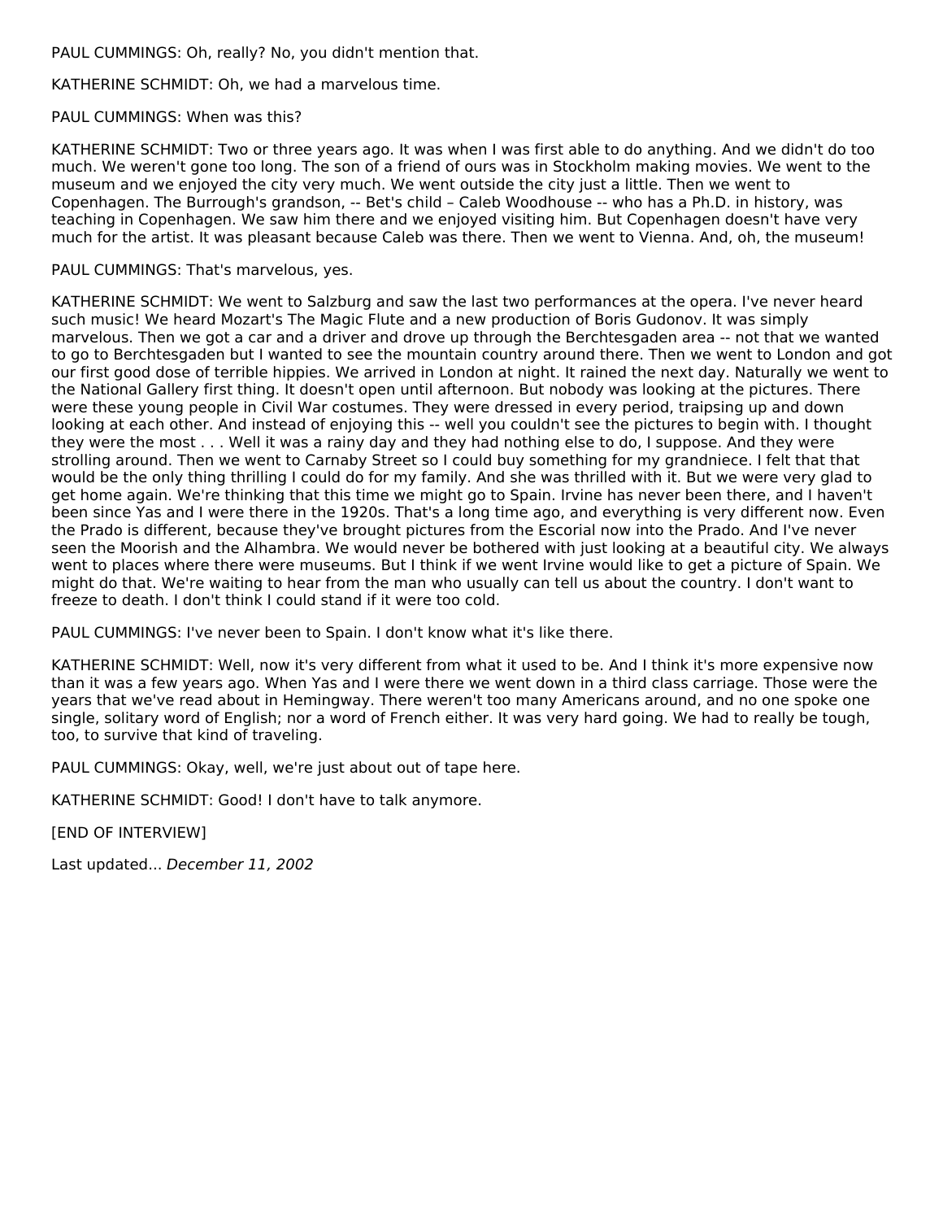PAUL CUMMINGS: Oh, really? No, you didn't mention that.

KATHERINE SCHMIDT: Oh, we had a marvelous time.

PAUL CUMMINGS: When was this?

KATHERINE SCHMIDT: Two or three years ago. It was when I was first able to do anything. And we didn't do too much. We weren't gone too long. The son of a friend of ours was in Stockholm making movies. We went to the museum and we enjoyed the city very much. We went outside the city just a little. Then we went to Copenhagen. The Burrough's grandson, -- Bet's child – Caleb Woodhouse -- who has a Ph.D. in history, was teaching in Copenhagen. We saw him there and we enjoyed visiting him. But Copenhagen doesn't have very much for the artist. It was pleasant because Caleb was there. Then we went to Vienna. And, oh, the museum!

PAUL CUMMINGS: That's marvelous, yes.

KATHERINE SCHMIDT: We went to Salzburg and saw the last two performances at the opera. I've never heard such music! We heard Mozart's The Magic Flute and a new production of Boris Gudonov. It was simply marvelous. Then we got a car and a driver and drove up through the Berchtesgaden area -- not that we wanted to go to Berchtesgaden but I wanted to see the mountain country around there. Then we went to London and got our first good dose of terrible hippies. We arrived in London at night. It rained the next day. Naturally we went to the National Gallery first thing. It doesn't open until afternoon. But nobody was looking at the pictures. There were these young people in Civil War costumes. They were dressed in every period, traipsing up and down looking at each other. And instead of enjoying this -- well you couldn't see the pictures to begin with. I thought they were the most . . . Well it was a rainy day and they had nothing else to do, I suppose. And they were strolling around. Then we went to Carnaby Street so I could buy something for my grandniece. I felt that that would be the only thing thrilling I could do for my family. And she was thrilled with it. But we were very glad to get home again. We're thinking that this time we might go to Spain. Irvine has never been there, and I haven't been since Yas and I were there in the 1920s. That's a long time ago, and everything is very different now. Even the Prado is different, because they've brought pictures from the Escorial now into the Prado. And I've never seen the Moorish and the Alhambra. We would never be bothered with just looking at a beautiful city. We always went to places where there were museums. But I think if we went Irvine would like to get a picture of Spain. We might do that. We're waiting to hear from the man who usually can tell us about the country. I don't want to freeze to death. I don't think I could stand if it were too cold.

PAUL CUMMINGS: I've never been to Spain. I don't know what it's like there.

KATHERINE SCHMIDT: Well, now it's very different from what it used to be. And I think it's more expensive now than it was a few years ago. When Yas and I were there we went down in a third class carriage. Those were the years that we've read about in Hemingway. There weren't too many Americans around, and no one spoke one single, solitary word of English; nor a word of French either. It was very hard going. We had to really be tough, too, to survive that kind of traveling.

PAUL CUMMINGS: Okay, well, we're just about out of tape here.

KATHERINE SCHMIDT: Good! I don't have to talk anymore.

[END OF INTERVIEW]

Last updated... *December 11, 2002*